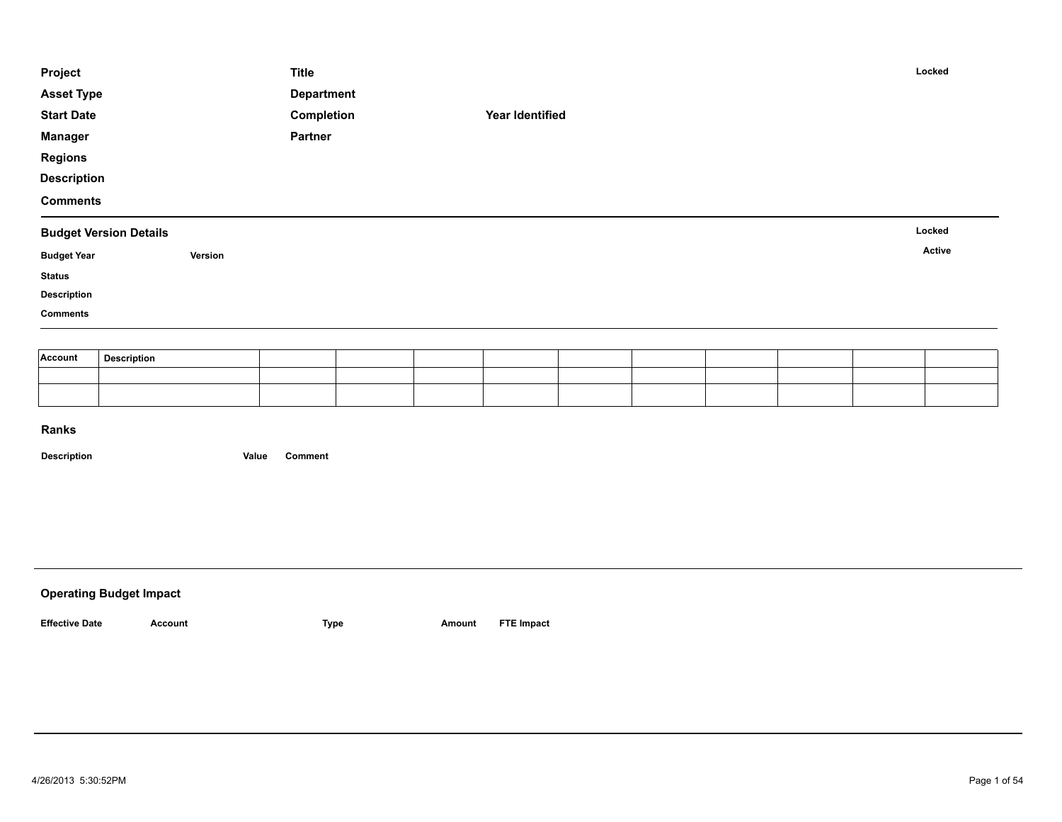| Project | Title | | Locked |
|---|---|---|---|
| Asset Type | Department | | |
| Start Date | Completion | Year Identified | |
| Manager | Partner | | |
| Regions | | | |
| Description | | | |
| Comments | | | |

## Budget Version Details

| Budget Year | Version | Locked |
|---|---|---|
| | | Active |
| Status | | |
| Description | | |
| Comments | | |

| Account | Description | | | | | | | | | | |
|---|---|---|---|---|---|---|---|---|---|---|---|
| | | | | | | | | | | | |
| | | | | | | | | | | | |

## Ranks

| Description | Value | Comment |
|---|---|---|

## Operating Budget Impact

| Effective Date | Account | Type | Amount | FTE Impact |
|---|---|---|---|---|

4/26/2013 5:30:52PM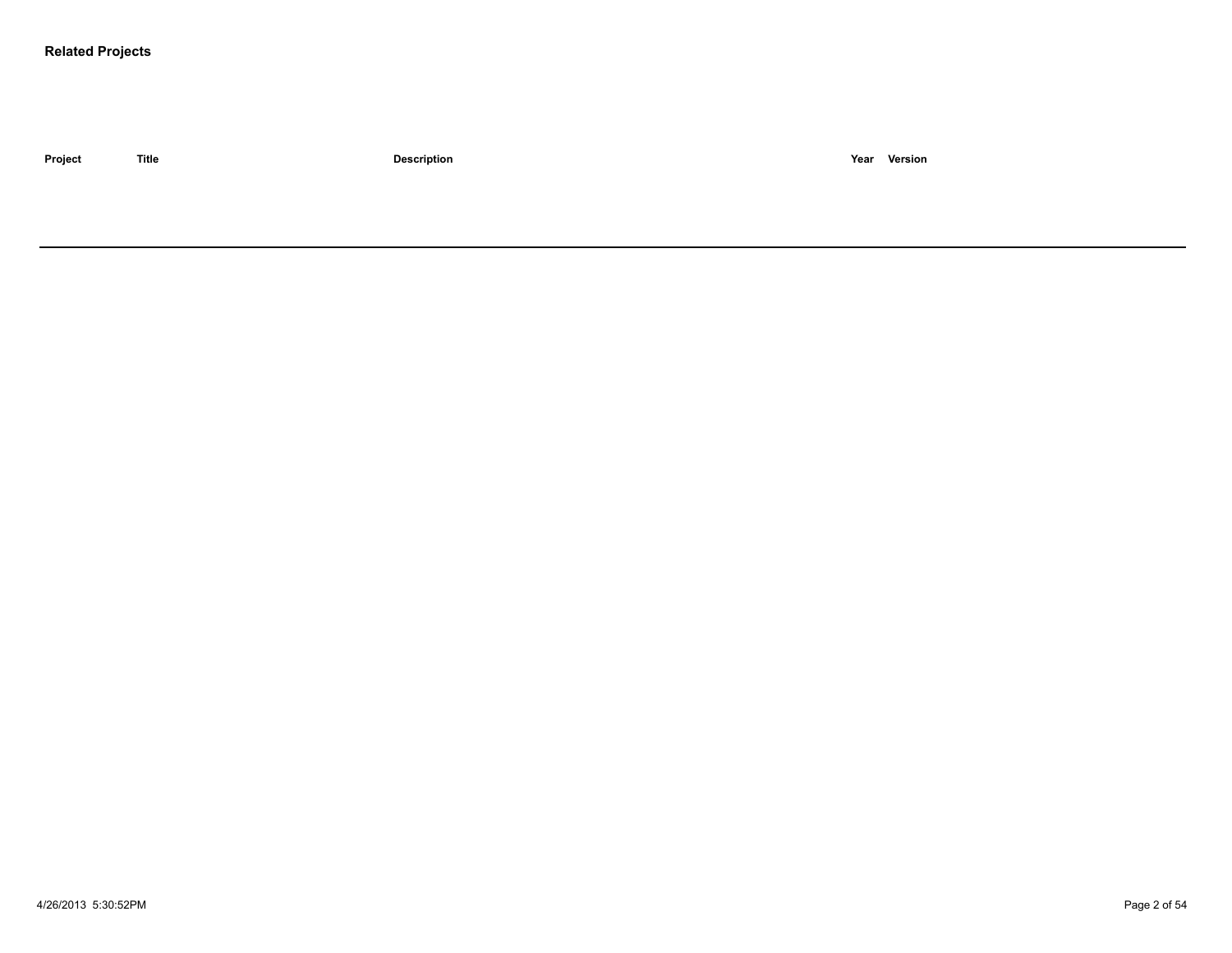### Related Projects

| Project | Title | Description | Year | Version |
| --- | --- | --- | --- | --- |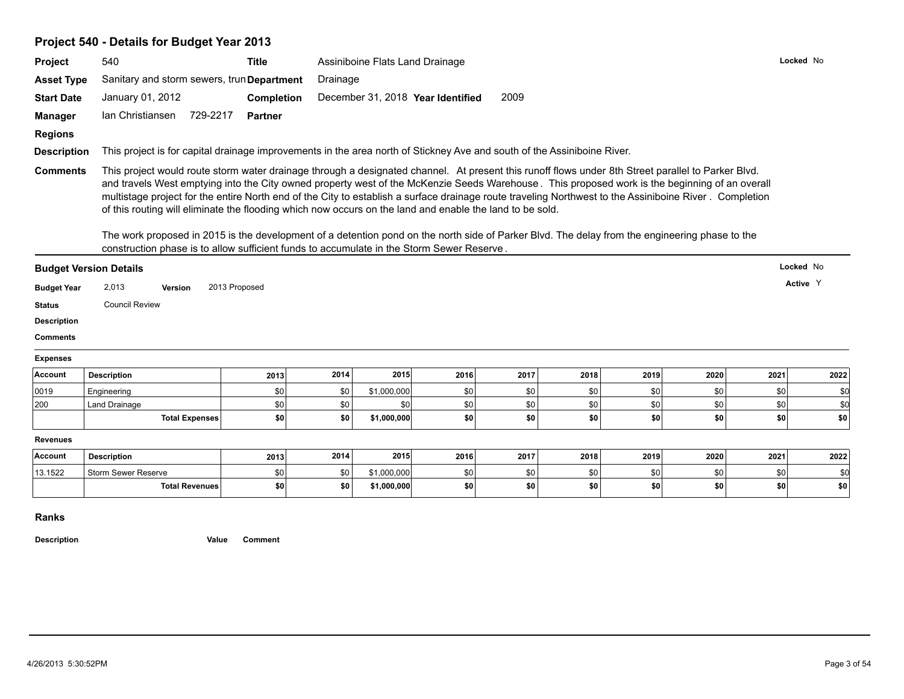## Project 540 - Details for Budget Year 2013

| | | | | | | |
|---|---|---|---|---|---|---|
| **Project** | 540 | **Title** | Assiniboine Flats Land Drainage | | | **Locked** No |
| **Asset Type** | Sanitary and storm sewers, trun | **Department** | Drainage | | | |
| **Start Date** | January 01, 2012 | **Completion** | December 31, 2018 | **Year Identified** | 2009 | |
| **Manager** | Ian Christiansen 729-2217 | **Partner** | | | | |
| **Regions** | | | | | | |

**Description** This project is for capital drainage improvements in the area north of Stickney Ave and south of the Assiniboine River.

**Comments** This project would route storm water drainage through a designated channel. At present this runoff flows under 8th Street parallel to Parker Blvd. and travels West emptying into the City owned property west of the McKenzie Seeds Warehouse . This proposed work is the beginning of an overall multistage project for the entire North end of the City to establish a surface drainage route traveling Northwest to the Assiniboine River . Completion of this routing will eliminate the flooding which now occurs on the land and enable the land to be sold.

The work proposed in 2015 is the development of a detention pond on the north side of Parker Blvd. The delay from the engineering phase to the construction phase is to allow sufficient funds to accumulate in the Storm Sewer Reserve .

### Budget Version Details

**Locked** No

**Active** Y

**Budget Year** 2,013 **Version** 2013 Proposed

**Status** Council Review

**Description**

**Comments**

**Expenses**

| Account | Description | 2013 | 2014 | 2015 | 2016 | 2017 | 2018 | 2019 | 2020 | 2021 | 2022 |
|---|---|---|---|---|---|---|---|---|---|---|---|
| 0019 | Engineering | $0 | $0 | $1,000,000 | $0 | $0 | $0 | $0 | $0 | $0 | $0 |
| 200 | Land Drainage | $0 | $0 | $0 | $0 | $0 | $0 | $0 | $0 | $0 | $0 |
| | **Total Expenses** | **$0** | **$0** | **$1,000,000** | **$0** | **$0** | **$0** | **$0** | **$0** | **$0** | **$0** |

**Revenues**

| Account | Description | 2013 | 2014 | 2015 | 2016 | 2017 | 2018 | 2019 | 2020 | 2021 | 2022 |
|---|---|---|---|---|---|---|---|---|---|---|---|
| 13.1522 | Storm Sewer Reserve | $0 | $0 | $1,000,000 | $0 | $0 | $0 | $0 | $0 | $0 | $0 |
| | **Total Revenues** | **$0** | **$0** | **$1,000,000** | **$0** | **$0** | **$0** | **$0** | **$0** | **$0** | **$0** |

### Ranks

| Description | Value | Comment |
|---|---|---|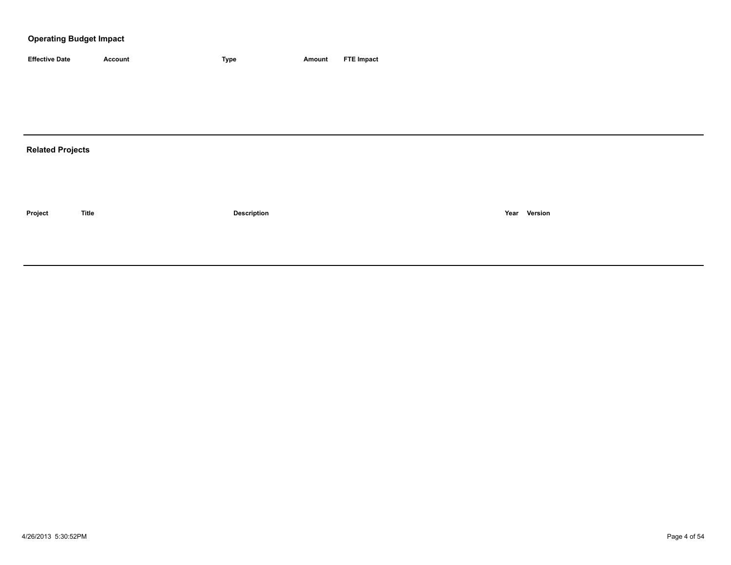## Operating Budget Impact

| Effective Date | Account | Type | Amount | FTE Impact |
| --- | --- | --- | --- | --- |

---

## Related Projects

| Project | Title | Description | Year | Version |
| --- | --- | --- | --- | --- |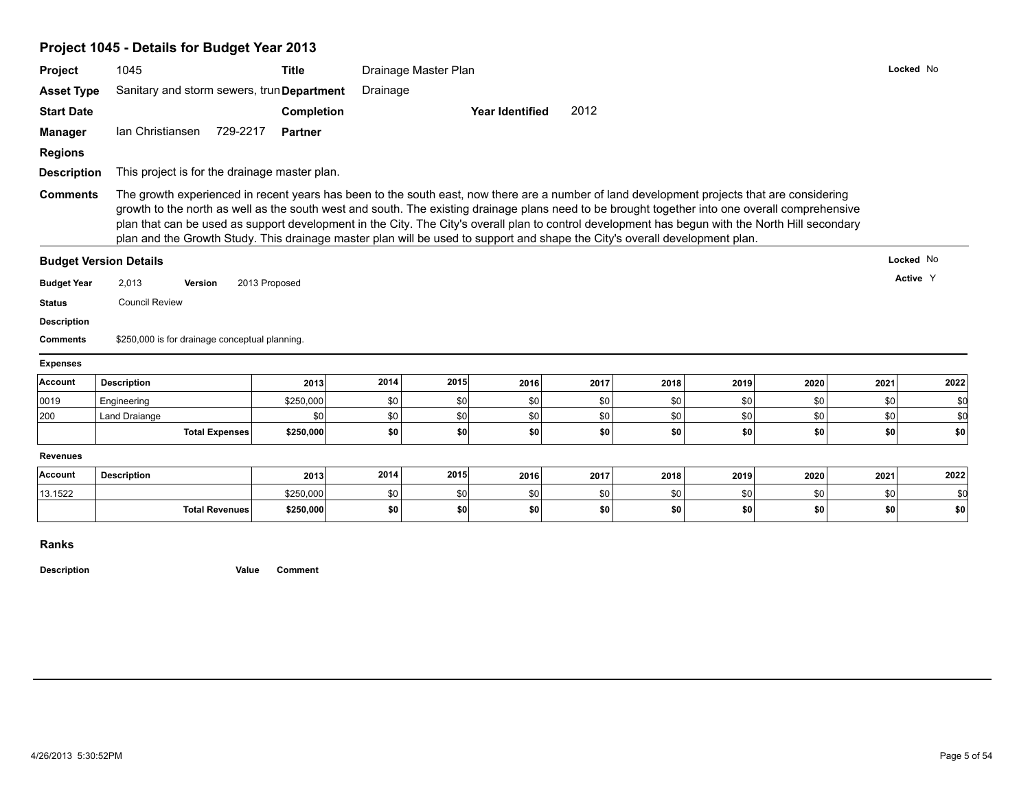## Project 1045 - Details for Budget Year 2013

**Project** 1045 **Title** Drainage Master Plan **Locked** No

**Asset Type** Sanitary and storm sewers, trun **Department** Drainage

**Start Date** **Completion** **Year Identified** 2012

**Manager** Ian Christiansen 729-2217 **Partner**

**Regions**

**Description** This project is for the drainage master plan.

**Comments** The growth experienced in recent years has been to the south east, now there are a number of land development projects that are considering growth to the north as well as the south west and south. The existing drainage plans need to be brought together into one overall comprehensive plan that can be used as support development in the City. The City's overall plan to control development has begun with the North Hill secondary plan and the Growth Study. This drainage master plan will be used to support and shape the City's overall development plan.

### Budget Version Details

**Locked** No

**Active** Y

**Budget Year** 2,013 **Version** 2013 Proposed

**Status** Council Review

**Description**

**Comments** $250,000 is for drainage conceptual planning.

**Expenses**

| Account | Description | 2013 | 2014 | 2015 | 2016 | 2017 | 2018 | 2019 | 2020 | 2021 | 2022 |
|---|---|---|---|---|---|---|---|---|---|---|---|
| 0019 | Engineering | $250,000 | $0 | $0 | $0 | $0 | $0 | $0 | $0 | $0 | $0 |
| 200 | Land Draiange | $0 | $0 | $0 | $0 | $0 | $0 | $0 | $0 | $0 | $0 |
| | **Total Expenses** | **$250,000** | **$0** | **$0** | **$0** | **$0** | **$0** | **$0** | **$0** | **$0** | **$0** |

**Revenues**

| Account | Description | 2013 | 2014 | 2015 | 2016 | 2017 | 2018 | 2019 | 2020 | 2021 | 2022 |
|---|---|---|---|---|---|---|---|---|---|---|---|
| 13.1522 | | $250,000 | $0 | $0 | $0 | $0 | $0 | $0 | $0 | $0 | $0 |
| | **Total Revenues** | **$250,000** | **$0** | **$0** | **$0** | **$0** | **$0** | **$0** | **$0** | **$0** | **$0** |

### Ranks

| Description | Value | Comment |
|---|---|---|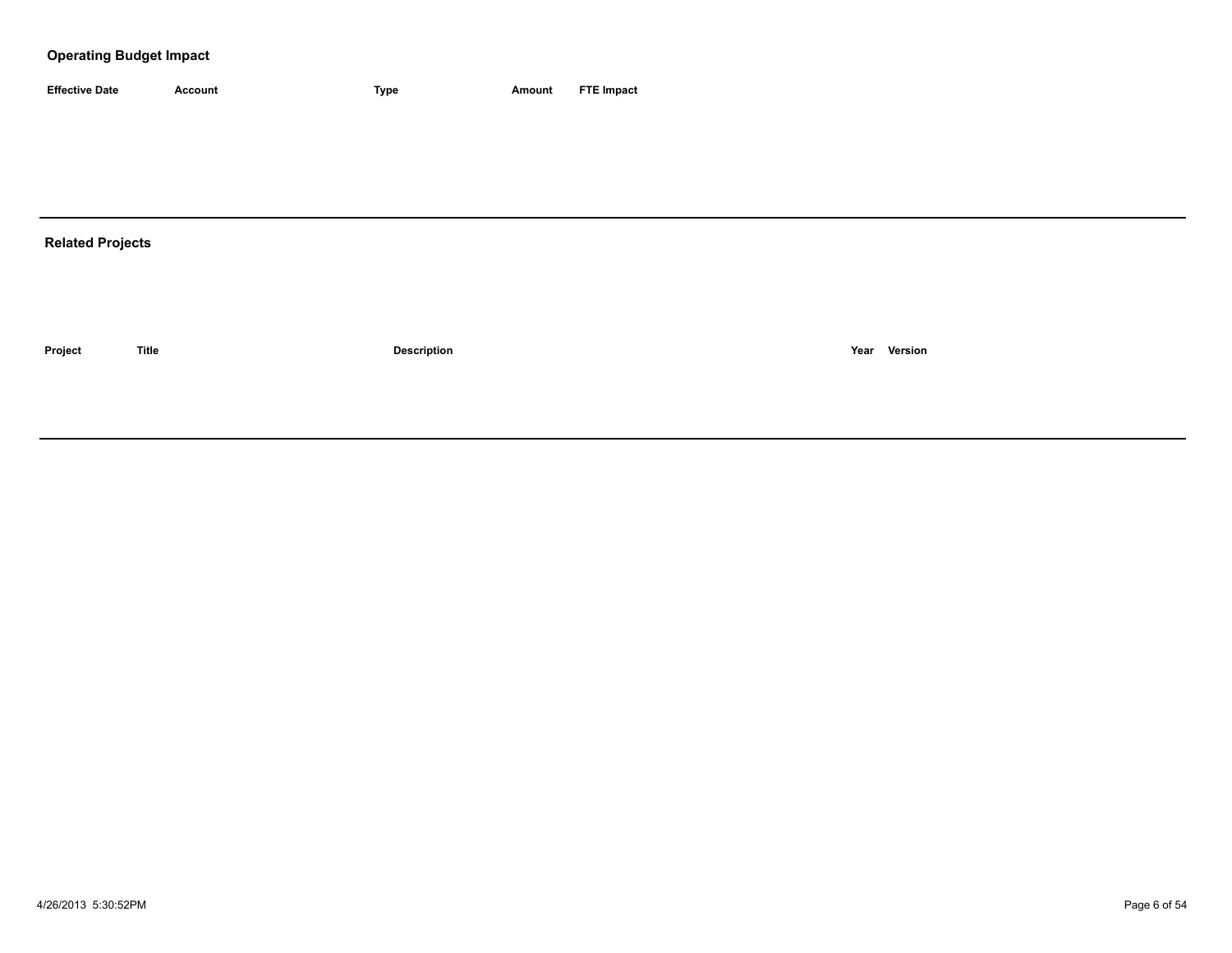## Operating Budget Impact

| Effective Date | Account | Type | Amount | FTE Impact |
|---|---|---|---|---|

## Related Projects

| Project | Title | Description | Year | Version |
|---|---|---|---|---|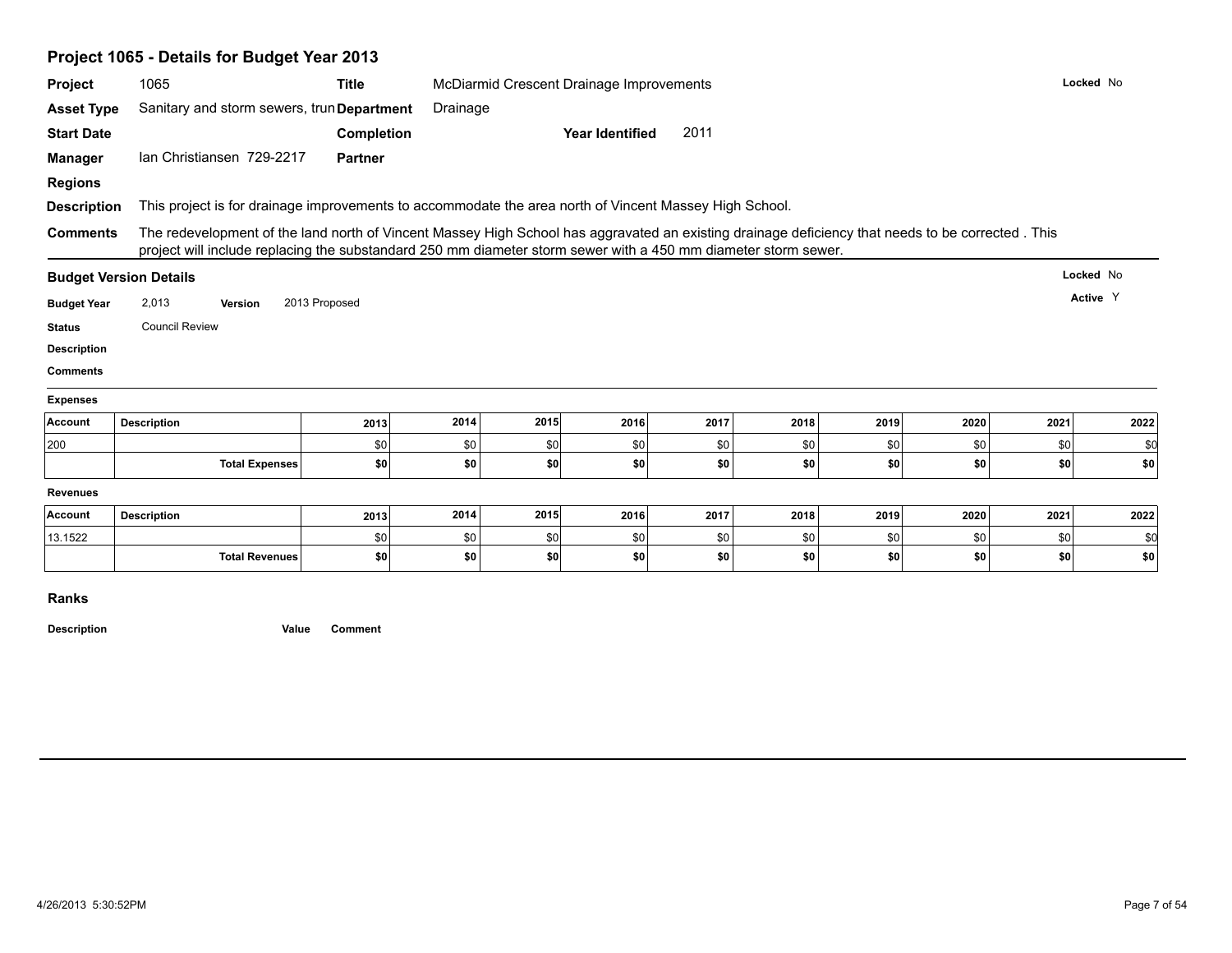## Project 1065 - Details for Budget Year 2013

| | | | | | |
|---|---|---|---|---|---|
| **Project** | 1065 | **Title** | McDiarmid Crescent Drainage Improvements | | **Locked** No |
| **Asset Type** | Sanitary and storm sewers, trun | **Department** | Drainage | | |
| **Start Date** | | **Completion** | | **Year Identified** 2011 | |
| **Manager** | Ian Christiansen 729-2217 | **Partner** | | | |
| **Regions** | | | | | |

**Description** This project is for drainage improvements to accommodate the area north of Vincent Massey High School.

**Comments** The redevelopment of the land north of Vincent Massey High School has aggravated an existing drainage deficiency that needs to be corrected . This project will include replacing the substandard 250 mm diameter storm sewer with a 450 mm diameter storm sewer.

### Budget Version Details

**Locked** No

**Active** Y

**Budget Year** 2,013 **Version** 2013 Proposed

**Status** Council Review

**Description**

**Comments**

**Expenses**

| Account | Description | 2013 | 2014 | 2015 | 2016 | 2017 | 2018 | 2019 | 2020 | 2021 | 2022 |
|---|---|---|---|---|---|---|---|---|---|---|---|
| 200 | | $0 | $0 | $0 | $0 | $0 | $0 | $0 | $0 | $0 | $0 |
| | **Total Expenses** | **$0** | **$0** | **$0** | **$0** | **$0** | **$0** | **$0** | **$0** | **$0** | **$0** |

**Revenues**

| Account | Description | 2013 | 2014 | 2015 | 2016 | 2017 | 2018 | 2019 | 2020 | 2021 | 2022 |
|---|---|---|---|---|---|---|---|---|---|---|---|
| 13.1522 | | $0 | $0 | $0 | $0 | $0 | $0 | $0 | $0 | $0 | $0 |
| | **Total Revenues** | **$0** | **$0** | **$0** | **$0** | **$0** | **$0** | **$0** | **$0** | **$0** | **$0** |

### Ranks

| Description | Value | Comment |
|---|---|---|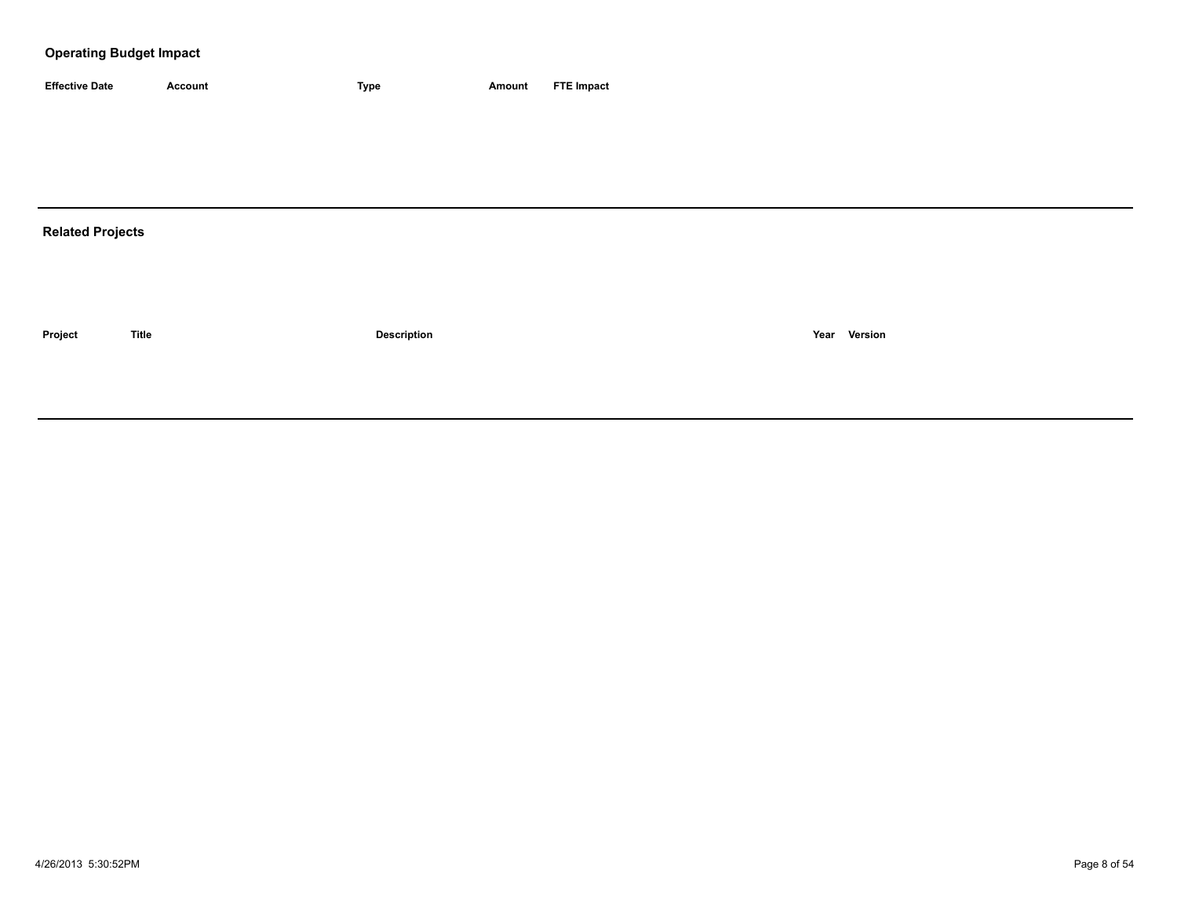## Operating Budget Impact

| Effective Date | Account | Type | Amount | FTE Impact |
|---|---|---|---|---|

---

## Related Projects

| Project | Title | Description | Year | Version |
|---|---|---|---|---|

---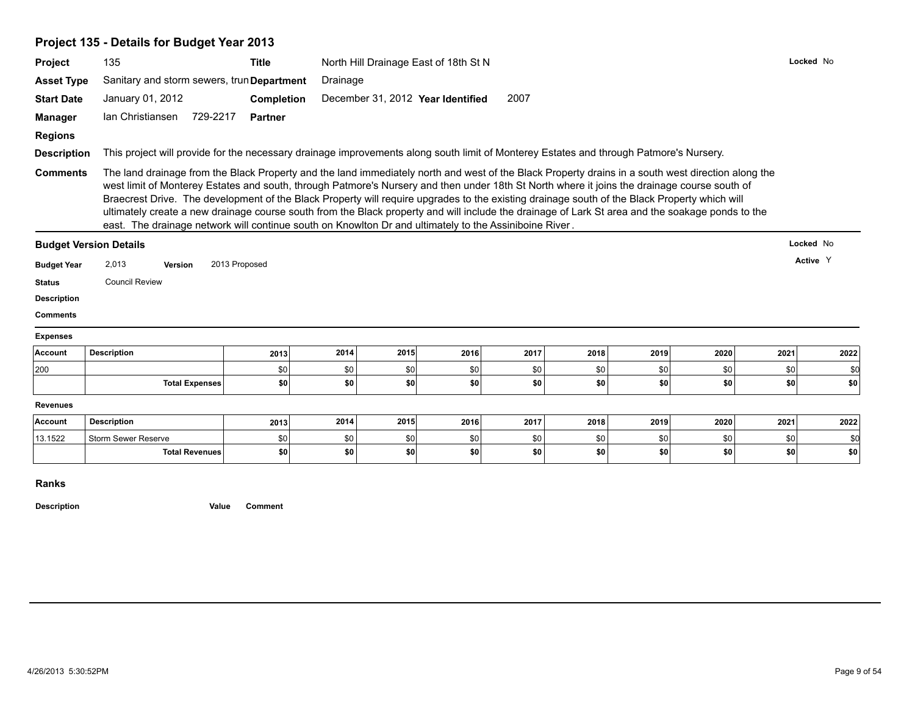## Project 135 - Details for Budget Year 2013

**Project** 135 **Title** North Hill Drainage East of 18th St N **Locked** No

**Asset Type** Sanitary and storm sewers, trun **Department** Drainage

**Start Date** January 01, 2012 **Completion** December 31, 2012 **Year Identified** 2007

**Manager** Ian Christiansen 729-2217 **Partner**

**Regions**

**Description** This project will provide for the necessary drainage improvements along south limit of Monterey Estates and through Patmore's Nursery.

**Comments** The land drainage from the Black Property and the land immediately north and west of the Black Property drains in a south west direction along the west limit of Monterey Estates and south, through Patmore's Nursery and then under 18th St North where it joins the drainage course south of Braecrest Drive. The development of the Black Property will require upgrades to the existing drainage south of the Black Property which will ultimately create a new drainage course south from the Black property and will include the drainage of Lark St area and the soakage ponds to the east. The drainage network will continue south on Knowlton Dr and ultimately to the Assiniboine River .

### Budget Version Details

**Locked** No

**Active** Y

**Budget Year** 2,013 **Version** 2013 Proposed

**Status** Council Review

**Description**

**Comments**

**Expenses**

| Account | Description | 2013 | 2014 | 2015 | 2016 | 2017 | 2018 | 2019 | 2020 | 2021 | 2022 |
|---|---|---|---|---|---|---|---|---|---|---|---|
| 200 | | $0 | $0 | $0 | $0 | $0 | $0 | $0 | $0 | $0 | $0 |
| | **Total Expenses** | **$0** | **$0** | **$0** | **$0** | **$0** | **$0** | **$0** | **$0** | **$0** | **$0** |

**Revenues**

| Account | Description | 2013 | 2014 | 2015 | 2016 | 2017 | 2018 | 2019 | 2020 | 2021 | 2022 |
|---|---|---|---|---|---|---|---|---|---|---|---|
| 13.1522 | Storm Sewer Reserve | $0 | $0 | $0 | $0 | $0 | $0 | $0 | $0 | $0 | $0 |
| | **Total Revenues** | **$0** | **$0** | **$0** | **$0** | **$0** | **$0** | **$0** | **$0** | **$0** | **$0** |

### Ranks

| Description | Value | Comment |
|---|---|---|

4/26/2013 5:30:52PM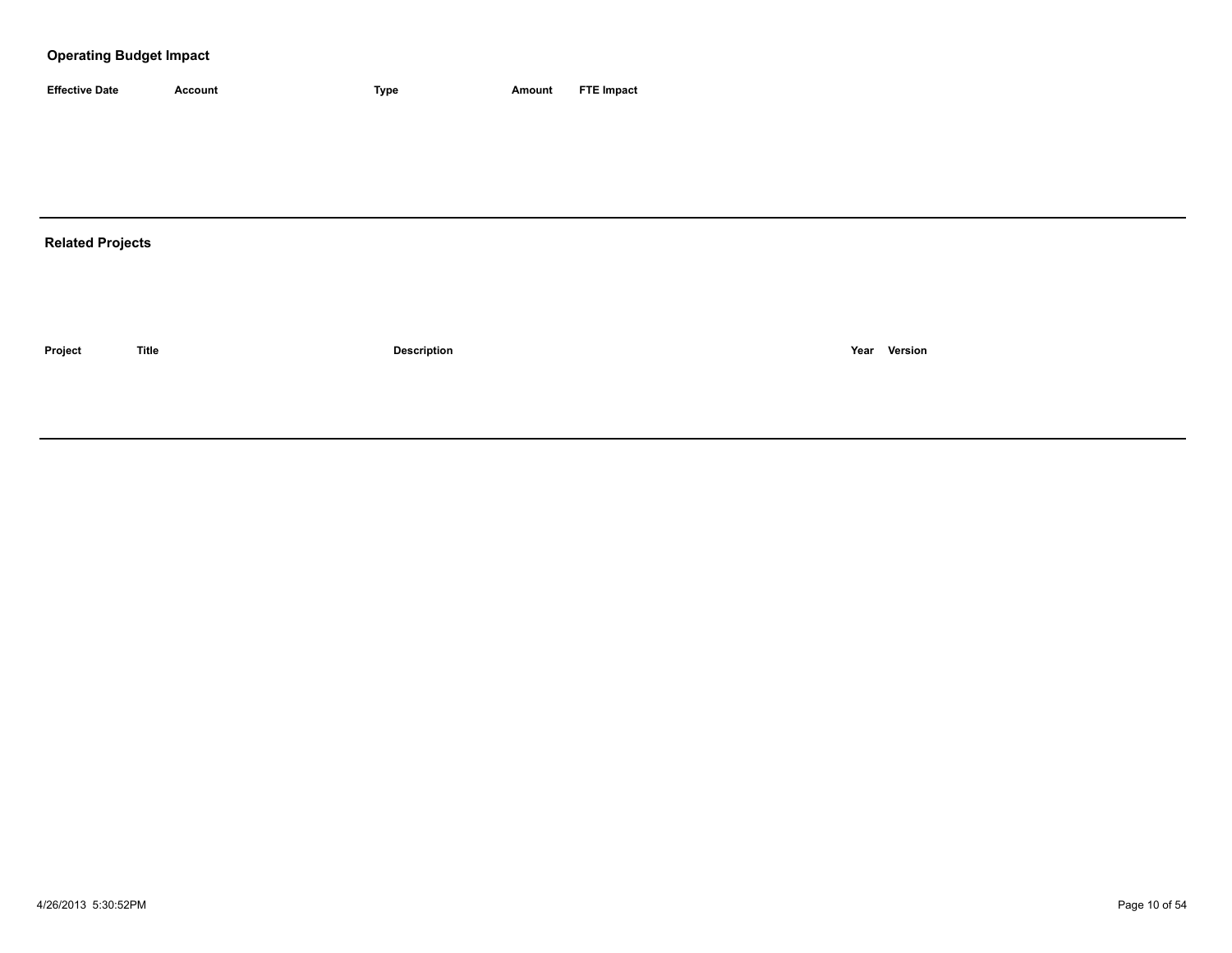## Operating Budget Impact

| Effective Date | Account | Type | Amount | FTE Impact |
|---|---|---|---|---|

## Related Projects

| Project | Title | Description | Year | Version |
|---|---|---|---|---|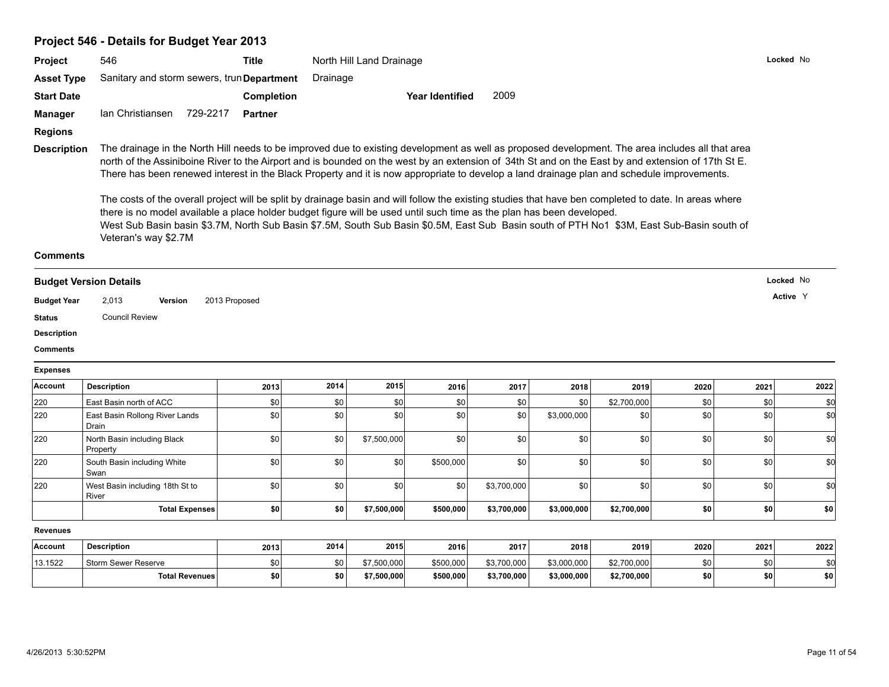## Project 546 - Details for Budget Year 2013

**Project** 546 **Title** North Hill Land Drainage **Locked** No

**Asset Type** Sanitary and storm sewers, trun **Department** Drainage

**Start Date** **Completion** **Year Identified** 2009

**Manager** Ian Christiansen 729-2217 **Partner**

**Regions**

**Description** The drainage in the North Hill needs to be improved due to existing development as well as proposed development. The area includes all that area north of the Assiniboine River to the Airport and is bounded on the west by an extension of 34th St and on the East by and extension of 17th St E. There has been renewed interest in the Black Property and it is now appropriate to develop a land drainage plan and schedule improvements.

The costs of the overall project will be split by drainage basin and will follow the existing studies that have ben completed to date. In areas where there is no model available a place holder budget figure will be used until such time as the plan has been developed.
West Sub Basin basin $3.7M, North Sub Basin $7.5M, South Sub Basin $0.5M, East Sub Basin south of PTH No1 $3M, East Sub-Basin south of Veteran's way $2.7M

**Comments**

### Budget Version Details

**Locked** No

**Active** Y

**Budget Year** 2,013 **Version** 2013 Proposed

**Status** Council Review

**Description**

**Comments**

**Expenses**

| Account | Description | 2013 | 2014 | 2015 | 2016 | 2017 | 2018 | 2019 | 2020 | 2021 | 2022 |
|---|---|---|---|---|---|---|---|---|---|---|---|
| 220 | East Basin north of ACC | $0 | $0 | $0 | $0 | $0 | $0 | $2,700,000 | $0 | $0 | $0 |
| 220 | East Basin Rollong River Lands Drain | $0 | $0 | $0 | $0 | $0 | $3,000,000 | $0 | $0 | $0 | $0 |
| 220 | North Basin including Black Property | $0 | $0 | $7,500,000 | $0 | $0 | $0 | $0 | $0 | $0 | $0 |
| 220 | South Basin including White Swan | $0 | $0 | $0 | $500,000 | $0 | $0 | $0 | $0 | $0 | $0 |
| 220 | West Basin including 18th St to River | $0 | $0 | $0 | $0 | $3,700,000 | $0 | $0 | $0 | $0 | $0 |
| | **Total Expenses** | **$0** | **$0** | **$7,500,000** | **$500,000** | **$3,700,000** | **$3,000,000** | **$2,700,000** | **$0** | **$0** | **$0** |

**Revenues**

| Account | Description | 2013 | 2014 | 2015 | 2016 | 2017 | 2018 | 2019 | 2020 | 2021 | 2022 |
|---|---|---|---|---|---|---|---|---|---|---|---|
| 13.1522 | Storm Sewer Reserve | $0 | $0 | $7,500,000 | $500,000 | $3,700,000 | $3,000,000 | $2,700,000 | $0 | $0 | $0 |
| | **Total Revenues** | **$0** | **$0** | **$7,500,000** | **$500,000** | **$3,700,000** | **$3,000,000** | **$2,700,000** | **$0** | **$0** | **$0** |

4/26/2013 5:30:52PM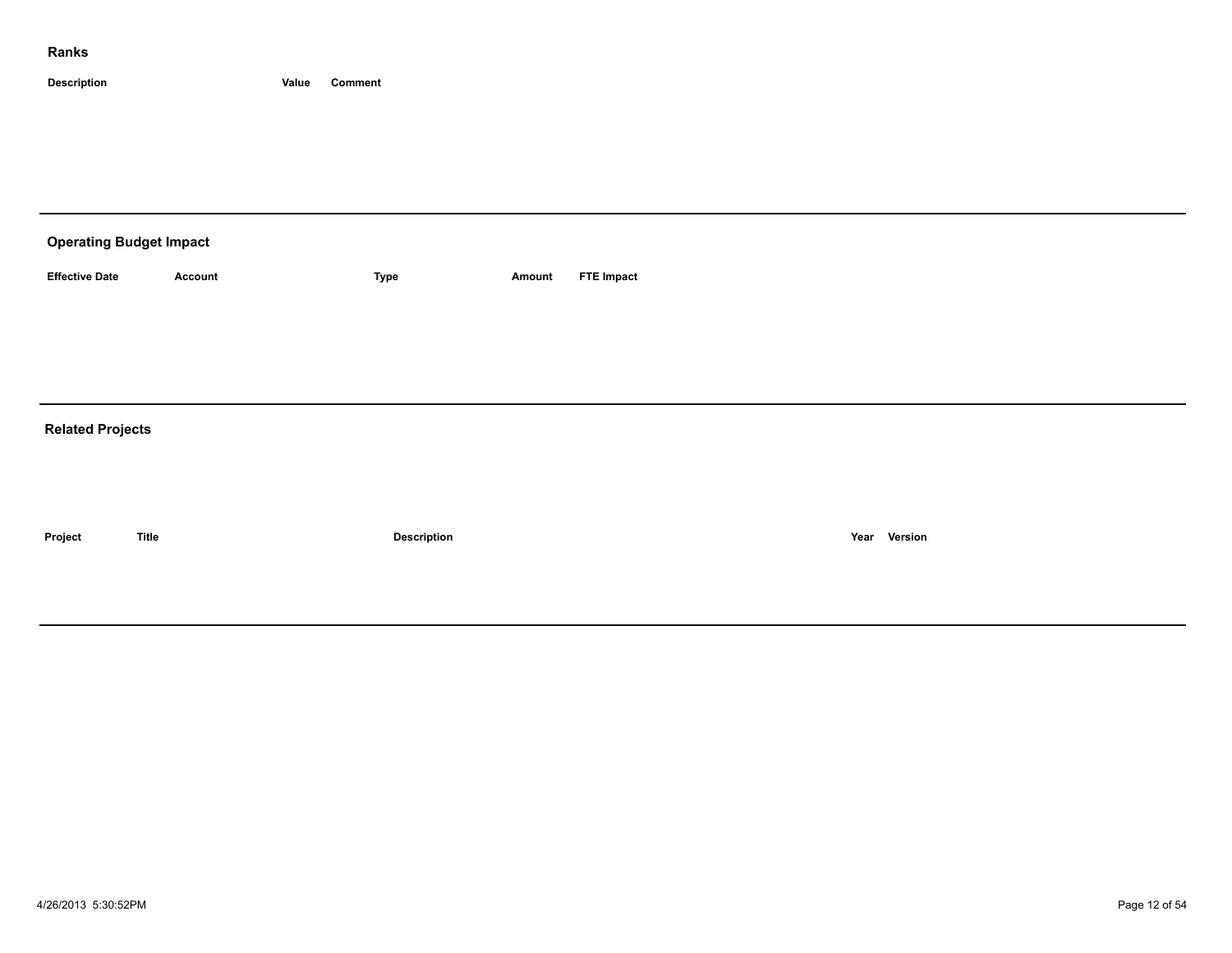### Ranks

| Description | Value | Comment |
| --- | --- | --- |

---

### Operating Budget Impact

| Effective Date | Account | Type | Amount | FTE Impact |
| --- | --- | --- | --- | --- |

---

### Related Projects

| Project | Title | Description | Year | Version |
| --- | --- | --- | --- | --- |

---

4/26/2013 5:30:52PM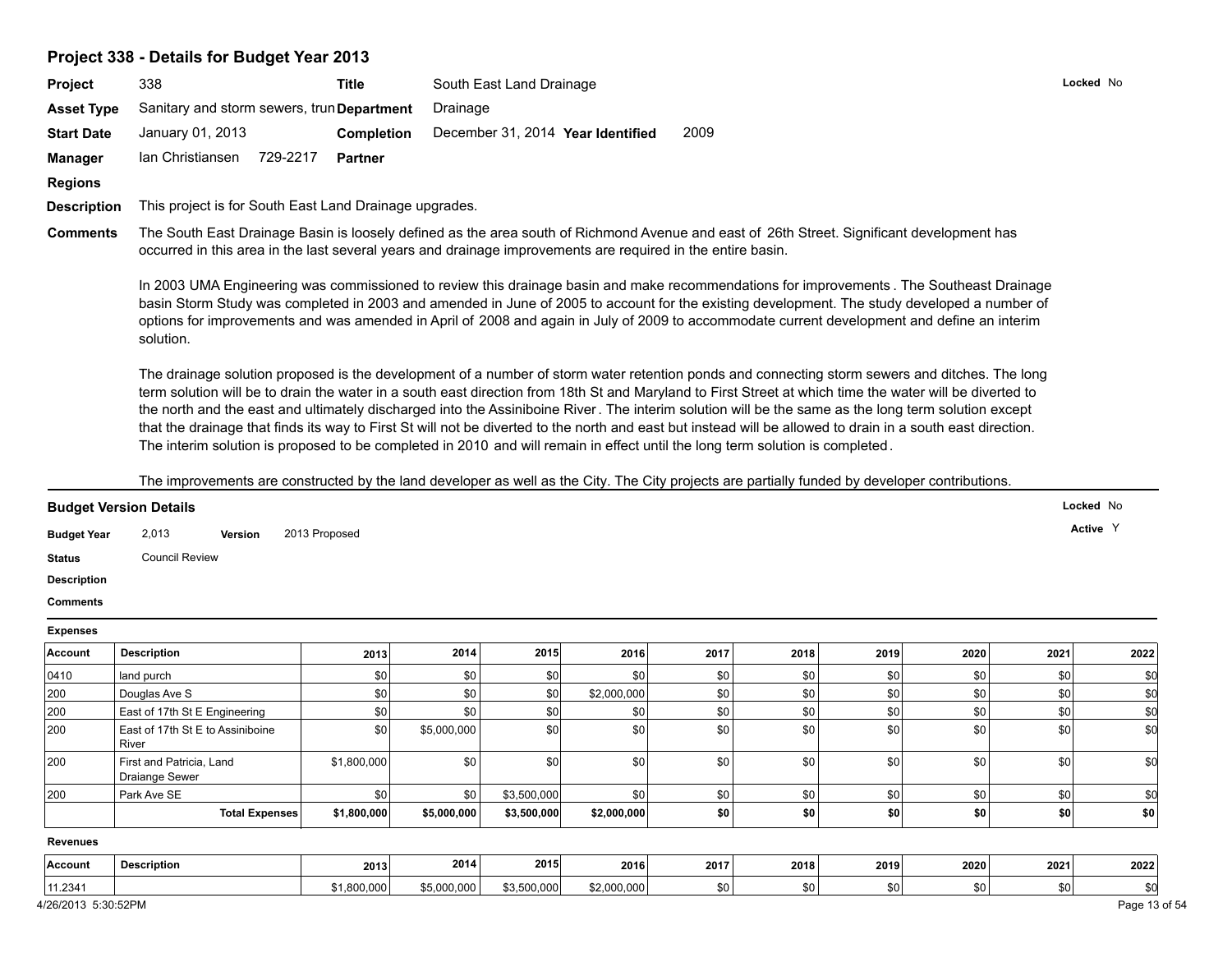## Project 338 - Details for Budget Year 2013

**Project** 338 **Title** South East Land Drainage **Locked** No

**Asset Type** Sanitary and storm sewers, trun **Department** Drainage

**Start Date** January 01, 2013 **Completion** December 31, 2014 **Year Identified** 2009

**Manager** Ian Christiansen 729-2217 **Partner**

**Regions**

**Description** This project is for South East Land Drainage upgrades.

**Comments** The South East Drainage Basin is loosely defined as the area south of Richmond Avenue and east of 26th Street. Significant development has occurred in this area in the last several years and drainage improvements are required in the entire basin.

In 2003 UMA Engineering was commissioned to review this drainage basin and make recommendations for improvements . The Southeast Drainage basin Storm Study was completed in 2003 and amended in June of 2005 to account for the existing development. The study developed a number of options for improvements and was amended in April of 2008 and again in July of 2009 to accommodate current development and define an interim solution.

The drainage solution proposed is the development of a number of storm water retention ponds and connecting storm sewers and ditches. The long term solution will be to drain the water in a south east direction from 18th St and Maryland to First Street at which time the water will be diverted to the north and the east and ultimately discharged into the Assiniboine River . The interim solution will be the same as the long term solution except that the drainage that finds its way to First St will not be diverted to the north and east but instead will be allowed to drain in a south east direction. The interim solution is proposed to be completed in 2010 and will remain in effect until the long term solution is completed .

The improvements are constructed by the land developer as well as the City. The City projects are partially funded by developer contributions.

### Budget Version Details

**Locked** No

**Active** Y

**Budget Year** 2,013 **Version** 2013 Proposed

**Status** Council Review

**Description**

**Comments**

**Expenses**

| Account | Description | 2013 | 2014 | 2015 | 2016 | 2017 | 2018 | 2019 | 2020 | 2021 | 2022 |
|---|---|---|---|---|---|---|---|---|---|---|---|
| 0410 | land purch | $0 | $0 | $0 | $0 | $0 | $0 | $0 | $0 | $0 | $0 |
| 200 | Douglas Ave S | $0 | $0 | $0 | $2,000,000 | $0 | $0 | $0 | $0 | $0 | $0 |
| 200 | East of 17th St E Engineering | $0 | $0 | $0 | $0 | $0 | $0 | $0 | $0 | $0 | $0 |
| 200 | East of 17th St E to Assiniboine River | $0 | $5,000,000 | $0 | $0 | $0 | $0 | $0 | $0 | $0 | $0 |
| 200 | First and Patricia, Land Draiange Sewer | $1,800,000 | $0 | $0 | $0 | $0 | $0 | $0 | $0 | $0 | $0 |
| 200 | Park Ave SE | $0 | $0 | $3,500,000 | $0 | $0 | $0 | $0 | $0 | $0 | $0 |
| | **Total Expenses** | **$1,800,000** | **$5,000,000** | **$3,500,000** | **$2,000,000** | **$0** | **$0** | **$0** | **$0** | **$0** | **$0** |

**Revenues**

| Account | Description | 2013 | 2014 | 2015 | 2016 | 2017 | 2018 | 2019 | 2020 | 2021 | 2022 |
|---|---|---|---|---|---|---|---|---|---|---|---|
| 11.2341 | | $1,800,000 | $5,000,000 | $3,500,000 | $2,000,000 | $0 | $0 | $0 | $0 | $0 | $0 |

4/26/2013 5:30:52PM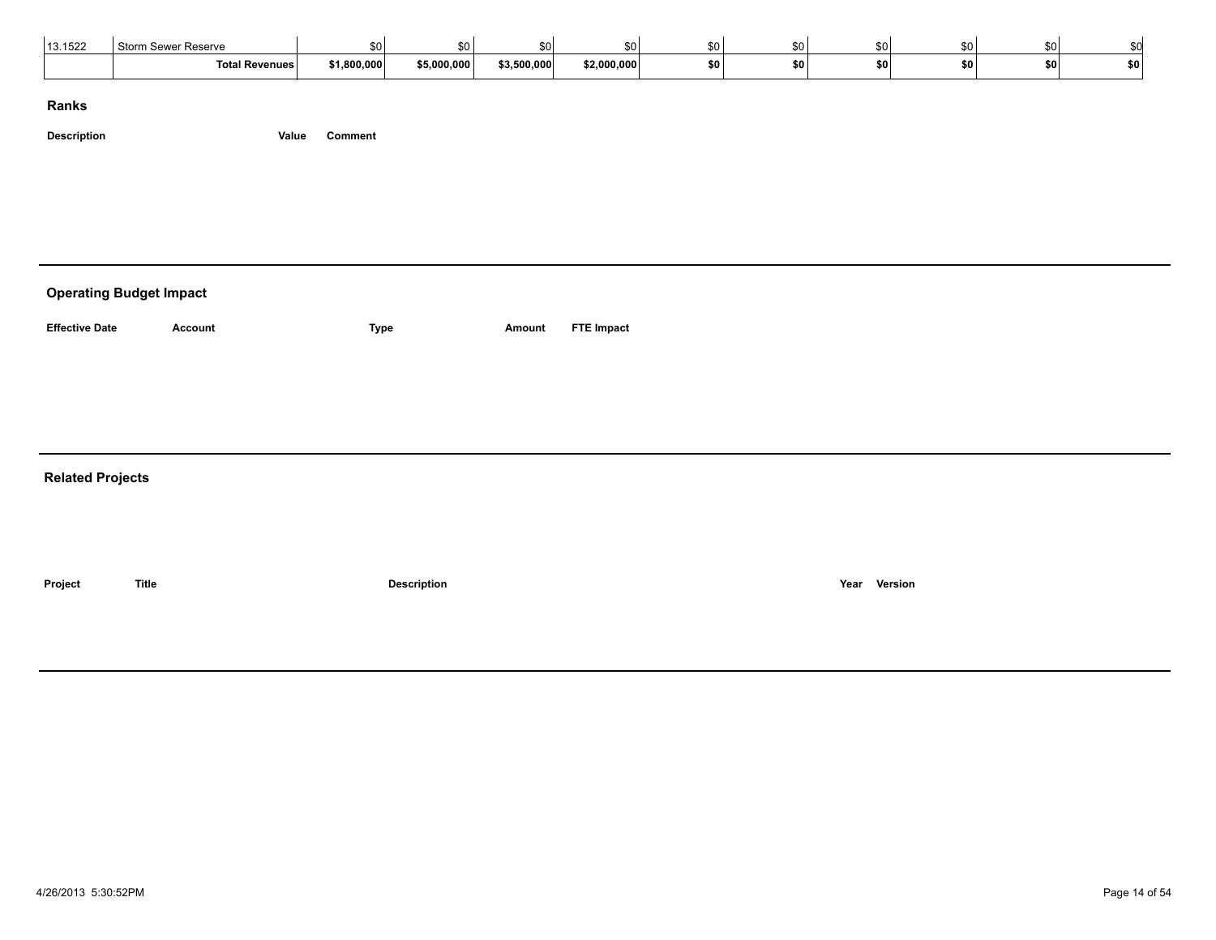| | | | | | | | | | | | |
|---|---|---|---|---|---|---|---|---|---|---|---|
| 13.1522 | Storm Sewer Reserve | $0 | $0 | $0 | $0 | $0 | $0 | $0 | $0 | $0 | $0 |
| | **Total Revenues** | **$1,800,000** | **$5,000,000** | **$3,500,000** | **$2,000,000** | **$0** | **$0** | **$0** | **$0** | **$0** | **$0** |

## Ranks

| Description | Value | Comment |
|---|---|---|

## Operating Budget Impact

| Effective Date | Account | Type | Amount | FTE Impact |
|---|---|---|---|---|

## Related Projects

| Project | Title | Description | Year | Version |
|---|---|---|---|---|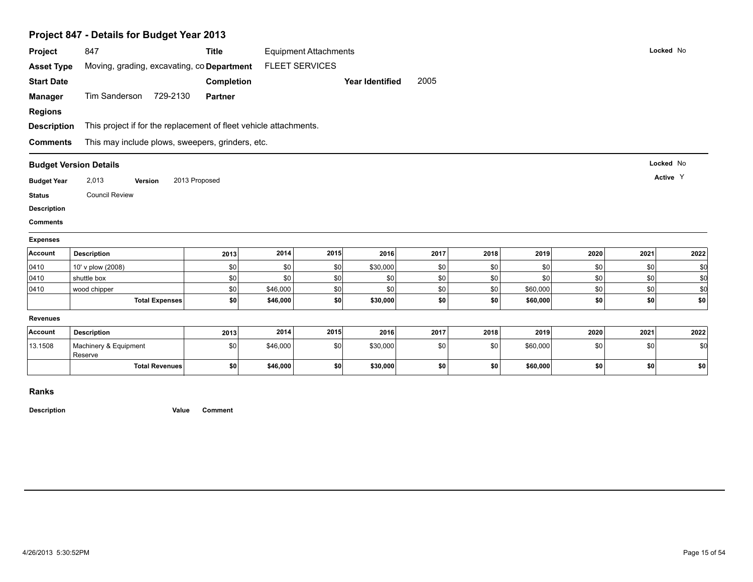# Project 847 - Details for Budget Year 2013

| | | | | | |
|---|---|---|---|---|---|
| **Project** | 847 | **Title** | Equipment Attachments | | **Locked** No |
| **Asset Type** | Moving, grading, excavating, co | **Department** | FLEET SERVICES | | |
| **Start Date** | | **Completion** | | **Year Identified** 2005 | |
| **Manager** | Tim Sanderson 729-2130 | **Partner** | | | |
| **Regions** | | | | | |

**Description** This project if for the replacement of fleet vehicle attachments.

**Comments** This may include plows, sweepers, grinders, etc.

## Budget Version Details

**Locked** No

**Active** Y

**Budget Year** 2,013 **Version** 2013 Proposed

**Status** Council Review

**Description**

**Comments**

### Expenses

| Account | Description | 2013 | 2014 | 2015 | 2016 | 2017 | 2018 | 2019 | 2020 | 2021 | 2022 |
|---|---|---|---|---|---|---|---|---|---|---|---|
| 0410 | 10' v plow (2008) | $0 | $0 | $0 | $30,000 | $0 | $0 | $0 | $0 | $0 | $0 |
| 0410 | shuttle box | $0 | $0 | $0 | $0 | $0 | $0 | $0 | $0 | $0 | $0 |
| 0410 | wood chipper | $0 | $46,000 | $0 | $0 | $0 | $0 | $60,000 | $0 | $0 | $0 |
| | **Total Expenses** | **$0** | **$46,000** | **$0** | **$30,000** | **$0** | **$0** | **$60,000** | **$0** | **$0** | **$0** |

### Revenues

| Account | Description | 2013 | 2014 | 2015 | 2016 | 2017 | 2018 | 2019 | 2020 | 2021 | 2022 |
|---|---|---|---|---|---|---|---|---|---|---|---|
| 13.1508 | Machinery & Equipment Reserve | $0 | $46,000 | $0 | $30,000 | $0 | $0 | $60,000 | $0 | $0 | $0 |
| | **Total Revenues** | **$0** | **$46,000** | **$0** | **$30,000** | **$0** | **$0** | **$60,000** | **$0** | **$0** | **$0** |

## Ranks

| Description | Value | Comment |
|---|---|---|

4/26/2013 5:30:52PM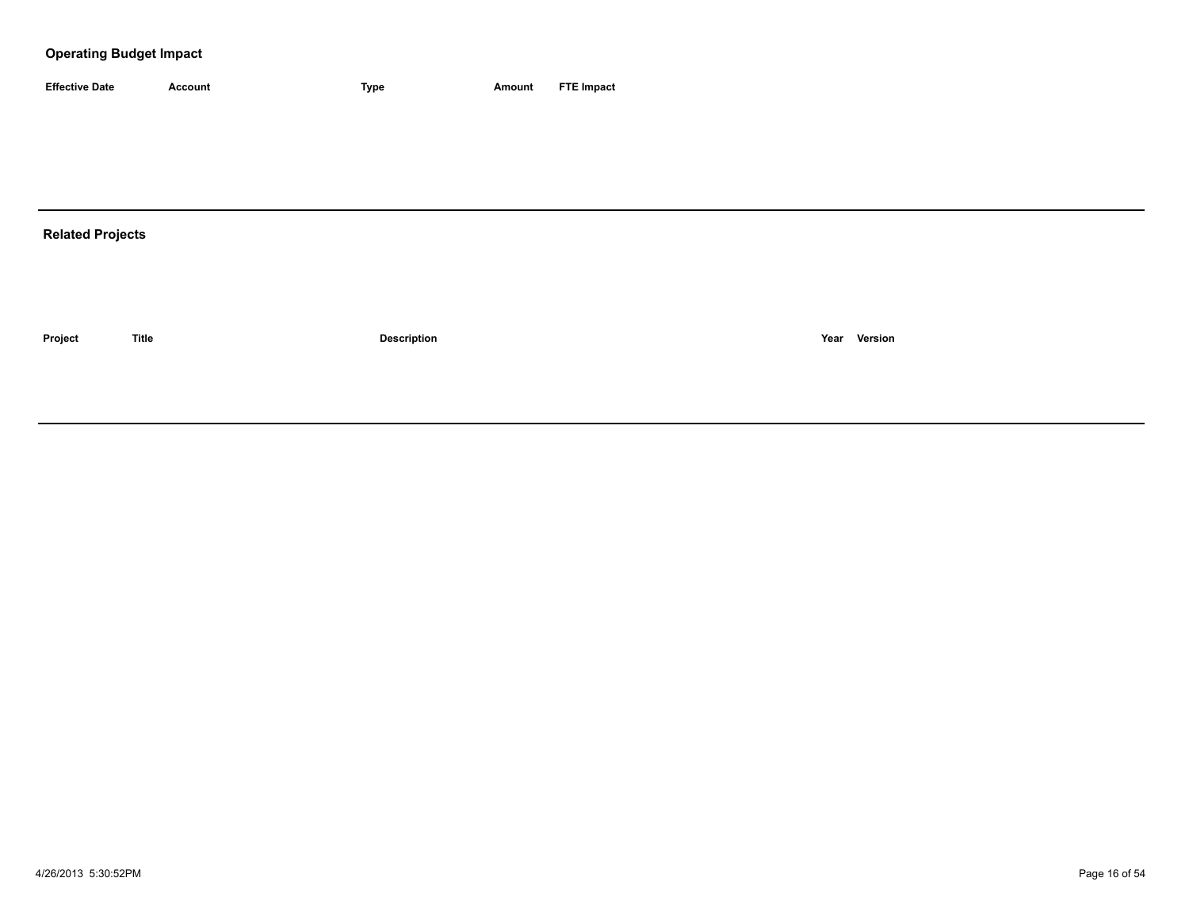## Operating Budget Impact

| Effective Date | Account | Type | Amount | FTE Impact |
|---|---|---|---|---|

## Related Projects

| Project | Title | Description | Year | Version |
|---|---|---|---|---|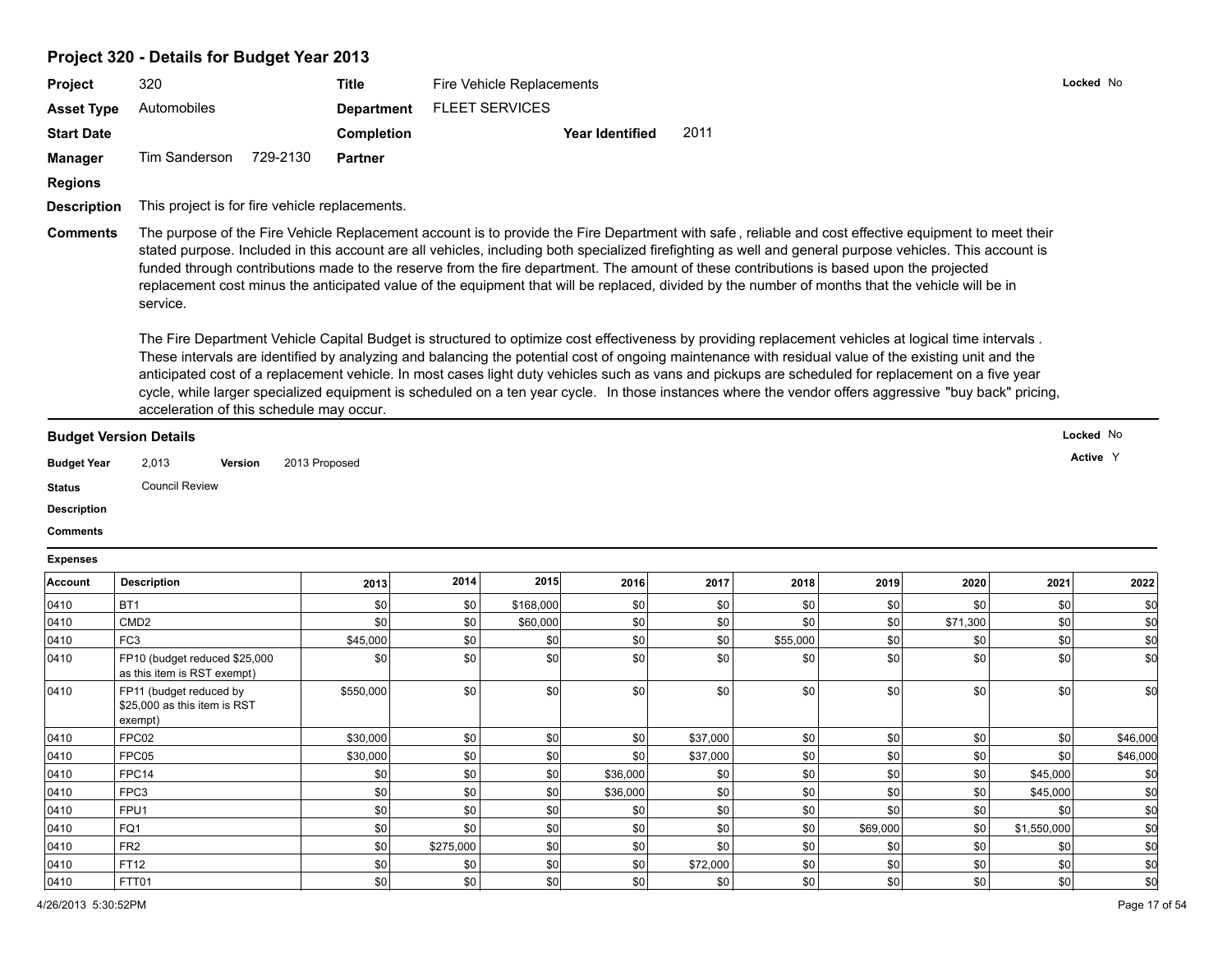## Project 320 - Details for Budget Year 2013

| | | | | | |
|---|---|---|---|---|---|
| **Project** | 320 | **Title** | Fire Vehicle Replacements | | **Locked** No |
| **Asset Type** | Automobiles | **Department** | FLEET SERVICES | | |
| **Start Date** | | **Completion** | | **Year Identified** 2011 | |
| **Manager** | Tim Sanderson 729-2130 | **Partner** | | | |
| **Regions** | | | | | |

**Description** This project is for fire vehicle replacements.

**Comments** The purpose of the Fire Vehicle Replacement account is to provide the Fire Department with safe, reliable and cost effective equipment to meet their stated purpose. Included in this account are all vehicles, including both specialized firefighting as well and general purpose vehicles. This account is funded through contributions made to the reserve from the fire department. The amount of these contributions is based upon the projected replacement cost minus the anticipated value of the equipment that will be replaced, divided by the number of months that the vehicle will be in service.

The Fire Department Vehicle Capital Budget is structured to optimize cost effectiveness by providing replacement vehicles at logical time intervals. These intervals are identified by analyzing and balancing the potential cost of ongoing maintenance with residual value of the existing unit and the anticipated cost of a replacement vehicle. In most cases light duty vehicles such as vans and pickups are scheduled for replacement on a five year cycle, while larger specialized equipment is scheduled on a ten year cycle. In those instances where the vendor offers aggressive "buy back" pricing, acceleration of this schedule may occur.

### Budget Version Details

**Locked** No

**Active** Y

**Budget Year** 2,013 **Version** 2013 Proposed

**Status** Council Review

**Description**

**Comments**

**Expenses**

| Account | Description | 2013 | 2014 | 2015 | 2016 | 2017 | 2018 | 2019 | 2020 | 2021 | 2022 |
|---|---|---|---|---|---|---|---|---|---|---|---|
| 0410 | BT1 | $0 | $0 | $168,000 | $0 | $0 | $0 | $0 | $0 | $0 | $0 |
| 0410 | CMD2 | $0 | $0 | $60,000 | $0 | $0 | $0 | $0 | $71,300 | $0 | $0 |
| 0410 | FC3 | $45,000 | $0 | $0 | $0 | $0 | $55,000 | $0 | $0 | $0 | $0 |
| 0410 | FP10 (budget reduced $25,000 as this item is RST exempt) | $0 | $0 | $0 | $0 | $0 | $0 | $0 | $0 | $0 | $0 |
| 0410 | FP11 (budget reduced by $25,000 as this item is RST exempt) | $550,000 | $0 | $0 | $0 | $0 | $0 | $0 | $0 | $0 | $0 |
| 0410 | FPC02 | $30,000 | $0 | $0 | $0 | $37,000 | $0 | $0 | $0 | $0 | $46,000 |
| 0410 | FPC05 | $30,000 | $0 | $0 | $0 | $37,000 | $0 | $0 | $0 | $0 | $46,000 |
| 0410 | FPC14 | $0 | $0 | $0 | $36,000 | $0 | $0 | $0 | $0 | $45,000 | $0 |
| 0410 | FPC3 | $0 | $0 | $0 | $36,000 | $0 | $0 | $0 | $0 | $45,000 | $0 |
| 0410 | FPU1 | $0 | $0 | $0 | $0 | $0 | $0 | $0 | $0 | $0 | $0 |
| 0410 | FQ1 | $0 | $0 | $0 | $0 | $0 | $0 | $69,000 | $0 | $1,550,000 | $0 |
| 0410 | FR2 | $0 | $275,000 | $0 | $0 | $0 | $0 | $0 | $0 | $0 | $0 |
| 0410 | FT12 | $0 | $0 | $0 | $0 | $72,000 | $0 | $0 | $0 | $0 | $0 |
| 0410 | FTT01 | $0 | $0 | $0 | $0 | $0 | $0 | $0 | $0 | $0 | $0 |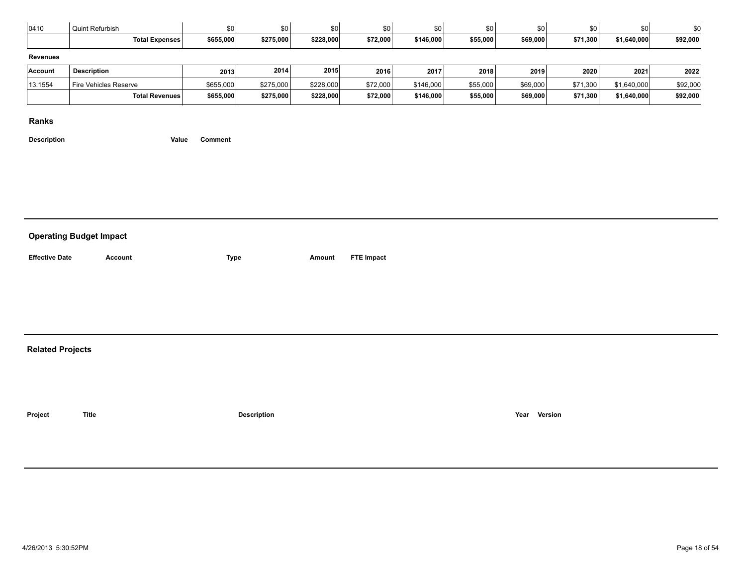| | | | | | | | | | | | |
|---|---|---|---|---|---|---|---|---|---|---|---|
| 0410 | Quint Refurbish | $0 | $0 | $0 | $0 | $0 | $0 | $0 | $0 | $0 | $0 |
| | **Total Expenses** | **$655,000** | **$275,000** | **$228,000** | **$72,000** | **$146,000** | **$55,000** | **$69,000** | **$71,300** | **$1,640,000** | **$92,000** |

**Revenues**

| Account | Description | 2013 | 2014 | 2015 | 2016 | 2017 | 2018 | 2019 | 2020 | 2021 | 2022 |
|---|---|---|---|---|---|---|---|---|---|---|---|
| 13.1554 | Fire Vehicles Reserve | $655,000 | $275,000 | $228,000 | $72,000 | $146,000 | $55,000 | $69,000 | $71,300 | $1,640,000 | $92,000 |
| | **Total Revenues** | **$655,000** | **$275,000** | **$228,000** | **$72,000** | **$146,000** | **$55,000** | **$69,000** | **$71,300** | **$1,640,000** | **$92,000** |

## Ranks

| Description | Value | Comment |
|---|---|---|

## Operating Budget Impact

| Effective Date | Account | Type | Amount | FTE Impact |
|---|---|---|---|---|

## Related Projects

| Project | Title | Description | Year | Version |
|---|---|---|---|---|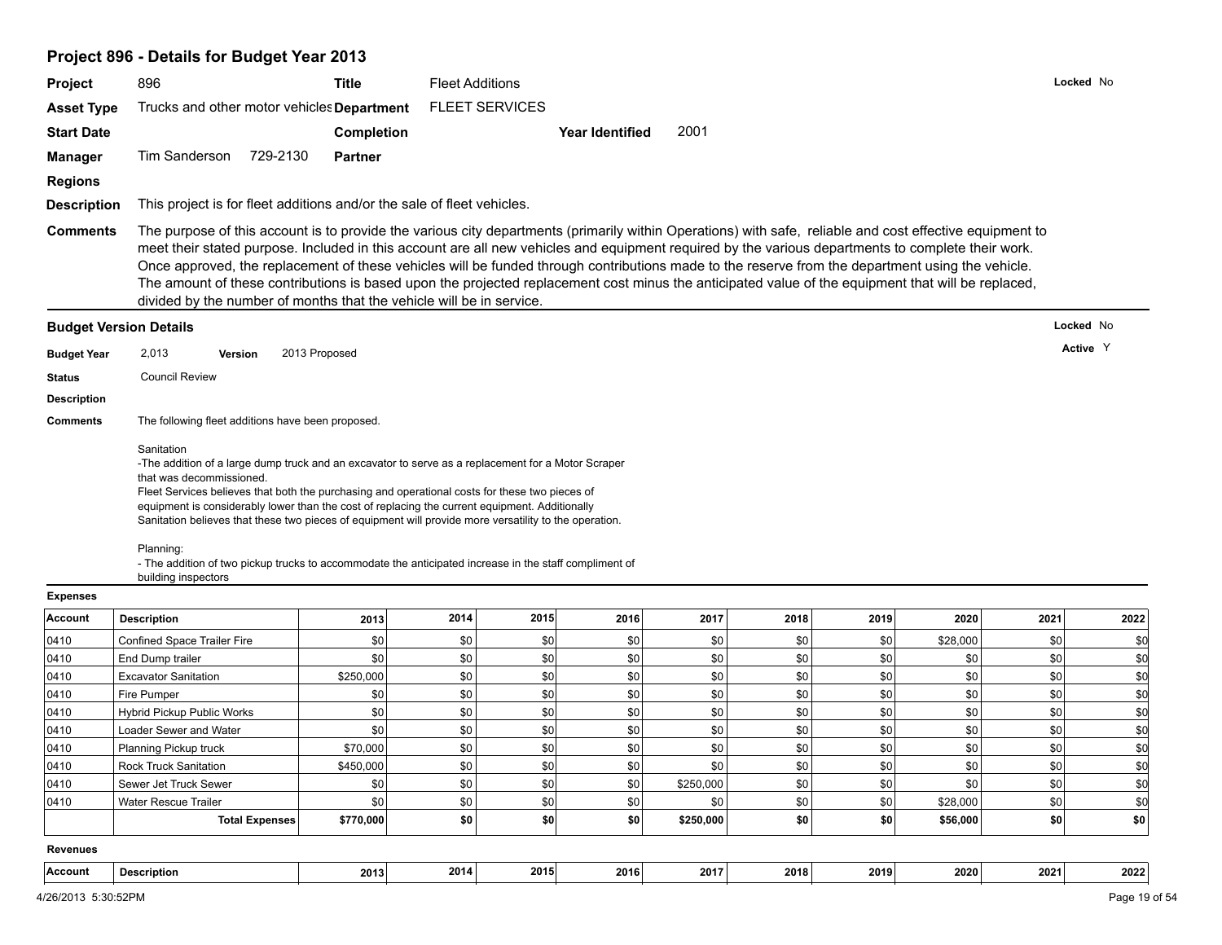## Project 896 - Details for Budget Year 2013

**Project** 896 **Title** Fleet Additions **Locked** No

**Asset Type** Trucks and other motor vehicles **Department** FLEET SERVICES

**Start Date** **Completion** **Year Identified** 2001

**Manager** Tim Sanderson 729-2130 **Partner**

**Regions**

**Description** This project is for fleet additions and/or the sale of fleet vehicles.

**Comments** The purpose of this account is to provide the various city departments (primarily within Operations) with safe, reliable and cost effective equipment to meet their stated purpose. Included in this account are all new vehicles and equipment required by the various departments to complete their work. Once approved, the replacement of these vehicles will be funded through contributions made to the reserve from the department using the vehicle. The amount of these contributions is based upon the projected replacement cost minus the anticipated value of the equipment that will be replaced, divided by the number of months that the vehicle will be in service.

### Budget Version Details

**Locked** No

**Active** Y

**Budget Year** 2,013 **Version** 2013 Proposed

**Status** Council Review

**Description**

**Comments** The following fleet additions have been proposed.

Sanitation
-The addition of a large dump truck and an excavator to serve as a replacement for a Motor Scraper that was decommissioned.
Fleet Services believes that both the purchasing and operational costs for these two pieces of equipment is considerably lower than the cost of replacing the current equipment. Additionally Sanitation believes that these two pieces of equipment will provide more versatility to the operation.

Planning:
- The addition of two pickup trucks to accommodate the anticipated increase in the staff compliment of building inspectors

**Expenses**

| Account | Description | 2013 | 2014 | 2015 | 2016 | 2017 | 2018 | 2019 | 2020 | 2021 | 2022 |
|---|---|---|---|---|---|---|---|---|---|---|---|
| 0410 | Confined Space Trailer Fire | $0 | $0 | $0 | $0 | $0 | $0 | $0 | $28,000 | $0 | $0 |
| 0410 | End Dump trailer | $0 | $0 | $0 | $0 | $0 | $0 | $0 | $0 | $0 | $0 |
| 0410 | Excavator Sanitation | $250,000 | $0 | $0 | $0 | $0 | $0 | $0 | $0 | $0 | $0 |
| 0410 | Fire Pumper | $0 | $0 | $0 | $0 | $0 | $0 | $0 | $0 | $0 | $0 |
| 0410 | Hybrid Pickup Public Works | $0 | $0 | $0 | $0 | $0 | $0 | $0 | $0 | $0 | $0 |
| 0410 | Loader Sewer and Water | $0 | $0 | $0 | $0 | $0 | $0 | $0 | $0 | $0 | $0 |
| 0410 | Planning Pickup truck | $70,000 | $0 | $0 | $0 | $0 | $0 | $0 | $0 | $0 | $0 |
| 0410 | Rock Truck Sanitation | $450,000 | $0 | $0 | $0 | $0 | $0 | $0 | $0 | $0 | $0 |
| 0410 | Sewer Jet Truck Sewer | $0 | $0 | $0 | $0 | $250,000 | $0 | $0 | $0 | $0 | $0 |
| 0410 | Water Rescue Trailer | $0 | $0 | $0 | $0 | $0 | $0 | $0 | $28,000 | $0 | $0 |
| | **Total Expenses** | **$770,000** | **$0** | **$0** | **$0** | **$250,000** | **$0** | **$0** | **$56,000** | **$0** | **$0** |

**Revenues**

| Account | Description | 2013 | 2014 | 2015 | 2016 | 2017 | 2018 | 2019 | 2020 | 2021 | 2022 |
|---|---|---|---|---|---|---|---|---|---|---|---|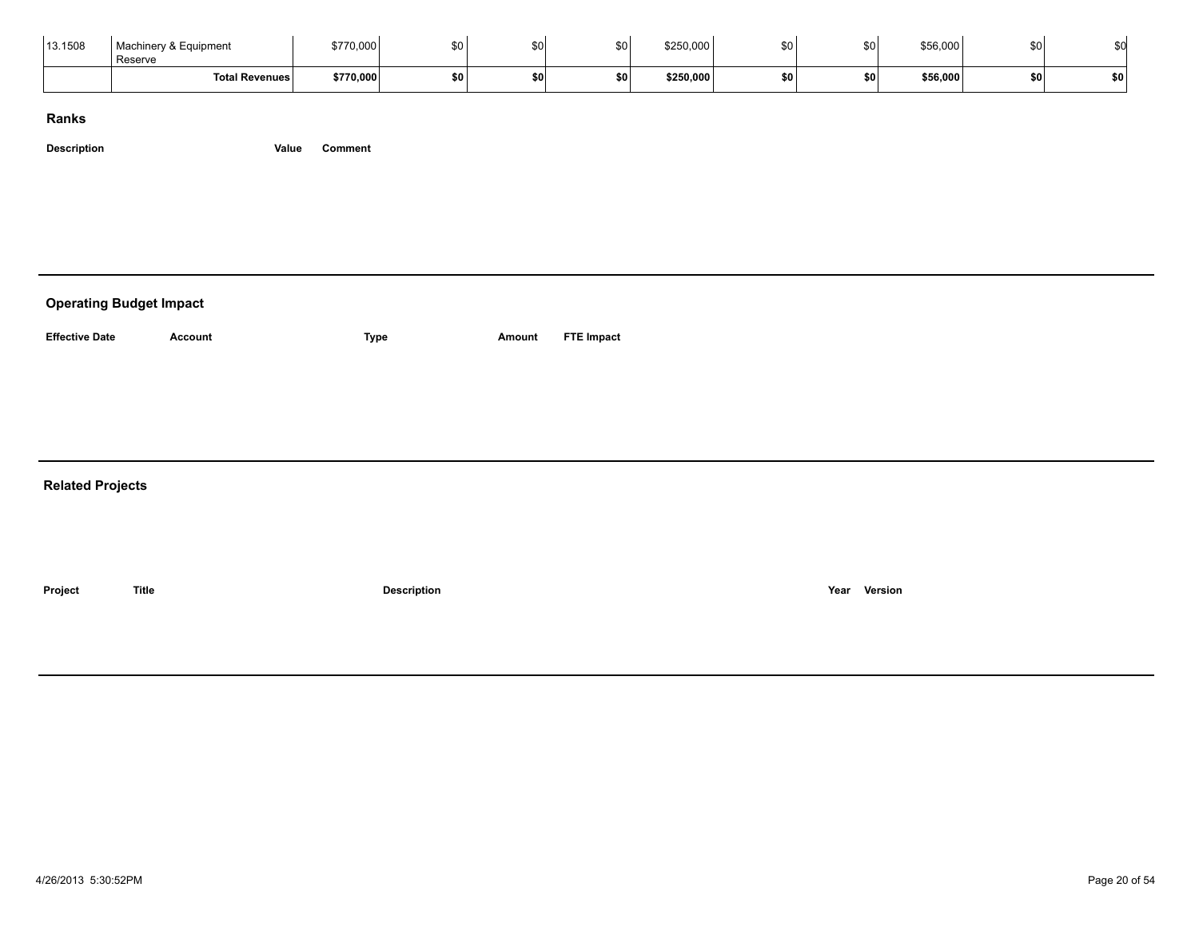| | | | | | | | | | | |
|---|---|---|---|---|---|---|---|---|---|---|
| 13.1508 | Machinery & Equipment Reserve | $770,000 | $0 | $0 | $0 | $250,000 | $0 | $0 | $56,000 | $0 | $0 |
| | **Total Revenues** | **$770,000** | **$0** | **$0** | **$0** | **$250,000** | **$0** | **$0** | **$56,000** | **$0** | **$0** |

## Ranks

| Description | Value | Comment |
|---|---|---|

## Operating Budget Impact

| Effective Date | Account | Type | Amount | FTE Impact |
|---|---|---|---|---|

## Related Projects

| Project | Title | Description | Year | Version |
|---|---|---|---|---|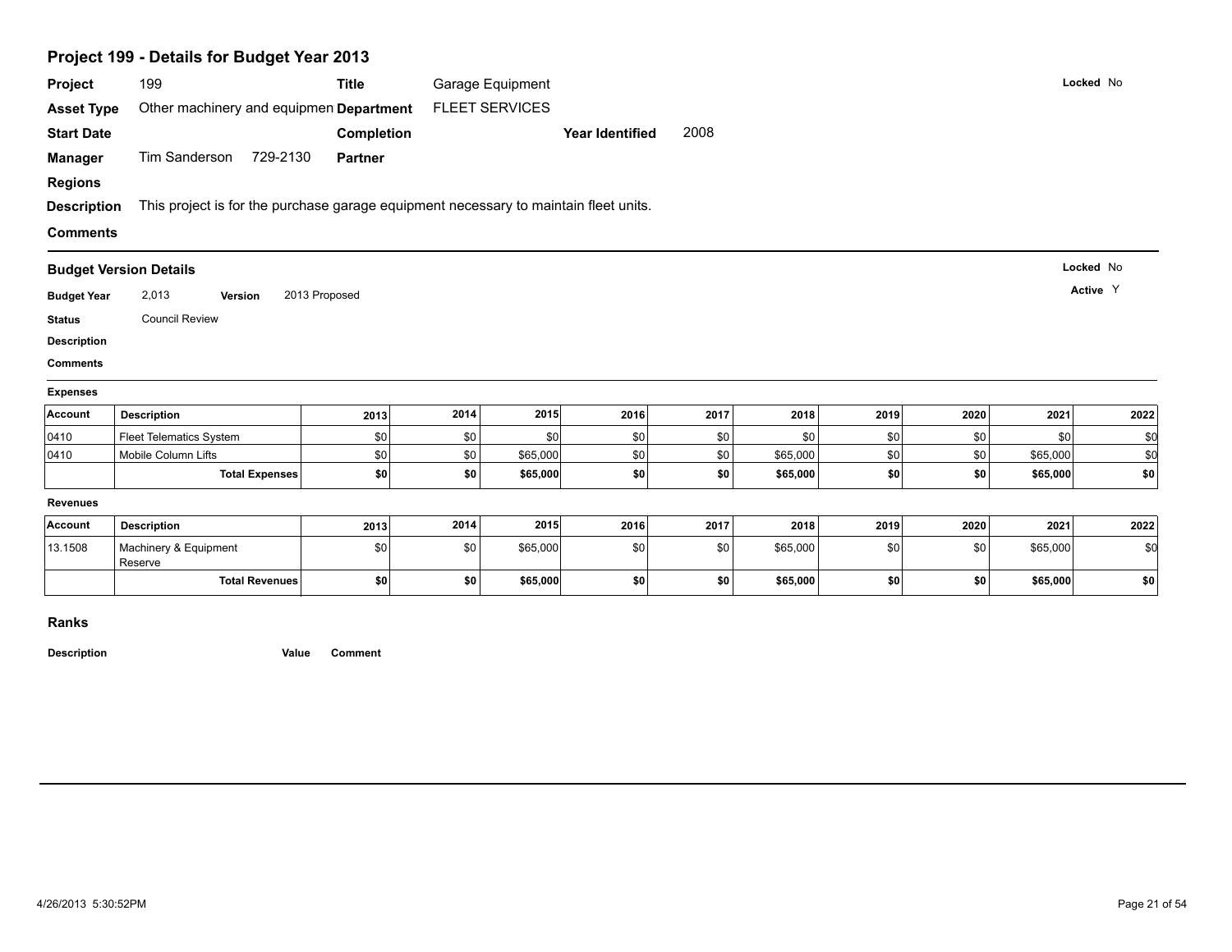## Project 199 - Details for Budget Year 2013

**Project** 199 **Title** Garage Equipment **Locked** No

**Asset Type** Other machinery and equipmen **Department** FLEET SERVICES

**Start Date** **Completion** **Year Identified** 2008

**Manager** Tim Sanderson 729-2130 **Partner**

**Regions**

**Description** This project is for the purchase garage equipment necessary to maintain fleet units.

**Comments**

### Budget Version Details

**Locked** No

**Active** Y

**Budget Year** 2,013 **Version** 2013 Proposed

**Status** Council Review

**Description**

**Comments**

**Expenses**

| Account | Description | 2013 | 2014 | 2015 | 2016 | 2017 | 2018 | 2019 | 2020 | 2021 | 2022 |
|---|---|---|---|---|---|---|---|---|---|---|---|
| 0410 | Fleet Telematics System | $0 | $0 | $0 | $0 | $0 | $0 | $0 | $0 | $0 | $0 |
| 0410 | Mobile Column Lifts | $0 | $0 | $65,000 | $0 | $0 | $65,000 | $0 | $0 | $65,000 | $0 |
| | **Total Expenses** | **$0** | **$0** | **$65,000** | **$0** | **$0** | **$65,000** | **$0** | **$0** | **$65,000** | **$0** |

**Revenues**

| Account | Description | 2013 | 2014 | 2015 | 2016 | 2017 | 2018 | 2019 | 2020 | 2021 | 2022 |
|---|---|---|---|---|---|---|---|---|---|---|---|
| 13.1508 | Machinery & Equipment Reserve | $0 | $0 | $65,000 | $0 | $0 | $65,000 | $0 | $0 | $65,000 | $0 |
| | **Total Revenues** | **$0** | **$0** | **$65,000** | **$0** | **$0** | **$65,000** | **$0** | **$0** | **$65,000** | **$0** |

### Ranks

**Description** **Value** **Comment**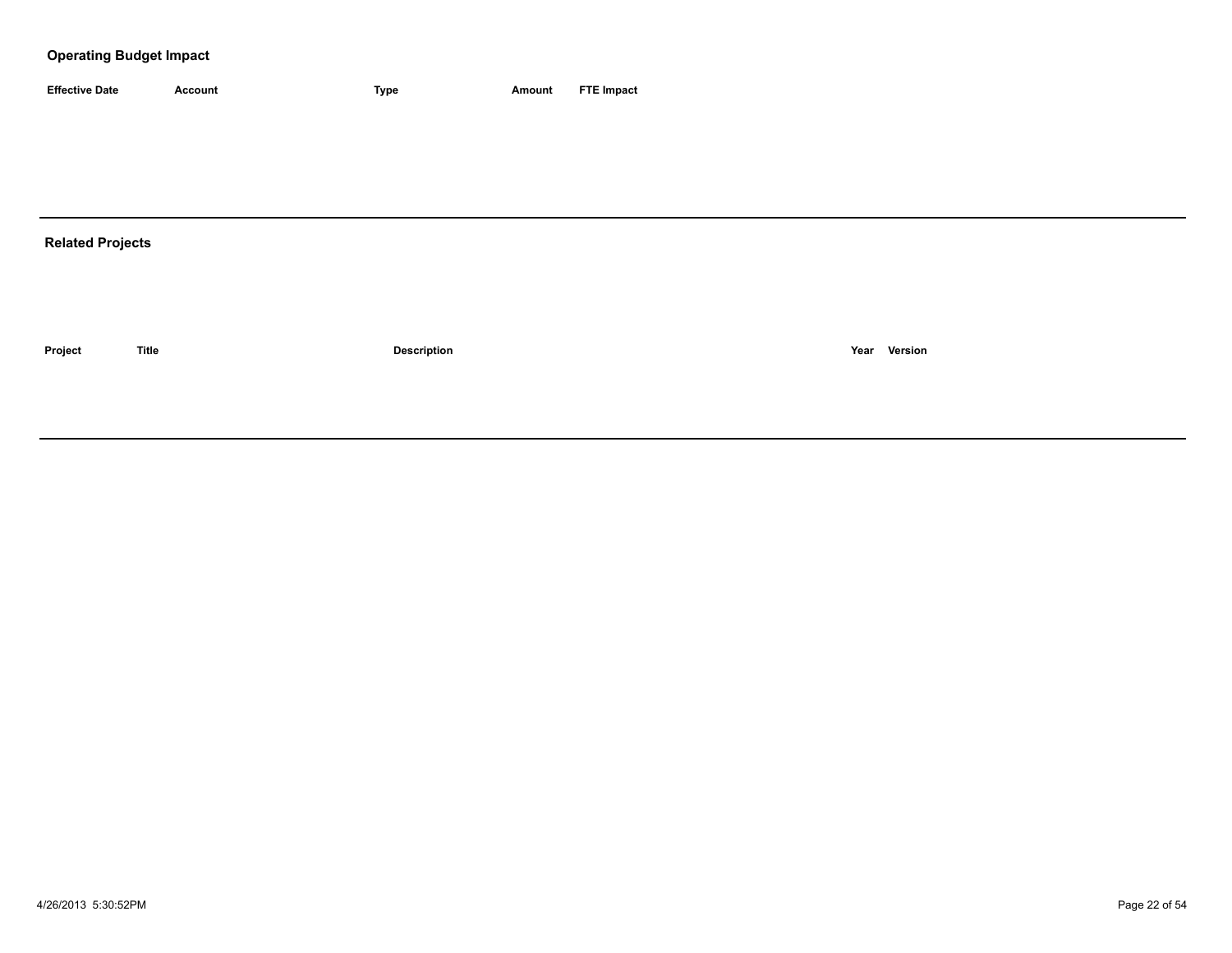## Operating Budget Impact

| Effective Date | Account | Type | Amount | FTE Impact |
|---|---|---|---|---|

---

## Related Projects

| Project | Title | Description | Year | Version |
|---|---|---|---|---|

---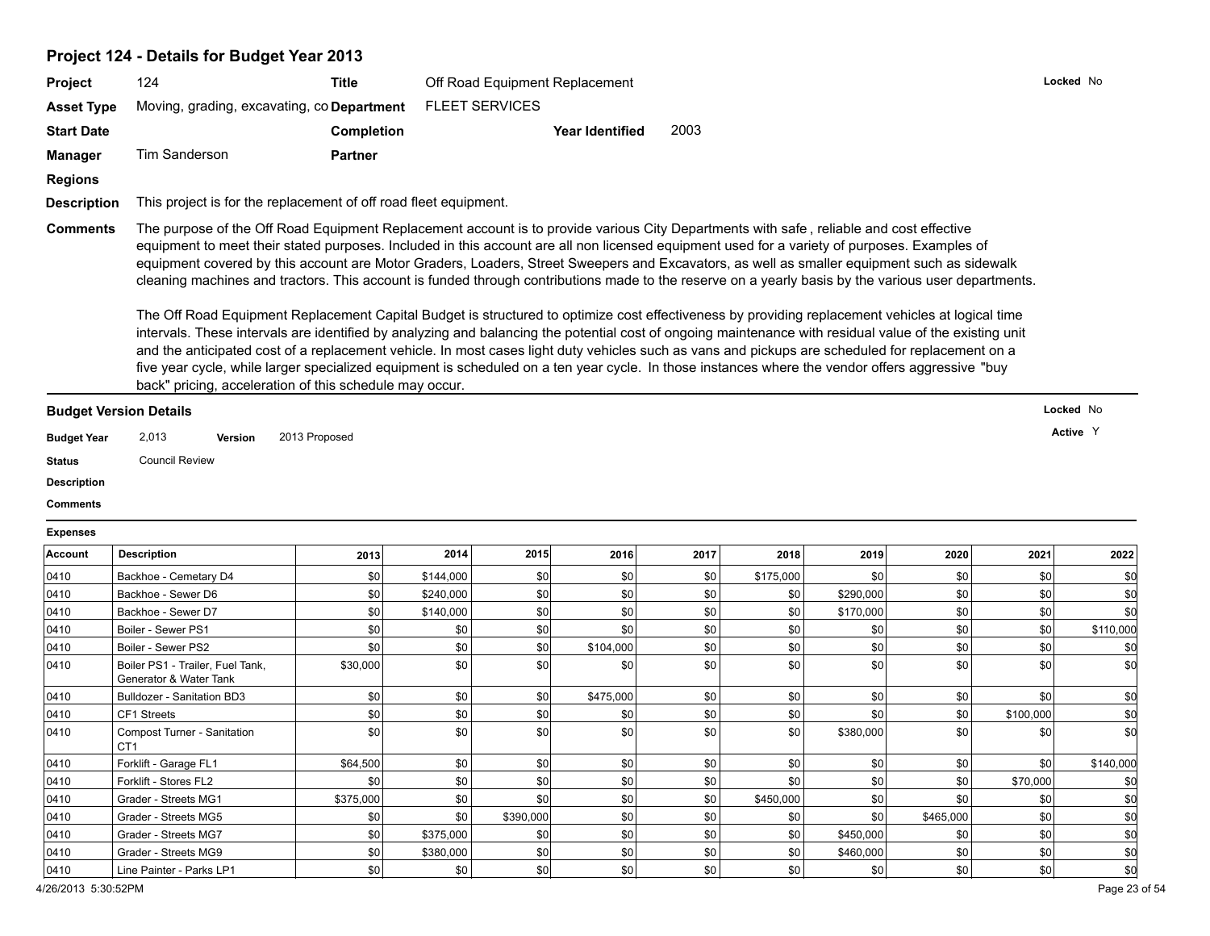## Project 124 - Details for Budget Year 2013

**Project** 124 **Title** Off Road Equipment Replacement **Locked** No

**Asset Type** Moving, grading, excavating, co **Department** FLEET SERVICES

**Start Date** **Completion** **Year Identified** 2003

**Manager** Tim Sanderson **Partner**

**Regions**

**Description** This project is for the replacement of off road fleet equipment.

**Comments** The purpose of the Off Road Equipment Replacement account is to provide various City Departments with safe , reliable and cost effective equipment to meet their stated purposes. Included in this account are all non licensed equipment used for a variety of purposes. Examples of equipment covered by this account are Motor Graders, Loaders, Street Sweepers and Excavators, as well as smaller equipment such as sidewalk cleaning machines and tractors. This account is funded through contributions made to the reserve on a yearly basis by the various user departments.

The Off Road Equipment Replacement Capital Budget is structured to optimize cost effectiveness by providing replacement vehicles at logical time intervals. These intervals are identified by analyzing and balancing the potential cost of ongoing maintenance with residual value of the existing unit and the anticipated cost of a replacement vehicle. In most cases light duty vehicles such as vans and pickups are scheduled for replacement on a five year cycle, while larger specialized equipment is scheduled on a ten year cycle. In those instances where the vendor offers aggressive "buy back" pricing, acceleration of this schedule may occur.

### Budget Version Details

**Locked** No

**Active** Y

**Budget Year** 2,013 **Version** 2013 Proposed

**Status** Council Review

**Description**

**Comments**

**Expenses**

| Account | Description | 2013 | 2014 | 2015 | 2016 | 2017 | 2018 | 2019 | 2020 | 2021 | 2022 |
|---|---|---|---|---|---|---|---|---|---|---|---|
| 0410 | Backhoe - Cemetary D4 | $0 | $144,000 | $0 | $0 | $0 | $175,000 | $0 | $0 | $0 | $0 |
| 0410 | Backhoe - Sewer D6 | $0 | $240,000 | $0 | $0 | $0 | $0 | $290,000 | $0 | $0 | $0 |
| 0410 | Backhoe - Sewer D7 | $0 | $140,000 | $0 | $0 | $0 | $0 | $170,000 | $0 | $0 | $0 |
| 0410 | Boiler - Sewer PS1 | $0 | $0 | $0 | $0 | $0 | $0 | $0 | $0 | $0 | $110,000 |
| 0410 | Boiler - Sewer PS2 | $0 | $0 | $0 | $104,000 | $0 | $0 | $0 | $0 | $0 | $0 |
| 0410 | Boiler PS1 - Trailer, Fuel Tank, Generator & Water Tank | $30,000 | $0 | $0 | $0 | $0 | $0 | $0 | $0 | $0 | $0 |
| 0410 | Bulldozer - Sanitation BD3 | $0 | $0 | $0 | $475,000 | $0 | $0 | $0 | $0 | $0 | $0 |
| 0410 | CF1 Streets | $0 | $0 | $0 | $0 | $0 | $0 | $0 | $0 | $100,000 | $0 |
| 0410 | Compost Turner - Sanitation CT1 | $0 | $0 | $0 | $0 | $0 | $0 | $380,000 | $0 | $0 | $0 |
| 0410 | Forklift - Garage FL1 | $64,500 | $0 | $0 | $0 | $0 | $0 | $0 | $0 | $0 | $140,000 |
| 0410 | Forklift - Stores FL2 | $0 | $0 | $0 | $0 | $0 | $0 | $0 | $0 | $70,000 | $0 |
| 0410 | Grader - Streets MG1 | $375,000 | $0 | $0 | $0 | $0 | $450,000 | $0 | $0 | $0 | $0 |
| 0410 | Grader - Streets MG5 | $0 | $0 | $390,000 | $0 | $0 | $0 | $0 | $465,000 | $0 | $0 |
| 0410 | Grader - Streets MG7 | $0 | $375,000 | $0 | $0 | $0 | $0 | $450,000 | $0 | $0 | $0 |
| 0410 | Grader - Streets MG9 | $0 | $380,000 | $0 | $0 | $0 | $0 | $460,000 | $0 | $0 | $0 |
| 0410 | Line Painter - Parks LP1 | $0 | $0 | $0 | $0 | $0 | $0 | $0 | $0 | $0 | $0 |

4/26/2013 5:30:52PM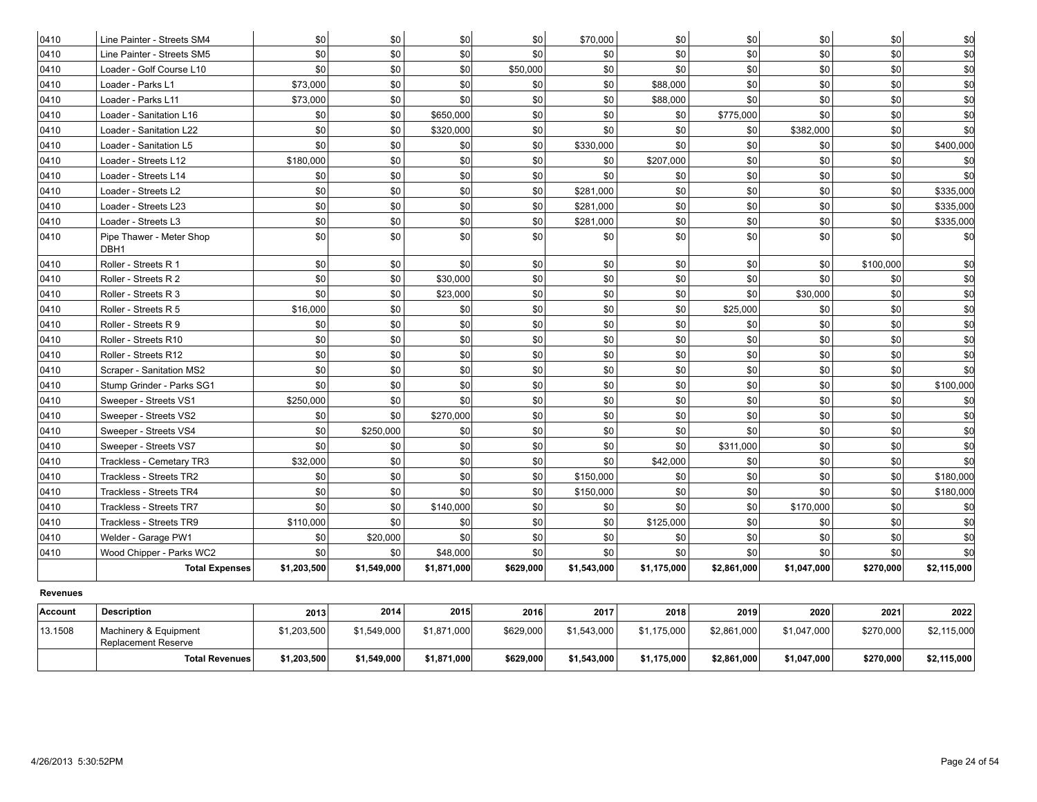| 0410 | Line Painter - Streets SM4 | $0 | $0 | $0 | $0 | $70,000 | $0 | $0 | $0 | $0 | $0 |
|---|---|---|---|---|---|---|---|---|---|---|---|
| 0410 | Line Painter - Streets SM5 | $0 | $0 | $0 | $0 | $0 | $0 | $0 | $0 | $0 | $0 |
| 0410 | Loader - Golf Course L10 | $0 | $0 | $0 | $50,000 | $0 | $0 | $0 | $0 | $0 | $0 |
| 0410 | Loader - Parks L1 | $73,000 | $0 | $0 | $0 | $0 | $88,000 | $0 | $0 | $0 | $0 |
| 0410 | Loader - Parks L11 | $73,000 | $0 | $0 | $0 | $0 | $88,000 | $0 | $0 | $0 | $0 |
| 0410 | Loader - Sanitation L16 | $0 | $0 | $650,000 | $0 | $0 | $0 | $775,000 | $0 | $0 | $0 |
| 0410 | Loader - Sanitation L22 | $0 | $0 | $320,000 | $0 | $0 | $0 | $0 | $382,000 | $0 | $0 |
| 0410 | Loader - Sanitation L5 | $0 | $0 | $0 | $0 | $330,000 | $0 | $0 | $0 | $0 | $400,000 |
| 0410 | Loader - Streets L12 | $180,000 | $0 | $0 | $0 | $0 | $207,000 | $0 | $0 | $0 | $0 |
| 0410 | Loader - Streets L14 | $0 | $0 | $0 | $0 | $0 | $0 | $0 | $0 | $0 | $0 |
| 0410 | Loader - Streets L2 | $0 | $0 | $0 | $0 | $281,000 | $0 | $0 | $0 | $0 | $335,000 |
| 0410 | Loader - Streets L23 | $0 | $0 | $0 | $0 | $281,000 | $0 | $0 | $0 | $0 | $335,000 |
| 0410 | Loader - Streets L3 | $0 | $0 | $0 | $0 | $281,000 | $0 | $0 | $0 | $0 | $335,000 |
| 0410 | Pipe Thawer - Meter Shop DBH1 | $0 | $0 | $0 | $0 | $0 | $0 | $0 | $0 | $0 | $0 |
| 0410 | Roller - Streets R 1 | $0 | $0 | $0 | $0 | $0 | $0 | $0 | $0 | $100,000 | $0 |
| 0410 | Roller - Streets R 2 | $0 | $0 | $30,000 | $0 | $0 | $0 | $0 | $0 | $0 | $0 |
| 0410 | Roller - Streets R 3 | $0 | $0 | $23,000 | $0 | $0 | $0 | $0 | $30,000 | $0 | $0 |
| 0410 | Roller - Streets R 5 | $16,000 | $0 | $0 | $0 | $0 | $0 | $25,000 | $0 | $0 | $0 |
| 0410 | Roller - Streets R 9 | $0 | $0 | $0 | $0 | $0 | $0 | $0 | $0 | $0 | $0 |
| 0410 | Roller - Streets R10 | $0 | $0 | $0 | $0 | $0 | $0 | $0 | $0 | $0 | $0 |
| 0410 | Roller - Streets R12 | $0 | $0 | $0 | $0 | $0 | $0 | $0 | $0 | $0 | $0 |
| 0410 | Scraper - Sanitation MS2 | $0 | $0 | $0 | $0 | $0 | $0 | $0 | $0 | $0 | $0 |
| 0410 | Stump Grinder - Parks SG1 | $0 | $0 | $0 | $0 | $0 | $0 | $0 | $0 | $0 | $100,000 |
| 0410 | Sweeper - Streets VS1 | $250,000 | $0 | $0 | $0 | $0 | $0 | $0 | $0 | $0 | $0 |
| 0410 | Sweeper - Streets VS2 | $0 | $0 | $270,000 | $0 | $0 | $0 | $0 | $0 | $0 | $0 |
| 0410 | Sweeper - Streets VS4 | $0 | $250,000 | $0 | $0 | $0 | $0 | $0 | $0 | $0 | $0 |
| 0410 | Sweeper - Streets VS7 | $0 | $0 | $0 | $0 | $0 | $0 | $311,000 | $0 | $0 | $0 |
| 0410 | Trackless - Cemetary TR3 | $32,000 | $0 | $0 | $0 | $0 | $42,000 | $0 | $0 | $0 | $0 |
| 0410 | Trackless - Streets TR2 | $0 | $0 | $0 | $0 | $150,000 | $0 | $0 | $0 | $0 | $180,000 |
| 0410 | Trackless - Streets TR4 | $0 | $0 | $0 | $0 | $150,000 | $0 | $0 | $0 | $0 | $180,000 |
| 0410 | Trackless - Streets TR7 | $0 | $0 | $140,000 | $0 | $0 | $0 | $0 | $170,000 | $0 | $0 |
| 0410 | Trackless - Streets TR9 | $110,000 | $0 | $0 | $0 | $0 | $125,000 | $0 | $0 | $0 | $0 |
| 0410 | Welder - Garage PW1 | $0 | $20,000 | $0 | $0 | $0 | $0 | $0 | $0 | $0 | $0 |
| 0410 | Wood Chipper - Parks WC2 | $0 | $0 | $48,000 | $0 | $0 | $0 | $0 | $0 | $0 | $0 |
| | **Total Expenses** | **$1,203,500** | **$1,549,000** | **$1,871,000** | **$629,000** | **$1,543,000** | **$1,175,000** | **$2,861,000** | **$1,047,000** | **$270,000** | **$2,115,000** |

**Revenues**

| Account | Description | 2013 | 2014 | 2015 | 2016 | 2017 | 2018 | 2019 | 2020 | 2021 | 2022 |
|---|---|---|---|---|---|---|---|---|---|---|---|
| 13.1508 | Machinery & Equipment Replacement Reserve | $1,203,500 | $1,549,000 | $1,871,000 | $629,000 | $1,543,000 | $1,175,000 | $2,861,000 | $1,047,000 | $270,000 | $2,115,000 |
| | **Total Revenues** | **$1,203,500** | **$1,549,000** | **$1,871,000** | **$629,000** | **$1,543,000** | **$1,175,000** | **$2,861,000** | **$1,047,000** | **$270,000** | **$2,115,000** |

4/26/2013 5:30:52PM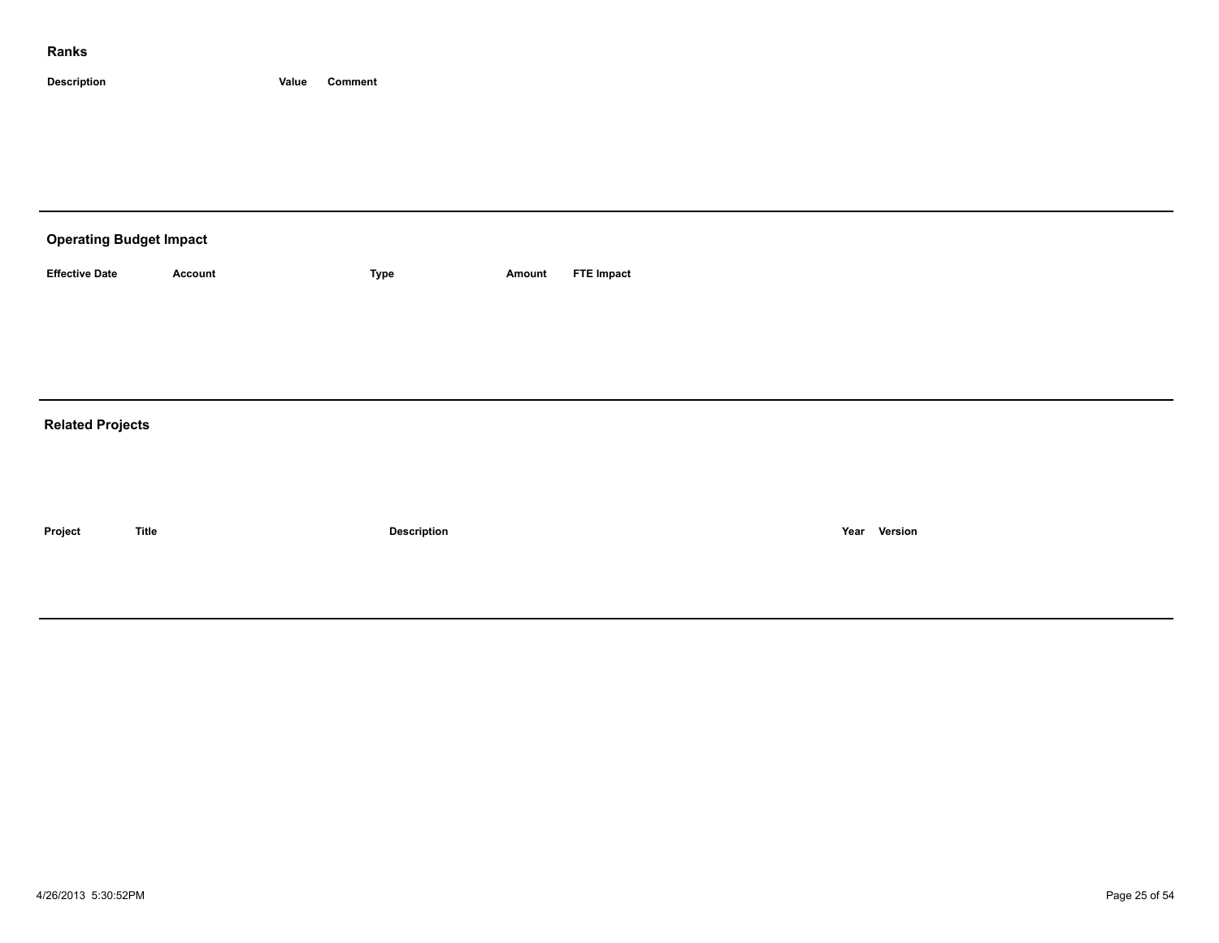## Ranks

| Description | Value | Comment |
|---|---|---|

---

## Operating Budget Impact

| Effective Date | Account | Type | Amount | FTE Impact |
|---|---|---|---|---|

---

## Related Projects

| Project | Title | Description | Year | Version |
|---|---|---|---|---|

---

4/26/2013 5:30:52PM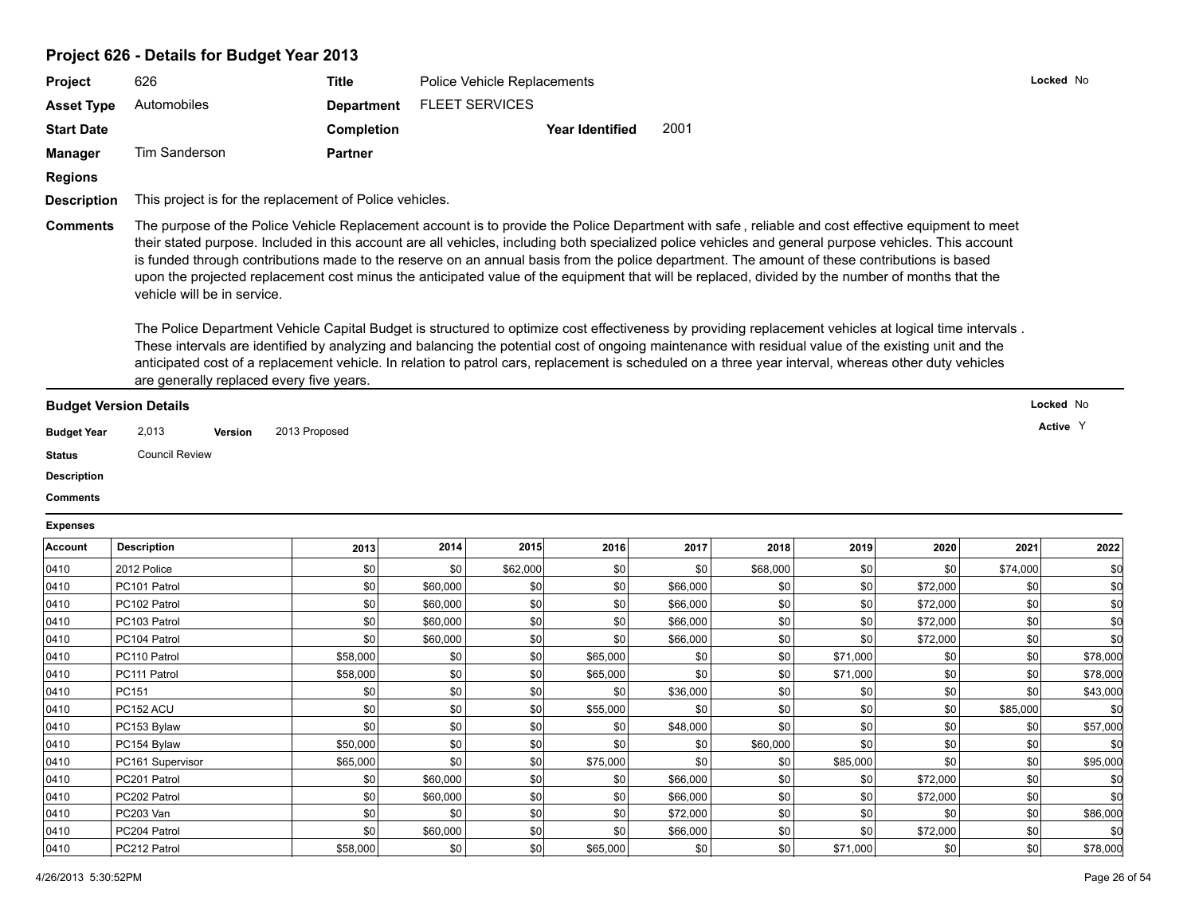## Project 626 - Details for Budget Year 2013

| | | | | | |
|---|---|---|---|---|---|
| **Project** | 626 | **Title** | Police Vehicle Replacements | | **Locked** No |
| **Asset Type** | Automobiles | **Department** | FLEET SERVICES | | |
| **Start Date** | | **Completion** | | **Year Identified** 2001 | |
| **Manager** | Tim Sanderson | **Partner** | | | |
| **Regions** | | | | | |

**Description** This project is for the replacement of Police vehicles.

**Comments** The purpose of the Police Vehicle Replacement account is to provide the Police Department with safe , reliable and cost effective equipment to meet their stated purpose. Included in this account are all vehicles, including both specialized police vehicles and general purpose vehicles. This account is funded through contributions made to the reserve on an annual basis from the police department. The amount of these contributions is based upon the projected replacement cost minus the anticipated value of the equipment that will be replaced, divided by the number of months that the vehicle will be in service.

The Police Department Vehicle Capital Budget is structured to optimize cost effectiveness by providing replacement vehicles at logical time intervals . These intervals are identified by analyzing and balancing the potential cost of ongoing maintenance with residual value of the existing unit and the anticipated cost of a replacement vehicle. In relation to patrol cars, replacement is scheduled on a three year interval, whereas other duty vehicles are generally replaced every five years.

### Budget Version Details

**Locked** No

**Active** Y

**Budget Year** 2,013 **Version** 2013 Proposed

**Status** Council Review

**Description**

**Comments**

**Expenses**

| Account | Description | 2013 | 2014 | 2015 | 2016 | 2017 | 2018 | 2019 | 2020 | 2021 | 2022 |
|---|---|---|---|---|---|---|---|---|---|---|---|
| 0410 | 2012 Police | $0 | $0 | $62,000 | $0 | $0 | $68,000 | $0 | $0 | $74,000 | $0 |
| 0410 | PC101 Patrol | $0 | $60,000 | $0 | $0 | $66,000 | $0 | $0 | $72,000 | $0 | $0 |
| 0410 | PC102 Patrol | $0 | $60,000 | $0 | $0 | $66,000 | $0 | $0 | $72,000 | $0 | $0 |
| 0410 | PC103 Patrol | $0 | $60,000 | $0 | $0 | $66,000 | $0 | $0 | $72,000 | $0 | $0 |
| 0410 | PC104 Patrol | $0 | $60,000 | $0 | $0 | $66,000 | $0 | $0 | $72,000 | $0 | $0 |
| 0410 | PC110 Patrol | $58,000 | $0 | $0 | $65,000 | $0 | $0 | $71,000 | $0 | $0 | $78,000 |
| 0410 | PC111 Patrol | $58,000 | $0 | $0 | $65,000 | $0 | $0 | $71,000 | $0 | $0 | $78,000 |
| 0410 | PC151 | $0 | $0 | $0 | $0 | $36,000 | $0 | $0 | $0 | $0 | $43,000 |
| 0410 | PC152 ACU | $0 | $0 | $0 | $55,000 | $0 | $0 | $0 | $0 | $85,000 | $0 |
| 0410 | PC153 Bylaw | $0 | $0 | $0 | $0 | $48,000 | $0 | $0 | $0 | $0 | $57,000 |
| 0410 | PC154 Bylaw | $50,000 | $0 | $0 | $0 | $0 | $60,000 | $0 | $0 | $0 | $0 |
| 0410 | PC161 Supervisor | $65,000 | $0 | $0 | $75,000 | $0 | $0 | $85,000 | $0 | $0 | $95,000 |
| 0410 | PC201 Patrol | $0 | $60,000 | $0 | $0 | $66,000 | $0 | $0 | $72,000 | $0 | $0 |
| 0410 | PC202 Patrol | $0 | $60,000 | $0 | $0 | $66,000 | $0 | $0 | $72,000 | $0 | $0 |
| 0410 | PC203 Van | $0 | $0 | $0 | $0 | $72,000 | $0 | $0 | $0 | $0 | $86,000 |
| 0410 | PC204 Patrol | $0 | $60,000 | $0 | $0 | $66,000 | $0 | $0 | $72,000 | $0 | $0 |
| 0410 | PC212 Patrol | $58,000 | $0 | $0 | $65,000 | $0 | $0 | $71,000 | $0 | $0 | $78,000 |

4/26/2013 5:30:52PM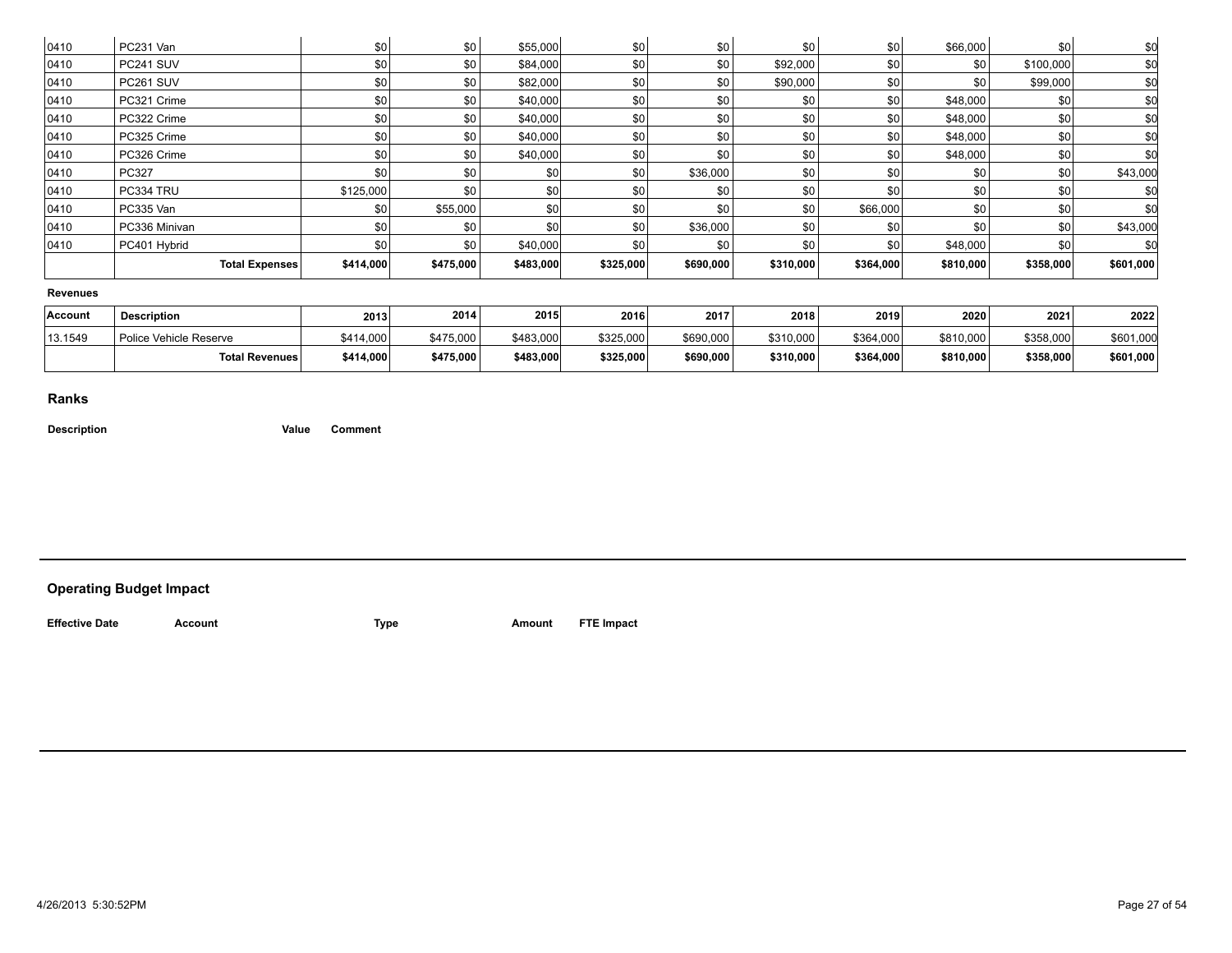| | | | | | | | | | | | |
|---|---|---|---|---|---|---|---|---|---|---|---|
| 0410 | PC231 Van | $0 | $0 | $55,000 | $0 | $0 | $0 | $0 | $66,000 | $0 | $0 |
| 0410 | PC241 SUV | $0 | $0 | $84,000 | $0 | $0 | $92,000 | $0 | $0 | $100,000 | $0 |
| 0410 | PC261 SUV | $0 | $0 | $82,000 | $0 | $0 | $90,000 | $0 | $0 | $99,000 | $0 |
| 0410 | PC321 Crime | $0 | $0 | $40,000 | $0 | $0 | $0 | $0 | $48,000 | $0 | $0 |
| 0410 | PC322 Crime | $0 | $0 | $40,000 | $0 | $0 | $0 | $0 | $48,000 | $0 | $0 |
| 0410 | PC325 Crime | $0 | $0 | $40,000 | $0 | $0 | $0 | $0 | $48,000 | $0 | $0 |
| 0410 | PC326 Crime | $0 | $0 | $40,000 | $0 | $0 | $0 | $0 | $48,000 | $0 | $0 |
| 0410 | PC327 | $0 | $0 | $0 | $0 | $36,000 | $0 | $0 | $0 | $0 | $43,000 |
| 0410 | PC334 TRU | $125,000 | $0 | $0 | $0 | $0 | $0 | $0 | $0 | $0 | $0 |
| 0410 | PC335 Van | $0 | $55,000 | $0 | $0 | $0 | $0 | $66,000 | $0 | $0 | $0 |
| 0410 | PC336 Minivan | $0 | $0 | $0 | $0 | $36,000 | $0 | $0 | $0 | $0 | $43,000 |
| 0410 | PC401 Hybrid | $0 | $0 | $40,000 | $0 | $0 | $0 | $0 | $48,000 | $0 | $0 |
| | **Total Expenses** | **$414,000** | **$475,000** | **$483,000** | **$325,000** | **$690,000** | **$310,000** | **$364,000** | **$810,000** | **$358,000** | **$601,000** |

**Revenues**

| Account | Description | 2013 | 2014 | 2015 | 2016 | 2017 | 2018 | 2019 | 2020 | 2021 | 2022 |
|---|---|---|---|---|---|---|---|---|---|---|---|
| 13.1549 | Police Vehicle Reserve | $414,000 | $475,000 | $483,000 | $325,000 | $690,000 | $310,000 | $364,000 | $810,000 | $358,000 | $601,000 |
| | **Total Revenues** | **$414,000** | **$475,000** | **$483,000** | **$325,000** | **$690,000** | **$310,000** | **$364,000** | **$810,000** | **$358,000** | **$601,000** |

## Ranks

| Description | Value | Comment |
|---|---|---|

## Operating Budget Impact

| Effective Date | Account | Type | Amount | FTE Impact |
|---|---|---|---|---|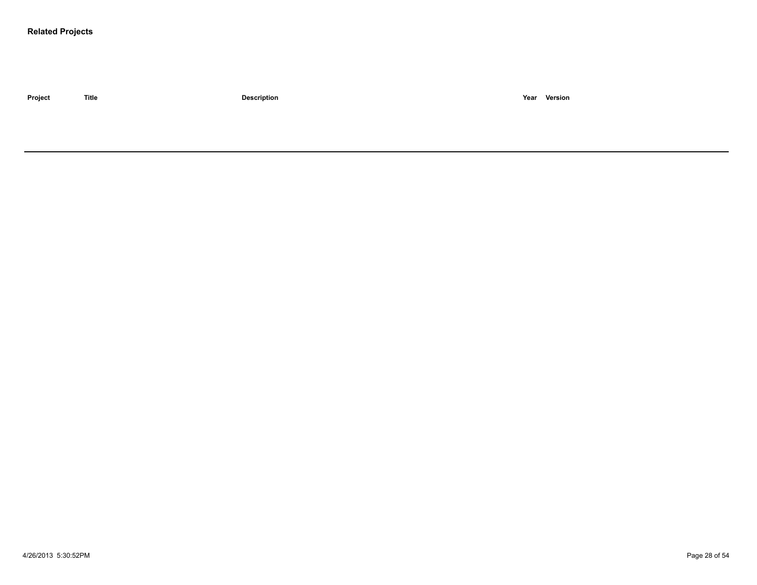**Related Projects**

| Project | Title | Description | Year | Version |
| --- | --- | --- | --- | --- |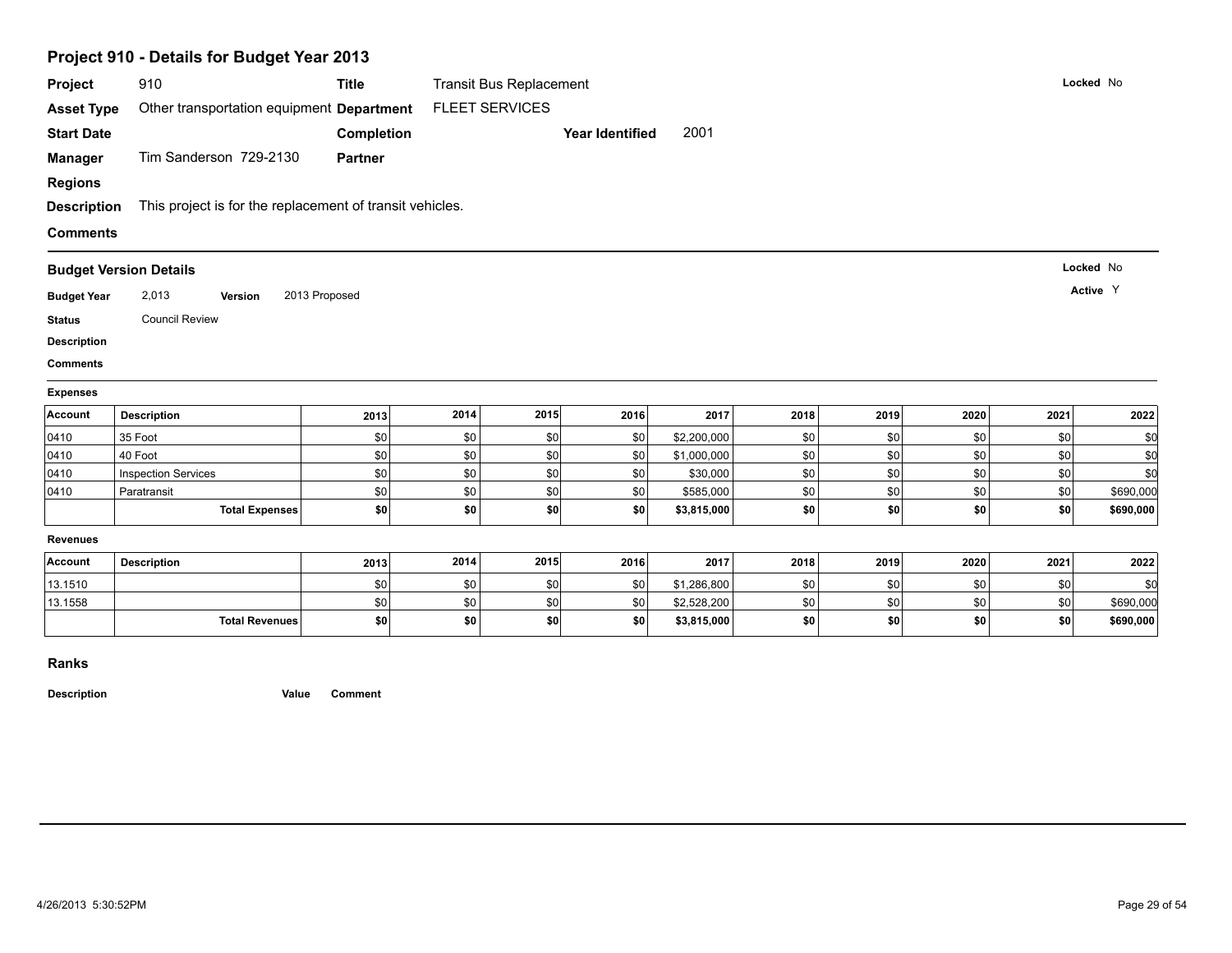# Project 910 - Details for Budget Year 2013

**Project** 910 **Title** Transit Bus Replacement **Locked** No

**Asset Type** Other transportation equipment **Department** FLEET SERVICES

**Start Date** **Completion** **Year Identified** 2001

**Manager** Tim Sanderson 729-2130 **Partner**

**Regions**

**Description** This project is for the replacement of transit vehicles.

**Comments**

## Budget Version Details

**Locked** No

**Active** Y

**Budget Year** 2,013 **Version** 2013 Proposed

**Status** Council Review

**Description**

**Comments**

### Expenses

| Account | Description | 2013 | 2014 | 2015 | 2016 | 2017 | 2018 | 2019 | 2020 | 2021 | 2022 |
|---|---|---|---|---|---|---|---|---|---|---|---|
| 0410 | 35 Foot | $0 | $0 | $0 | $0 | $2,200,000 | $0 | $0 | $0 | $0 | $0 |
| 0410 | 40 Foot | $0 | $0 | $0 | $0 | $1,000,000 | $0 | $0 | $0 | $0 | $0 |
| 0410 | Inspection Services | $0 | $0 | $0 | $0 | $30,000 | $0 | $0 | $0 | $0 | $0 |
| 0410 | Paratransit | $0 | $0 | $0 | $0 | $585,000 | $0 | $0 | $0 | $0 | $690,000 |
| | **Total Expenses** | **$0** | **$0** | **$0** | **$0** | **$3,815,000** | **$0** | **$0** | **$0** | **$0** | **$690,000** |

### Revenues

| Account | Description | 2013 | 2014 | 2015 | 2016 | 2017 | 2018 | 2019 | 2020 | 2021 | 2022 |
|---|---|---|---|---|---|---|---|---|---|---|---|
| 13.1510 | | $0 | $0 | $0 | $0 | $1,286,800 | $0 | $0 | $0 | $0 | $0 |
| 13.1558 | | $0 | $0 | $0 | $0 | $2,528,200 | $0 | $0 | $0 | $0 | $690,000 |
| | **Total Revenues** | **$0** | **$0** | **$0** | **$0** | **$3,815,000** | **$0** | **$0** | **$0** | **$0** | **$690,000** |

## Ranks

| Description | Value | Comment |
|---|---|---|

4/26/2013 5:30:52PM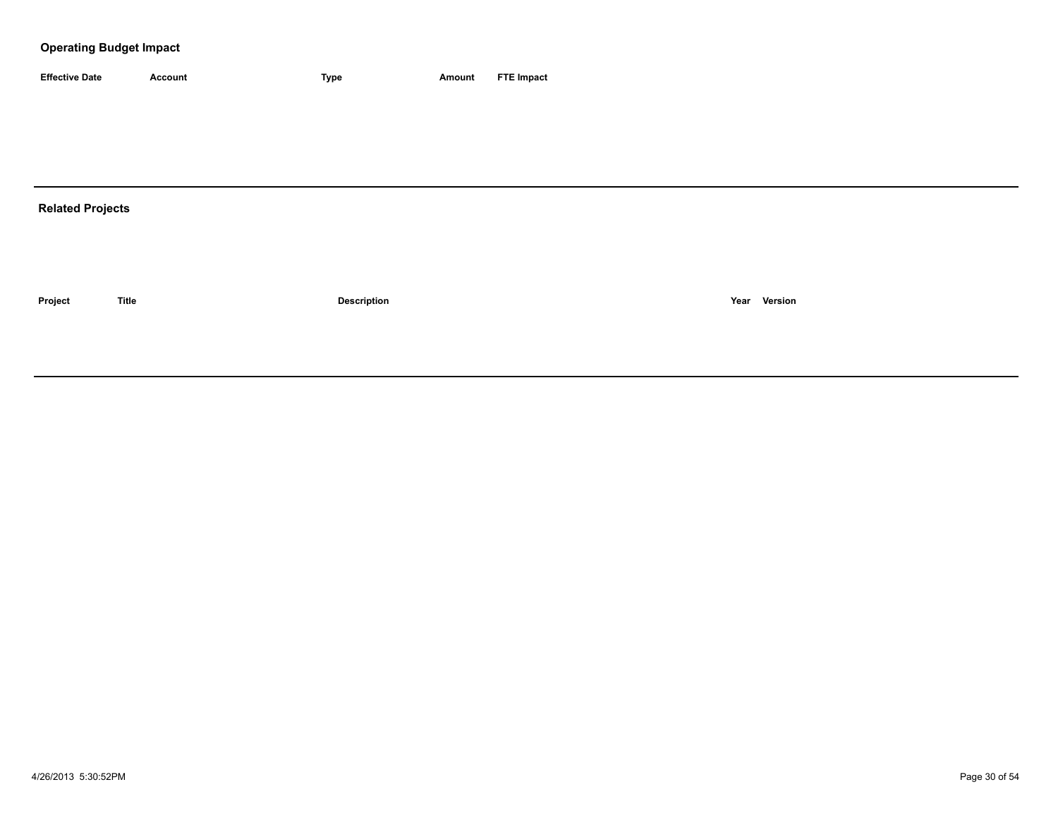## Operating Budget Impact

| Effective Date | Account | Type | Amount | FTE Impact |
|---|---|---|---|---|

## Related Projects

| Project | Title | Description | Year | Version |
|---|---|---|---|---|

4/26/2013 5:30:52PM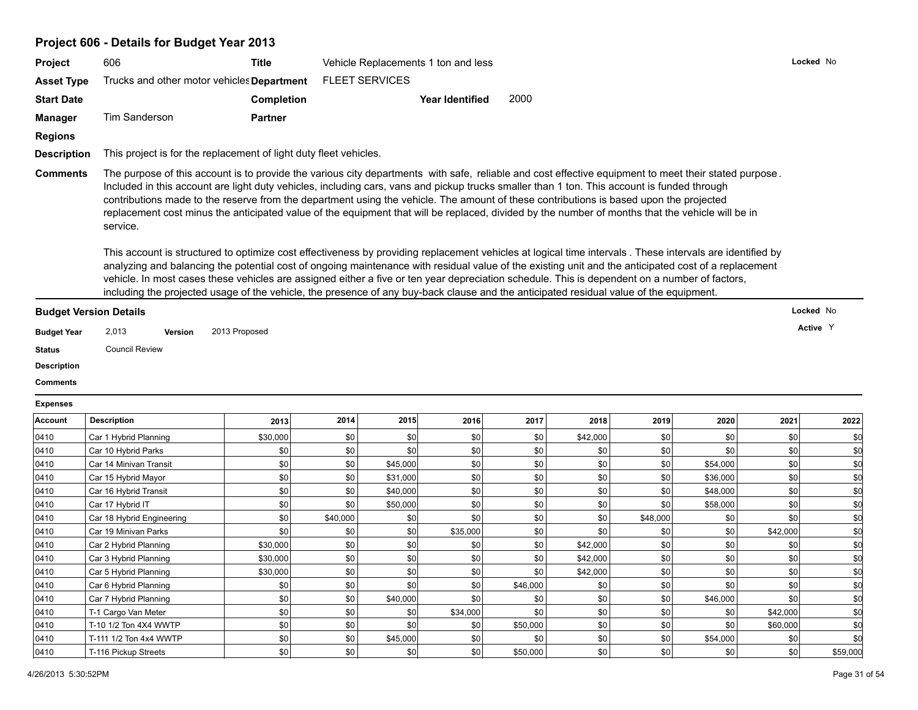## Project 606 - Details for Budget Year 2013

| | | | | | |
|---|---|---|---|---|---|
| **Project** | 606 | **Title** | Vehicle Replacements 1 ton and less | | **Locked** No |
| **Asset Type** | Trucks and other motor vehicles | **Department** | FLEET SERVICES | | |
| **Start Date** | | **Completion** | | **Year Identified** 2000 | |
| **Manager** | Tim Sanderson | **Partner** | | | |
| **Regions** | | | | | |

**Description** This project is for the replacement of light duty fleet vehicles.

**Comments** The purpose of this account is to provide the various city departments with safe, reliable and cost effective equipment to meet their stated purpose. Included in this account are light duty vehicles, including cars, vans and pickup trucks smaller than 1 ton. This account is funded through contributions made to the reserve from the department using the vehicle. The amount of these contributions is based upon the projected replacement cost minus the anticipated value of the equipment that will be replaced, divided by the number of months that the vehicle will be in service.

This account is structured to optimize cost effectiveness by providing replacement vehicles at logical time intervals. These intervals are identified by analyzing and balancing the potential cost of ongoing maintenance with residual value of the existing unit and the anticipated cost of a replacement vehicle. In most cases these vehicles are assigned either a five or ten year depreciation schedule. This is dependent on a number of factors, including the projected usage of the vehicle, the presence of any buy-back clause and the anticipated residual value of the equipment.

### Budget Version Details

**Locked** No

**Active** Y

**Budget Year** 2,013 **Version** 2013 Proposed

**Status** Council Review

**Description**

**Comments**

**Expenses**

| Account | Description | 2013 | 2014 | 2015 | 2016 | 2017 | 2018 | 2019 | 2020 | 2021 | 2022 |
|---|---|---|---|---|---|---|---|---|---|---|---|
| 0410 | Car 1 Hybrid Planning | $30,000 | $0 | $0 | $0 | $0 | $42,000 | $0 | $0 | $0 | $0 |
| 0410 | Car 10 Hybrid Parks | $0 | $0 | $0 | $0 | $0 | $0 | $0 | $0 | $0 | $0 |
| 0410 | Car 14 Minivan Transit | $0 | $0 | $45,000 | $0 | $0 | $0 | $0 | $54,000 | $0 | $0 |
| 0410 | Car 15 Hybrid Mayor | $0 | $0 | $31,000 | $0 | $0 | $0 | $0 | $36,000 | $0 | $0 |
| 0410 | Car 16 Hybrid Transit | $0 | $0 | $40,000 | $0 | $0 | $0 | $0 | $48,000 | $0 | $0 |
| 0410 | Car 17 Hybrid IT | $0 | $0 | $50,000 | $0 | $0 | $0 | $0 | $58,000 | $0 | $0 |
| 0410 | Car 18 Hybrid Engineering | $0 | $40,000 | $0 | $0 | $0 | $0 | $48,000 | $0 | $0 | $0 |
| 0410 | Car 19 Minivan Parks | $0 | $0 | $0 | $35,000 | $0 | $0 | $0 | $0 | $42,000 | $0 |
| 0410 | Car 2 Hybrid Planning | $30,000 | $0 | $0 | $0 | $0 | $42,000 | $0 | $0 | $0 | $0 |
| 0410 | Car 3 Hybrid Planning | $30,000 | $0 | $0 | $0 | $0 | $42,000 | $0 | $0 | $0 | $0 |
| 0410 | Car 5 Hybrid Planning | $30,000 | $0 | $0 | $0 | $0 | $42,000 | $0 | $0 | $0 | $0 |
| 0410 | Car 6 Hybrid Planning | $0 | $0 | $0 | $0 | $46,000 | $0 | $0 | $0 | $0 | $0 |
| 0410 | Car 7 Hybrid Planning | $0 | $0 | $40,000 | $0 | $0 | $0 | $0 | $46,000 | $0 | $0 |
| 0410 | T-1 Cargo Van Meter | $0 | $0 | $0 | $34,000 | $0 | $0 | $0 | $0 | $42,000 | $0 |
| 0410 | T-10 1/2 Ton 4X4 WWTP | $0 | $0 | $0 | $0 | $50,000 | $0 | $0 | $0 | $60,000 | $0 |
| 0410 | T-111 1/2 Ton 4x4 WWTP | $0 | $0 | $45,000 | $0 | $0 | $0 | $0 | $54,000 | $0 | $0 |
| 0410 | T-116 Pickup Streets | $0 | $0 | $0 | $0 | $50,000 | $0 | $0 | $0 | $0 | $59,000 |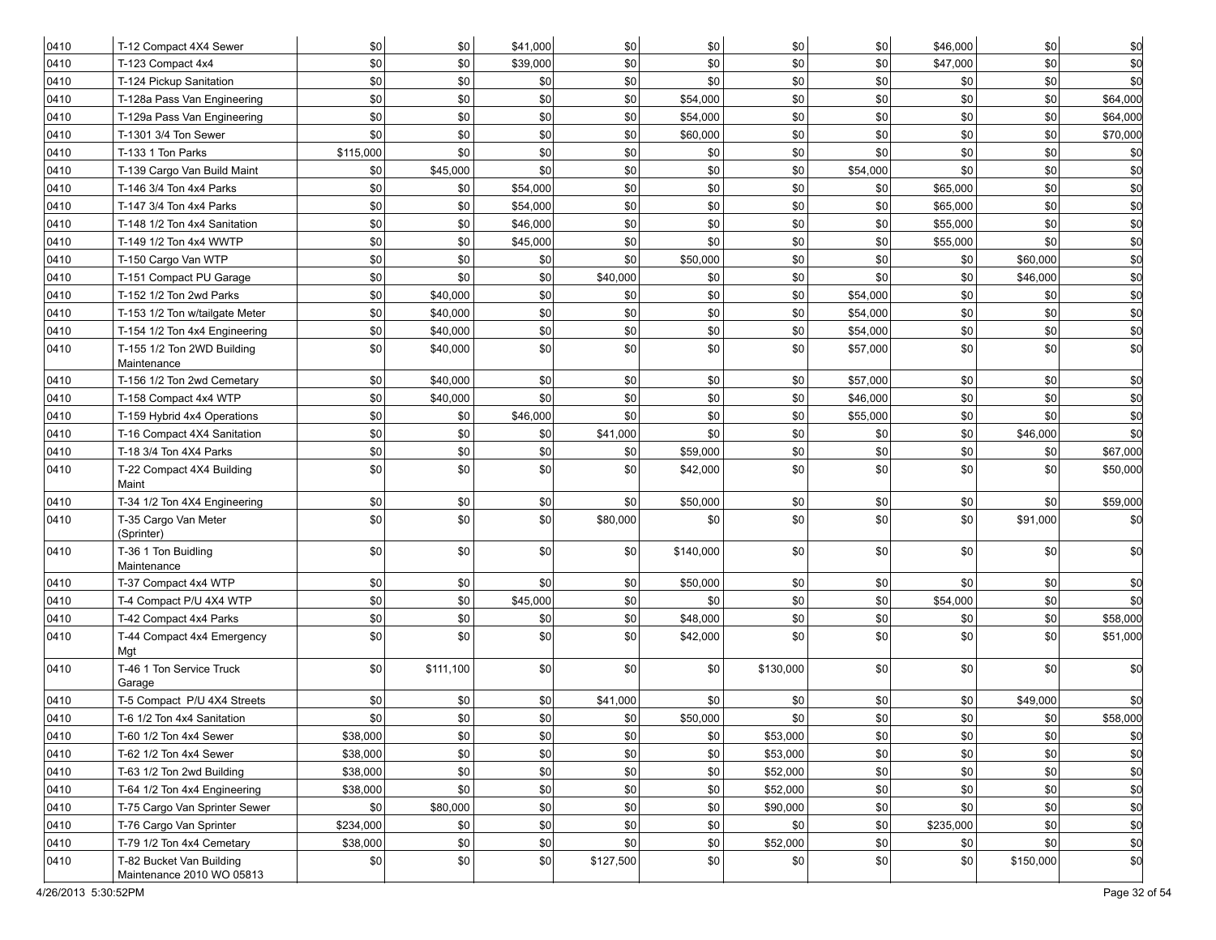| | | | | | | | | | | | |
|---|---|---|---|---|---|---|---|---|---|---|---|
| 0410 | T-12 Compact 4X4 Sewer | $0 | $0 | $41,000 | $0 | $0 | $0 | $0 | $46,000 | $0 | $0 |
| 0410 | T-123 Compact 4x4 | $0 | $0 | $39,000 | $0 | $0 | $0 | $0 | $47,000 | $0 | $0 |
| 0410 | T-124 Pickup Sanitation | $0 | $0 | $0 | $0 | $0 | $0 | $0 | $0 | $0 | $0 |
| 0410 | T-128a Pass Van Engineering | $0 | $0 | $0 | $0 | $54,000 | $0 | $0 | $0 | $0 | $64,000 |
| 0410 | T-129a Pass Van Engineering | $0 | $0 | $0 | $0 | $54,000 | $0 | $0 | $0 | $0 | $64,000 |
| 0410 | T-1301 3/4 Ton Sewer | $0 | $0 | $0 | $0 | $60,000 | $0 | $0 | $0 | $0 | $70,000 |
| 0410 | T-133 1 Ton Parks | $115,000 | $0 | $0 | $0 | $0 | $0 | $0 | $0 | $0 | $0 |
| 0410 | T-139 Cargo Van Build Maint | $0 | $45,000 | $0 | $0 | $0 | $0 | $54,000 | $0 | $0 | $0 |
| 0410 | T-146 3/4 Ton 4x4 Parks | $0 | $0 | $54,000 | $0 | $0 | $0 | $0 | $65,000 | $0 | $0 |
| 0410 | T-147 3/4 Ton 4x4 Parks | $0 | $0 | $54,000 | $0 | $0 | $0 | $0 | $65,000 | $0 | $0 |
| 0410 | T-148 1/2 Ton 4x4 Sanitation | $0 | $0 | $46,000 | $0 | $0 | $0 | $0 | $55,000 | $0 | $0 |
| 0410 | T-149 1/2 Ton 4x4 WWTP | $0 | $0 | $45,000 | $0 | $0 | $0 | $0 | $55,000 | $0 | $0 |
| 0410 | T-150 Cargo Van WTP | $0 | $0 | $0 | $0 | $50,000 | $0 | $0 | $0 | $60,000 | $0 |
| 0410 | T-151 Compact PU Garage | $0 | $0 | $0 | $40,000 | $0 | $0 | $0 | $0 | $46,000 | $0 |
| 0410 | T-152 1/2 Ton 2wd Parks | $0 | $40,000 | $0 | $0 | $0 | $0 | $54,000 | $0 | $0 | $0 |
| 0410 | T-153 1/2 Ton w/tailgate Meter | $0 | $40,000 | $0 | $0 | $0 | $0 | $54,000 | $0 | $0 | $0 |
| 0410 | T-154 1/2 Ton 4x4 Engineering | $0 | $40,000 | $0 | $0 | $0 | $0 | $54,000 | $0 | $0 | $0 |
| 0410 | T-155 1/2 Ton 2WD Building Maintenance | $0 | $40,000 | $0 | $0 | $0 | $0 | $57,000 | $0 | $0 | $0 |
| 0410 | T-156 1/2 Ton 2wd Cemetary | $0 | $40,000 | $0 | $0 | $0 | $0 | $57,000 | $0 | $0 | $0 |
| 0410 | T-158 Compact 4x4 WTP | $0 | $40,000 | $0 | $0 | $0 | $0 | $46,000 | $0 | $0 | $0 |
| 0410 | T-159 Hybrid 4x4 Operations | $0 | $0 | $46,000 | $0 | $0 | $0 | $55,000 | $0 | $0 | $0 |
| 0410 | T-16 Compact 4X4 Sanitation | $0 | $0 | $0 | $41,000 | $0 | $0 | $0 | $0 | $46,000 | $0 |
| 0410 | T-18 3/4 Ton 4X4 Parks | $0 | $0 | $0 | $0 | $59,000 | $0 | $0 | $0 | $0 | $67,000 |
| 0410 | T-22 Compact 4X4 Building Maint | $0 | $0 | $0 | $0 | $42,000 | $0 | $0 | $0 | $0 | $50,000 |
| 0410 | T-34 1/2 Ton 4X4 Engineering | $0 | $0 | $0 | $0 | $50,000 | $0 | $0 | $0 | $0 | $59,000 |
| 0410 | T-35 Cargo Van Meter (Sprinter) | $0 | $0 | $0 | $80,000 | $0 | $0 | $0 | $0 | $91,000 | $0 |
| 0410 | T-36 1 Ton Buidling Maintenance | $0 | $0 | $0 | $0 | $140,000 | $0 | $0 | $0 | $0 | $0 |
| 0410 | T-37 Compact 4x4 WTP | $0 | $0 | $0 | $0 | $50,000 | $0 | $0 | $0 | $0 | $0 |
| 0410 | T-4 Compact P/U 4X4 WTP | $0 | $0 | $45,000 | $0 | $0 | $0 | $0 | $54,000 | $0 | $0 |
| 0410 | T-42 Compact 4x4 Parks | $0 | $0 | $0 | $0 | $48,000 | $0 | $0 | $0 | $0 | $58,000 |
| 0410 | T-44 Compact 4x4 Emergency Mgt | $0 | $0 | $0 | $0 | $42,000 | $0 | $0 | $0 | $0 | $51,000 |
| 0410 | T-46 1 Ton Service Truck Garage | $0 | $111,100 | $0 | $0 | $0 | $130,000 | $0 | $0 | $0 | $0 |
| 0410 | T-5 Compact P/U 4X4 Streets | $0 | $0 | $0 | $41,000 | $0 | $0 | $0 | $0 | $49,000 | $0 |
| 0410 | T-6 1/2 Ton 4x4 Sanitation | $0 | $0 | $0 | $0 | $50,000 | $0 | $0 | $0 | $0 | $58,000 |
| 0410 | T-60 1/2 Ton 4x4 Sewer | $38,000 | $0 | $0 | $0 | $0 | $53,000 | $0 | $0 | $0 | $0 |
| 0410 | T-62 1/2 Ton 4x4 Sewer | $38,000 | $0 | $0 | $0 | $0 | $53,000 | $0 | $0 | $0 | $0 |
| 0410 | T-63 1/2 Ton 2wd Building | $38,000 | $0 | $0 | $0 | $0 | $52,000 | $0 | $0 | $0 | $0 |
| 0410 | T-64 1/2 Ton 4x4 Engineering | $38,000 | $0 | $0 | $0 | $0 | $52,000 | $0 | $0 | $0 | $0 |
| 0410 | T-75 Cargo Van Sprinter Sewer | $0 | $80,000 | $0 | $0 | $0 | $90,000 | $0 | $0 | $0 | $0 |
| 0410 | T-76 Cargo Van Sprinter | $234,000 | $0 | $0 | $0 | $0 | $0 | $0 | $235,000 | $0 | $0 |
| 0410 | T-79 1/2 Ton 4x4 Cemetary | $38,000 | $0 | $0 | $0 | $0 | $52,000 | $0 | $0 | $0 | $0 |
| 0410 | T-82 Bucket Van Building Maintenance 2010 WO 05813 | $0 | $0 | $0 | $127,500 | $0 | $0 | $0 | $0 | $150,000 | $0 |

4/26/2013 5:30:52PM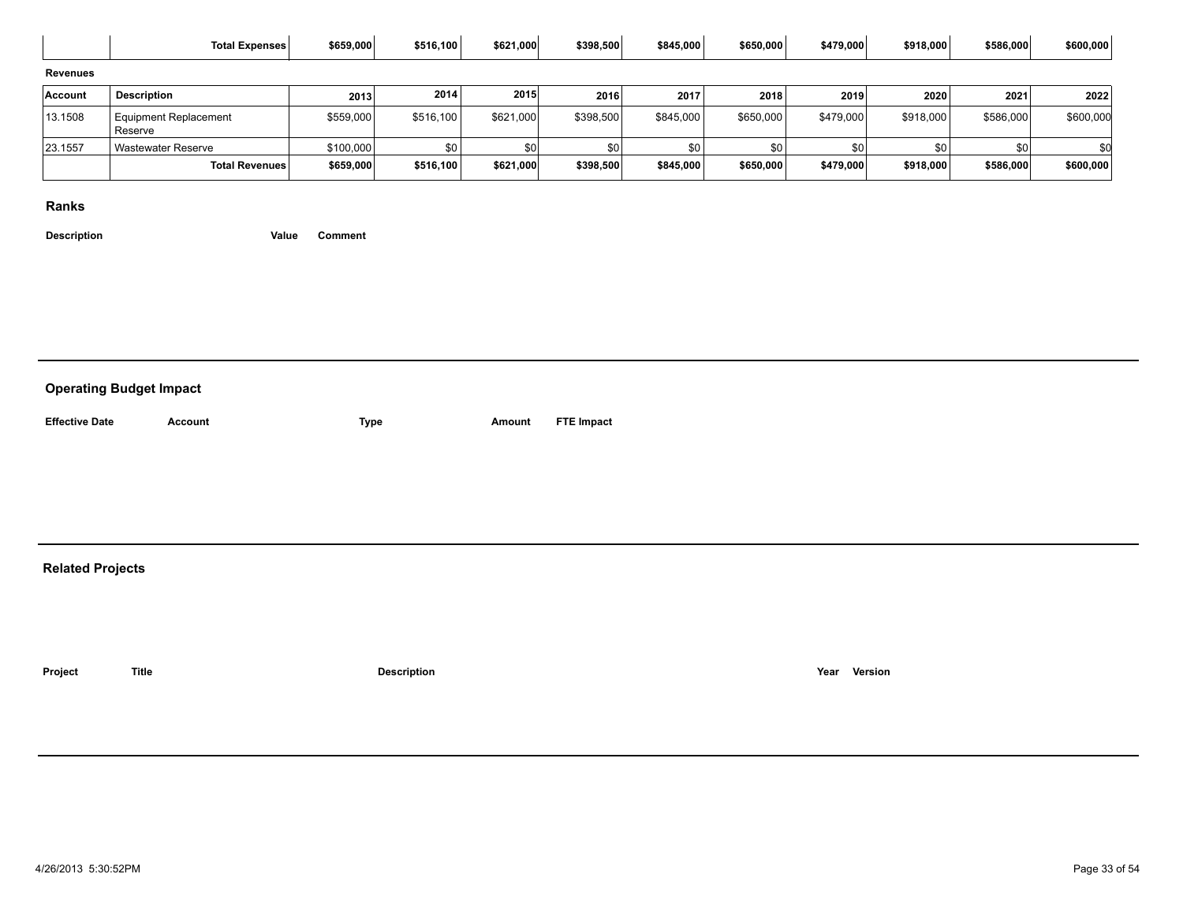| | Total Expenses | $659,000 | $516,100 | $621,000 | $398,500 | $845,000 | $650,000 | $479,000 | $918,000 | $586,000 | $600,000 |
|---|---|---|---|---|---|---|---|---|---|---|---|

**Revenues**

| Account | Description | 2013 | 2014 | 2015 | 2016 | 2017 | 2018 | 2019 | 2020 | 2021 | 2022 |
|---|---|---|---|---|---|---|---|---|---|---|---|
| 13.1508 | Equipment Replacement Reserve | $559,000 | $516,100 | $621,000 | $398,500 | $845,000 | $650,000 | $479,000 | $918,000 | $586,000 | $600,000 |
| 23.1557 | Wastewater Reserve | $100,000 | $0 | $0 | $0 | $0 | $0 | $0 | $0 | $0 | $0 |
| | **Total Revenues** | **$659,000** | **$516,100** | **$621,000** | **$398,500** | **$845,000** | **$650,000** | **$479,000** | **$918,000** | **$586,000** | **$600,000** |

## Ranks

| Description | Value | Comment |
|---|---|---|

## Operating Budget Impact

| Effective Date | Account | Type | Amount | FTE Impact |
|---|---|---|---|---|

## Related Projects

| Project | Title | Description | Year | Version |
|---|---|---|---|---|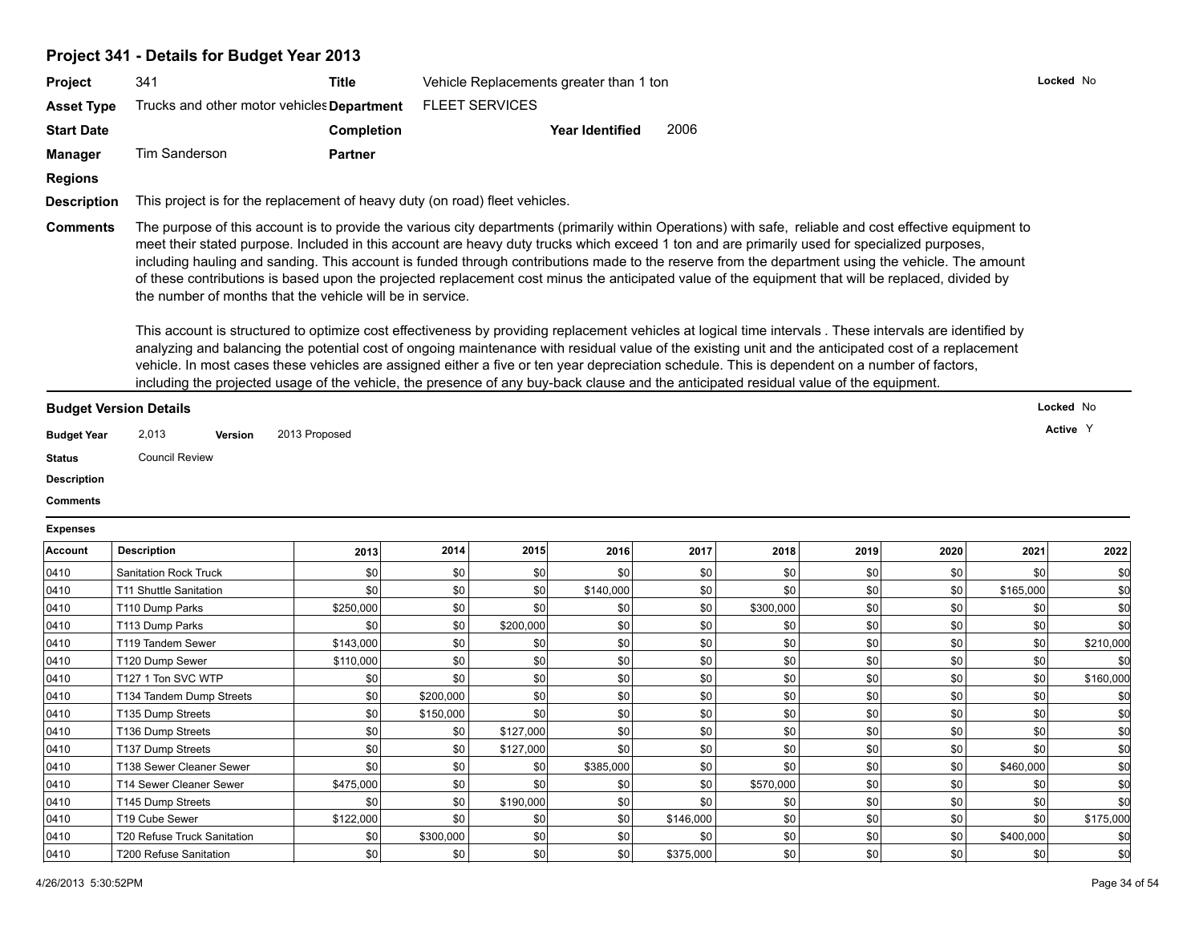## Project 341 - Details for Budget Year 2013

**Project** 341 **Title** Vehicle Replacements greater than 1 ton **Locked** No

**Asset Type** Trucks and other motor vehicles **Department** FLEET SERVICES

**Start Date** **Completion** **Year Identified** 2006

**Manager** Tim Sanderson **Partner**

**Regions**

**Description** This project is for the replacement of heavy duty (on road) fleet vehicles.

**Comments** The purpose of this account is to provide the various city departments (primarily within Operations) with safe, reliable and cost effective equipment to meet their stated purpose. Included in this account are heavy duty trucks which exceed 1 ton and are primarily used for specialized purposes, including hauling and sanding. This account is funded through contributions made to the reserve from the department using the vehicle. The amount of these contributions is based upon the projected replacement cost minus the anticipated value of the equipment that will be replaced, divided by the number of months that the vehicle will be in service.

This account is structured to optimize cost effectiveness by providing replacement vehicles at logical time intervals . These intervals are identified by analyzing and balancing the potential cost of ongoing maintenance with residual value of the existing unit and the anticipated cost of a replacement vehicle. In most cases these vehicles are assigned either a five or ten year depreciation schedule. This is dependent on a number of factors, including the projected usage of the vehicle, the presence of any buy-back clause and the anticipated residual value of the equipment.

### Budget Version Details

**Locked** No

**Active** Y

**Budget Year** 2,013 **Version** 2013 Proposed

**Status** Council Review

**Description**

**Comments**

**Expenses**

| Account | Description | 2013 | 2014 | 2015 | 2016 | 2017 | 2018 | 2019 | 2020 | 2021 | 2022 |
|---|---|---|---|---|---|---|---|---|---|---|---|
| 0410 | Sanitation Rock Truck | $0 | $0 | $0 | $0 | $0 | $0 | $0 | $0 | $0 | $0 |
| 0410 | T11 Shuttle Sanitation | $0 | $0 | $0 | $140,000 | $0 | $0 | $0 | $0 | $165,000 | $0 |
| 0410 | T110 Dump Parks | $250,000 | $0 | $0 | $0 | $0 | $300,000 | $0 | $0 | $0 | $0 |
| 0410 | T113 Dump Parks | $0 | $0 | $200,000 | $0 | $0 | $0 | $0 | $0 | $0 | $0 |
| 0410 | T119 Tandem Sewer | $143,000 | $0 | $0 | $0 | $0 | $0 | $0 | $0 | $0 | $210,000 |
| 0410 | T120 Dump Sewer | $110,000 | $0 | $0 | $0 | $0 | $0 | $0 | $0 | $0 | $0 |
| 0410 | T127 1 Ton SVC WTP | $0 | $0 | $0 | $0 | $0 | $0 | $0 | $0 | $0 | $160,000 |
| 0410 | T134 Tandem Dump Streets | $0 | $200,000 | $0 | $0 | $0 | $0 | $0 | $0 | $0 | $0 |
| 0410 | T135 Dump Streets | $0 | $150,000 | $0 | $0 | $0 | $0 | $0 | $0 | $0 | $0 |
| 0410 | T136 Dump Streets | $0 | $0 | $127,000 | $0 | $0 | $0 | $0 | $0 | $0 | $0 |
| 0410 | T137 Dump Streets | $0 | $0 | $127,000 | $0 | $0 | $0 | $0 | $0 | $0 | $0 |
| 0410 | T138 Sewer Cleaner Sewer | $0 | $0 | $0 | $385,000 | $0 | $0 | $0 | $0 | $460,000 | $0 |
| 0410 | T14 Sewer Cleaner Sewer | $475,000 | $0 | $0 | $0 | $0 | $570,000 | $0 | $0 | $0 | $0 |
| 0410 | T145 Dump Streets | $0 | $0 | $190,000 | $0 | $0 | $0 | $0 | $0 | $0 | $0 |
| 0410 | T19 Cube Sewer | $122,000 | $0 | $0 | $0 | $146,000 | $0 | $0 | $0 | $0 | $175,000 |
| 0410 | T20 Refuse Truck Sanitation | $0 | $300,000 | $0 | $0 | $0 | $0 | $0 | $0 | $400,000 | $0 |
| 0410 | T200 Refuse Sanitation | $0 | $0 | $0 | $0 | $375,000 | $0 | $0 | $0 | $0 | $0 |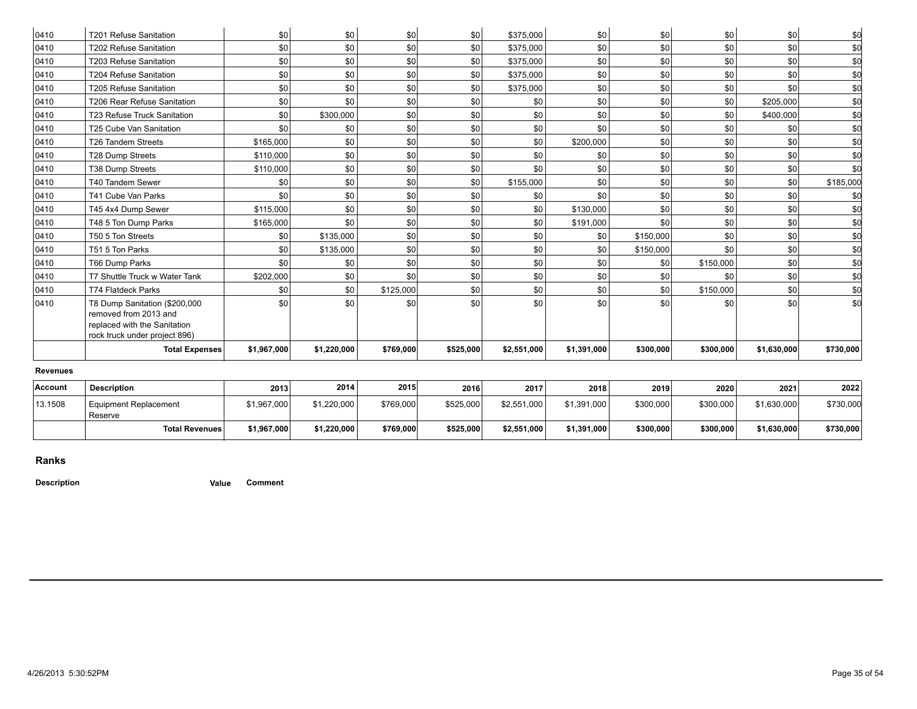| | | | | | | | | | | | |
|---|---|---|---|---|---|---|---|---|---|---|---|
| 0410 | T201 Refuse Sanitation | $0 | $0 | $0 | $0 | $375,000 | $0 | $0 | $0 | $0 | $0 |
| 0410 | T202 Refuse Sanitation | $0 | $0 | $0 | $0 | $375,000 | $0 | $0 | $0 | $0 | $0 |
| 0410 | T203 Refuse Sanitation | $0 | $0 | $0 | $0 | $375,000 | $0 | $0 | $0 | $0 | $0 |
| 0410 | T204 Refuse Sanitation | $0 | $0 | $0 | $0 | $375,000 | $0 | $0 | $0 | $0 | $0 |
| 0410 | T205 Refuse Sanitation | $0 | $0 | $0 | $0 | $375,000 | $0 | $0 | $0 | $0 | $0 |
| 0410 | T206 Rear Refuse Sanitation | $0 | $0 | $0 | $0 | $0 | $0 | $0 | $0 | $205,000 | $0 |
| 0410 | T23 Refuse Truck Sanitation | $0 | $300,000 | $0 | $0 | $0 | $0 | $0 | $0 | $400,000 | $0 |
| 0410 | T25 Cube Van Sanitation | $0 | $0 | $0 | $0 | $0 | $0 | $0 | $0 | $0 | $0 |
| 0410 | T26 Tandem Streets | $165,000 | $0 | $0 | $0 | $0 | $200,000 | $0 | $0 | $0 | $0 |
| 0410 | T28 Dump Streets | $110,000 | $0 | $0 | $0 | $0 | $0 | $0 | $0 | $0 | $0 |
| 0410 | T38 Dump Streets | $110,000 | $0 | $0 | $0 | $0 | $0 | $0 | $0 | $0 | $0 |
| 0410 | T40 Tandem Sewer | $0 | $0 | $0 | $0 | $155,000 | $0 | $0 | $0 | $0 | $185,000 |
| 0410 | T41 Cube Van Parks | $0 | $0 | $0 | $0 | $0 | $0 | $0 | $0 | $0 | $0 |
| 0410 | T45 4x4 Dump Sewer | $115,000 | $0 | $0 | $0 | $0 | $130,000 | $0 | $0 | $0 | $0 |
| 0410 | T48 5 Ton Dump Parks | $165,000 | $0 | $0 | $0 | $0 | $191,000 | $0 | $0 | $0 | $0 |
| 0410 | T50 5 Ton Streets | $0 | $135,000 | $0 | $0 | $0 | $0 | $150,000 | $0 | $0 | $0 |
| 0410 | T51 5 Ton Parks | $0 | $135,000 | $0 | $0 | $0 | $0 | $150,000 | $0 | $0 | $0 |
| 0410 | T66 Dump Parks | $0 | $0 | $0 | $0 | $0 | $0 | $0 | $150,000 | $0 | $0 |
| 0410 | T7 Shuttle Truck w Water Tank | $202,000 | $0 | $0 | $0 | $0 | $0 | $0 | $0 | $0 | $0 |
| 0410 | T74 Flatdeck Parks | $0 | $0 | $125,000 | $0 | $0 | $0 | $0 | $150,000 | $0 | $0 |
| 0410 | T8 Dump Sanitation ($200,000 removed from 2013 and replaced with the Sanitation rock truck under project 896) | $0 | $0 | $0 | $0 | $0 | $0 | $0 | $0 | $0 | $0 |
| | **Total Expenses** | **$1,967,000** | **$1,220,000** | **$769,000** | **$525,000** | **$2,551,000** | **$1,391,000** | **$300,000** | **$300,000** | **$1,630,000** | **$730,000** |

**Revenues**

| Account | Description | 2013 | 2014 | 2015 | 2016 | 2017 | 2018 | 2019 | 2020 | 2021 | 2022 |
|---|---|---|---|---|---|---|---|---|---|---|---|
| 13.1508 | Equipment Replacement Reserve | $1,967,000 | $1,220,000 | $769,000 | $525,000 | $2,551,000 | $1,391,000 | $300,000 | $300,000 | $1,630,000 | $730,000 |
| | **Total Revenues** | **$1,967,000** | **$1,220,000** | **$769,000** | **$525,000** | **$2,551,000** | **$1,391,000** | **$300,000** | **$300,000** | **$1,630,000** | **$730,000** |

## Ranks

| Description | Value | Comment |
|---|---|---|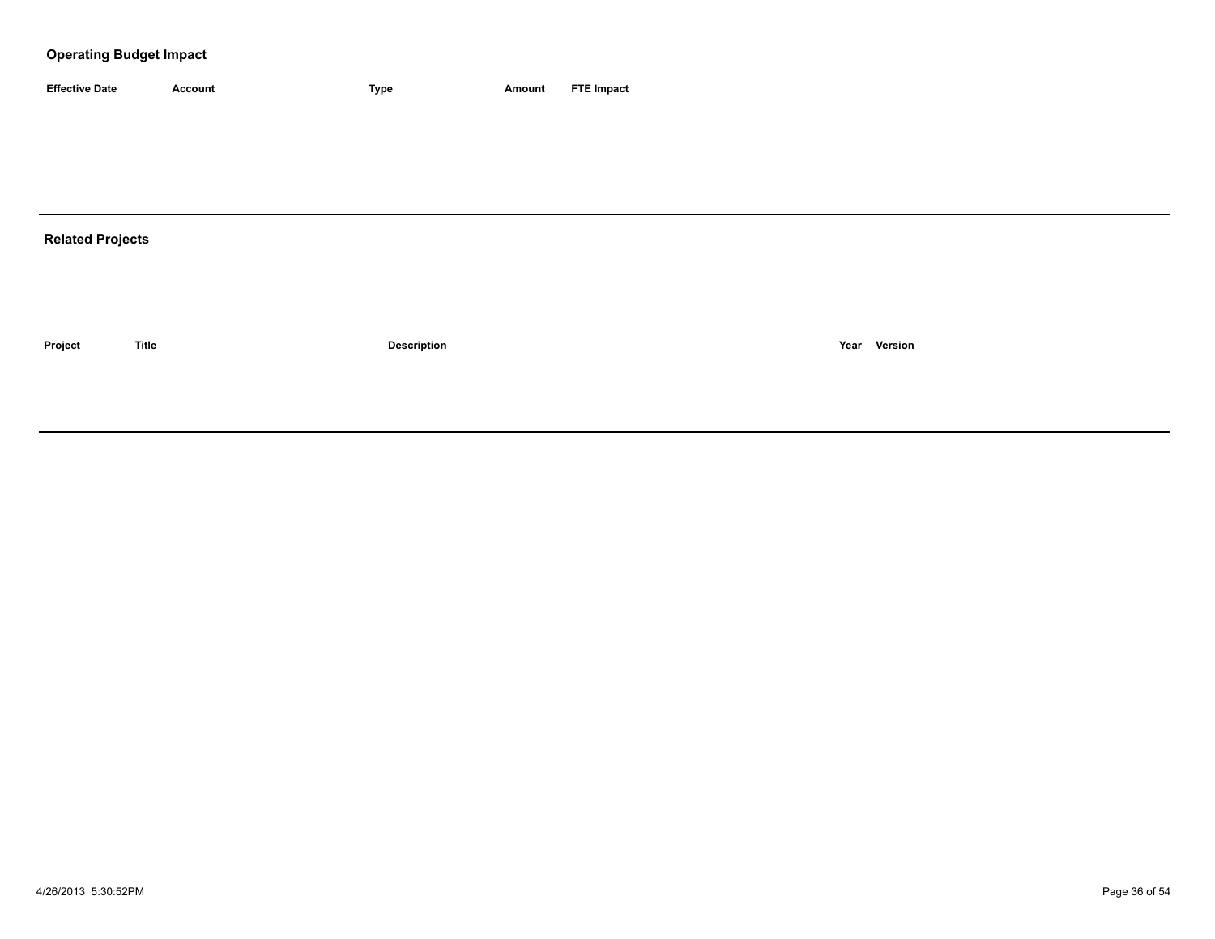## Operating Budget Impact

| Effective Date | Account | Type | Amount | FTE Impact |
|---|---|---|---|---|

## Related Projects

| Project | Title | Description | Year | Version |
|---|---|---|---|---|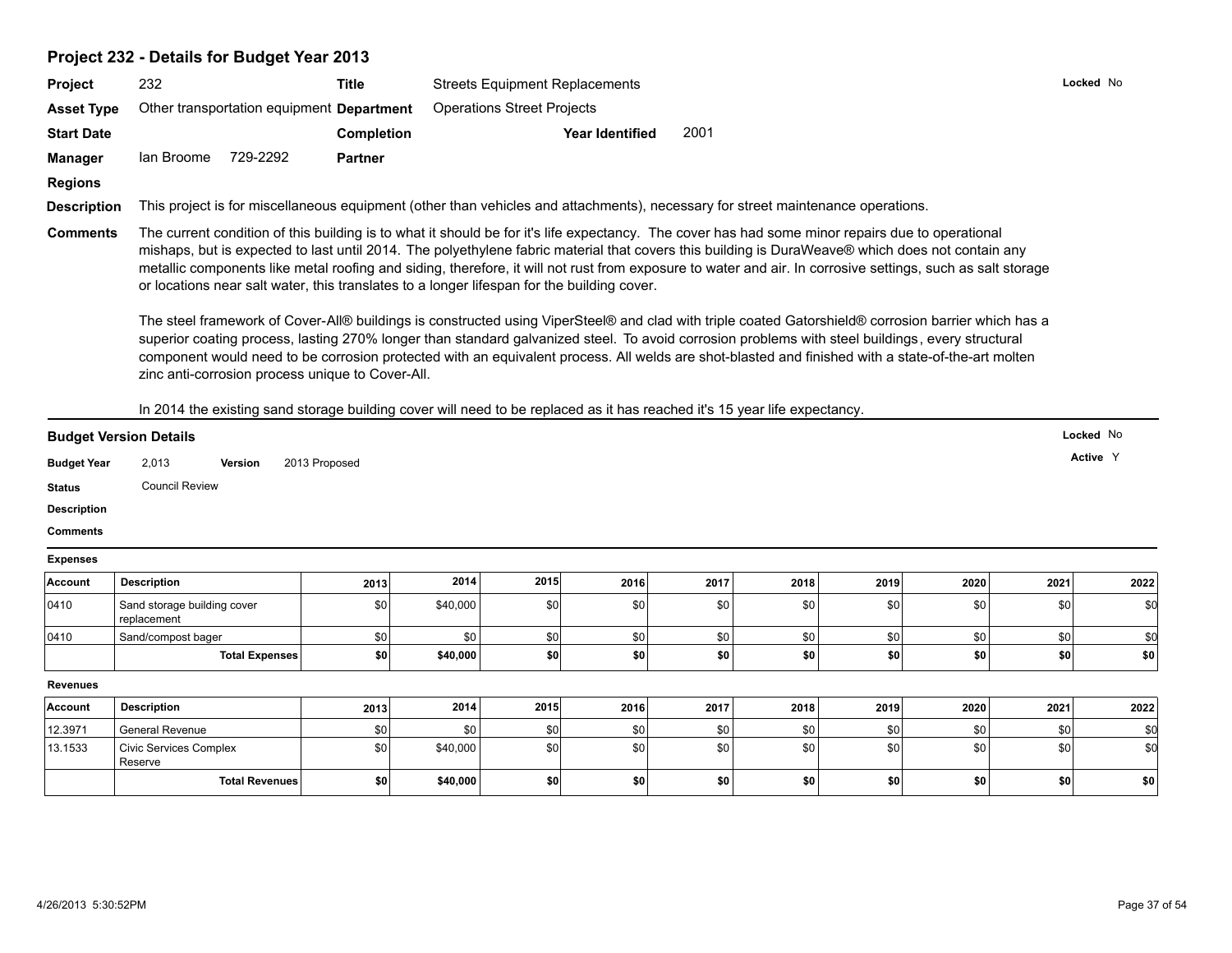## Project 232 - Details for Budget Year 2013

**Project** 232 **Title** Streets Equipment Replacements **Locked** No

**Asset Type** Other transportation equipment **Department** Operations Street Projects

**Start Date** **Completion** **Year Identified** 2001

**Manager** Ian Broome 729-2292 **Partner**

**Regions**

**Description** This project is for miscellaneous equipment (other than vehicles and attachments), necessary for street maintenance operations.

**Comments** The current condition of this building is to what it should be for it's life expectancy. The cover has had some minor repairs due to operational mishaps, but is expected to last until 2014. The polyethylene fabric material that covers this building is DuraWeave® which does not contain any metallic components like metal roofing and siding, therefore, it will not rust from exposure to water and air. In corrosive settings, such as salt storage or locations near salt water, this translates to a longer lifespan for the building cover.

The steel framework of Cover-All® buildings is constructed using ViperSteel® and clad with triple coated Gatorshield® corrosion barrier which has a superior coating process, lasting 270% longer than standard galvanized steel. To avoid corrosion problems with steel buildings, every structural component would need to be corrosion protected with an equivalent process. All welds are shot-blasted and finished with a state-of-the-art molten zinc anti-corrosion process unique to Cover-All.

In 2014 the existing sand storage building cover will need to be replaced as it has reached it's 15 year life expectancy.

### Budget Version Details

**Locked** No

**Active** Y

**Budget Year** 2,013 **Version** 2013 Proposed

**Status** Council Review

**Description**

**Comments**

**Expenses**

| Account | Description | 2013 | 2014 | 2015 | 2016 | 2017 | 2018 | 2019 | 2020 | 2021 | 2022 |
|---|---|---|---|---|---|---|---|---|---|---|---|
| 0410 | Sand storage building cover replacement | $0 | $40,000 | $0 | $0 | $0 | $0 | $0 | $0 | $0 | $0 |
| 0410 | Sand/compost bager | $0 | $0 | $0 | $0 | $0 | $0 | $0 | $0 | $0 | $0 |
| | **Total Expenses** | **$0** | **$40,000** | **$0** | **$0** | **$0** | **$0** | **$0** | **$0** | **$0** | **$0** |

**Revenues**

| Account | Description | 2013 | 2014 | 2015 | 2016 | 2017 | 2018 | 2019 | 2020 | 2021 | 2022 |
|---|---|---|---|---|---|---|---|---|---|---|---|
| 12.3971 | General Revenue | $0 | $0 | $0 | $0 | $0 | $0 | $0 | $0 | $0 | $0 |
| 13.1533 | Civic Services Complex Reserve | $0 | $40,000 | $0 | $0 | $0 | $0 | $0 | $0 | $0 | $0 |
| | **Total Revenues** | **$0** | **$40,000** | **$0** | **$0** | **$0** | **$0** | **$0** | **$0** | **$0** | **$0** |

4/26/2013 5:30:52PM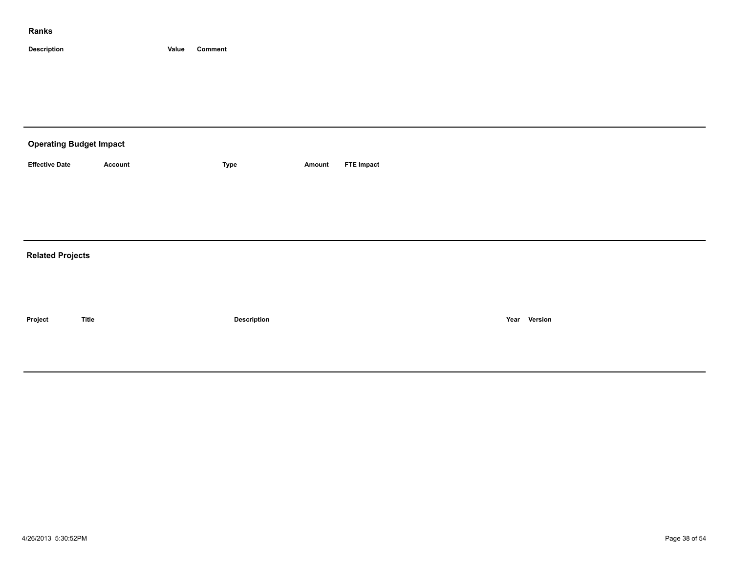## Ranks

| Description | Value | Comment |
| --- | --- | --- |

---

## Operating Budget Impact

| Effective Date | Account | Type | Amount | FTE Impact |
| --- | --- | --- | --- | --- |

---

## Related Projects

| Project | Title | Description | Year | Version |
| --- | --- | --- | --- | --- |

---

4/26/2013 5:30:52PM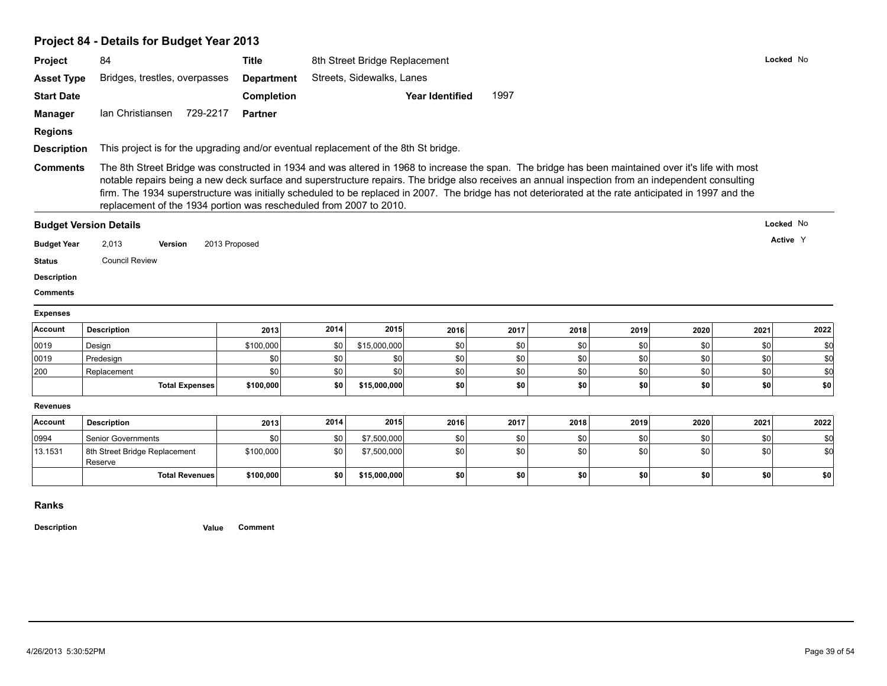## Project 84 - Details for Budget Year 2013

**Project** 84 **Title** 8th Street Bridge Replacement **Locked** No

**Asset Type** Bridges, trestles, overpasses **Department** Streets, Sidewalks, Lanes

**Start Date** **Completion** **Year Identified** 1997

**Manager** Ian Christiansen 729-2217 **Partner**

**Regions**

**Description** This project is for the upgrading and/or eventual replacement of the 8th St bridge.

**Comments** The 8th Street Bridge was constructed in 1934 and was altered in 1968 to increase the span. The bridge has been maintained over it's life with most notable repairs being a new deck surface and superstructure repairs. The bridge also receives an annual inspection from an independent consulting firm. The 1934 superstructure was initially scheduled to be replaced in 2007. The bridge has not deteriorated at the rate anticipated in 1997 and the replacement of the 1934 portion was rescheduled from 2007 to 2010.

### Budget Version Details

**Locked** No

**Active** Y

**Budget Year** 2,013 **Version** 2013 Proposed

**Status** Council Review

**Description**

**Comments**

**Expenses**

| Account | Description | 2013 | 2014 | 2015 | 2016 | 2017 | 2018 | 2019 | 2020 | 2021 | 2022 |
|---|---|---|---|---|---|---|---|---|---|---|---|
| 0019 | Design | $100,000 | $0 | $15,000,000 | $0 | $0 | $0 | $0 | $0 | $0 | $0 |
| 0019 | Predesign | $0 | $0 | $0 | $0 | $0 | $0 | $0 | $0 | $0 | $0 |
| 200 | Replacement | $0 | $0 | $0 | $0 | $0 | $0 | $0 | $0 | $0 | $0 |
| | **Total Expenses** | **$100,000** | **$0** | **$15,000,000** | **$0** | **$0** | **$0** | **$0** | **$0** | **$0** | **$0** |

**Revenues**

| Account | Description | 2013 | 2014 | 2015 | 2016 | 2017 | 2018 | 2019 | 2020 | 2021 | 2022 |
|---|---|---|---|---|---|---|---|---|---|---|---|
| 0994 | Senior Governments | $0 | $0 | $7,500,000 | $0 | $0 | $0 | $0 | $0 | $0 | $0 |
| 13.1531 | 8th Street Bridge Replacement Reserve | $100,000 | $0 | $7,500,000 | $0 | $0 | $0 | $0 | $0 | $0 | $0 |
| | **Total Revenues** | **$100,000** | **$0** | **$15,000,000** | **$0** | **$0** | **$0** | **$0** | **$0** | **$0** | **$0** |

### Ranks

**Description** **Value** **Comment**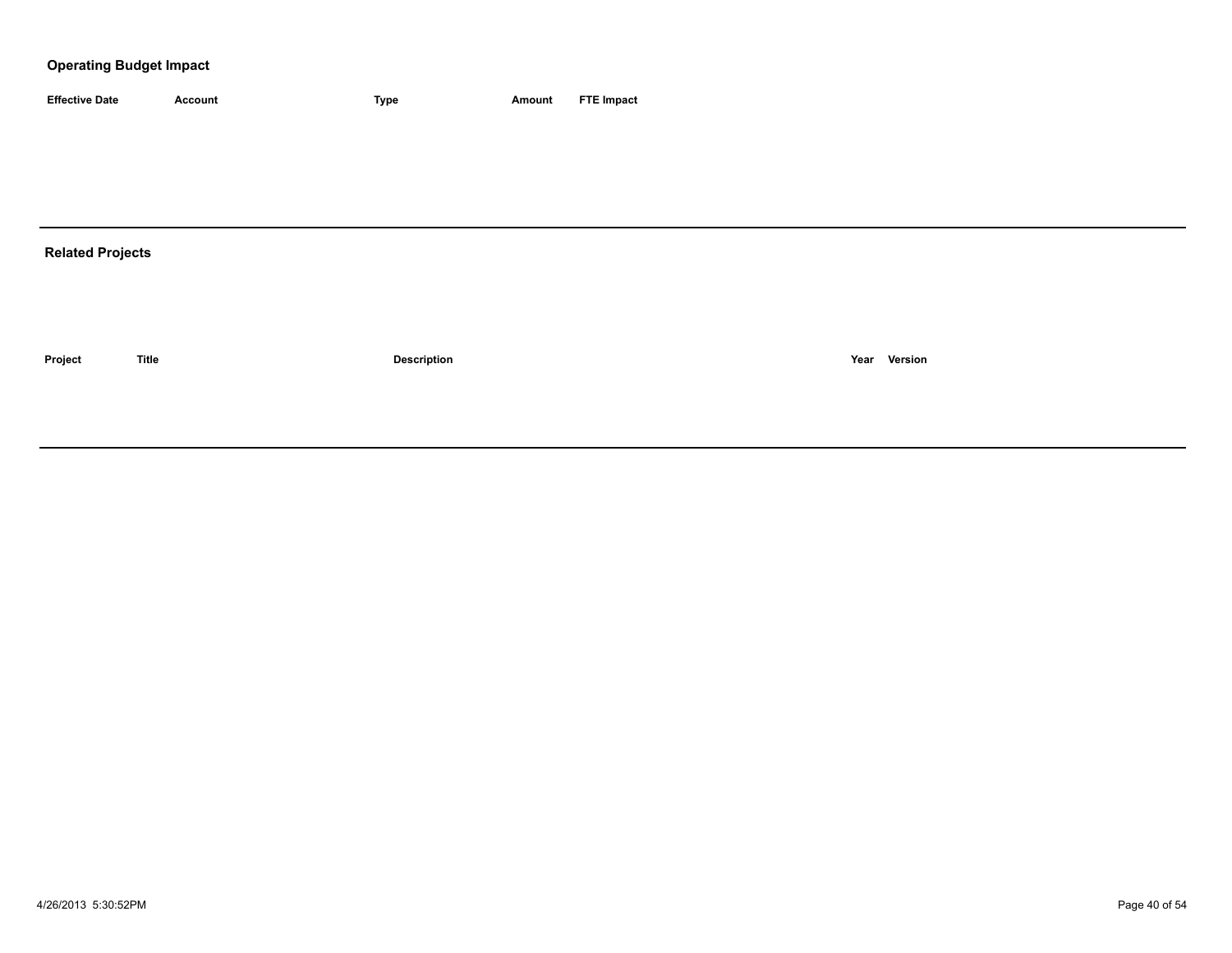## Operating Budget Impact

| Effective Date | Account | Type | Amount | FTE Impact |
| --- | --- | --- | --- | --- |

## Related Projects

| Project | Title | Description | Year | Version |
| --- | --- | --- | --- | --- |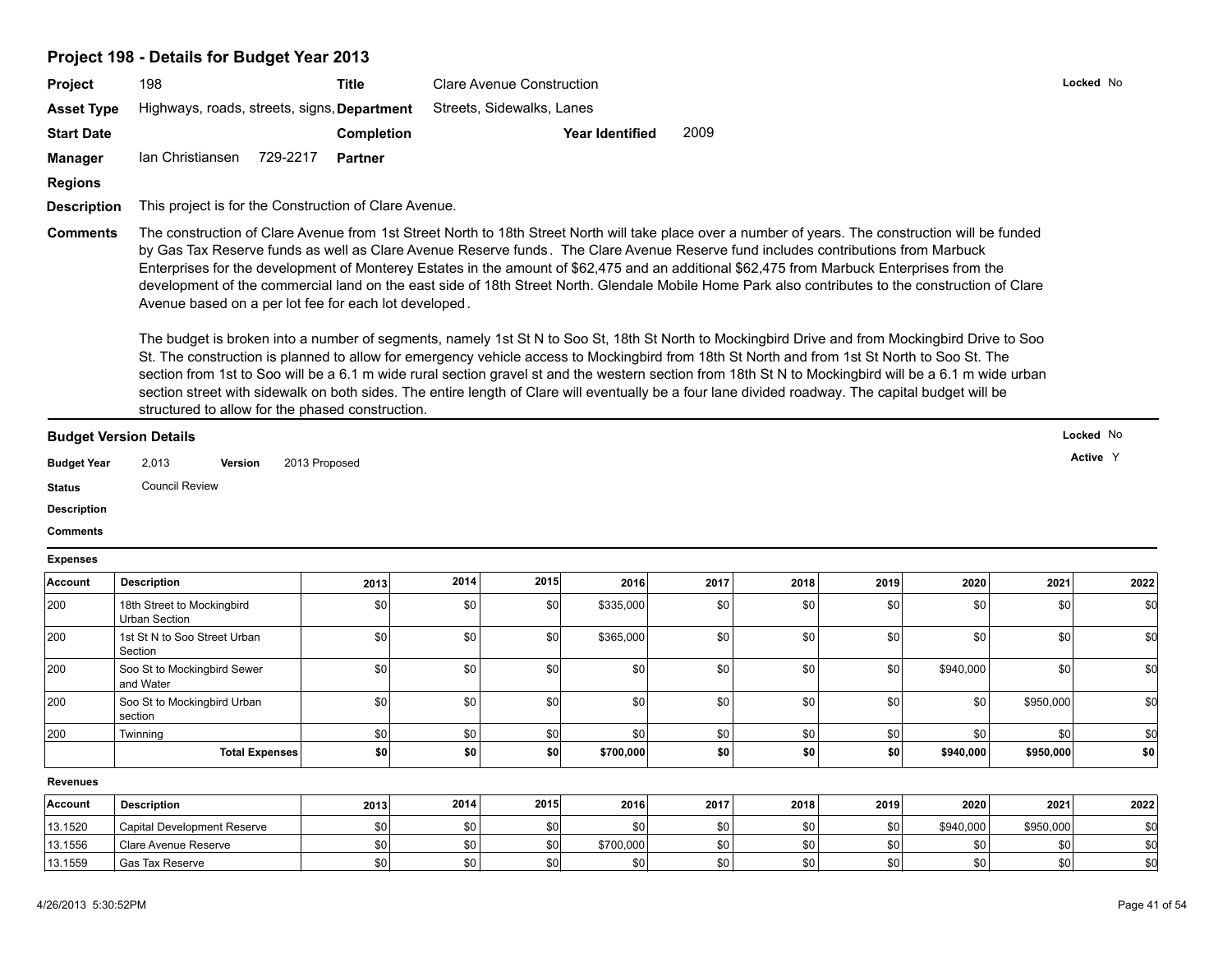## Project 198 - Details for Budget Year 2013

| | | | | | | |
|---|---|---|---|---|---|---|
| **Project** | 198 | **Title** | Clare Avenue Construction | | | **Locked** No |
| **Asset Type** | Highways, roads, streets, signs, | **Department** | Streets, Sidewalks, Lanes | | | |
| **Start Date** | | **Completion** | | **Year Identified** | 2009 | |
| **Manager** | Ian Christiansen 729-2217 | **Partner** | | | | |
| **Regions** | | | | | | |

**Description** This project is for the Construction of Clare Avenue.

**Comments** The construction of Clare Avenue from 1st Street North to 18th Street North will take place over a number of years. The construction will be funded by Gas Tax Reserve funds as well as Clare Avenue Reserve funds. The Clare Avenue Reserve fund includes contributions from Marbuck Enterprises for the development of Monterey Estates in the amount of $62,475 and an additional $62,475 from Marbuck Enterprises from the development of the commercial land on the east side of 18th Street North. Glendale Mobile Home Park also contributes to the construction of Clare Avenue based on a per lot fee for each lot developed.

The budget is broken into a number of segments, namely 1st St N to Soo St, 18th St North to Mockingbird Drive and from Mockingbird Drive to Soo St. The construction is planned to allow for emergency vehicle access to Mockingbird from 18th St North and from 1st St North to Soo St. The section from 1st to Soo will be a 6.1 m wide rural section gravel st and the western section from 18th St N to Mockingbird will be a 6.1 m wide urban section street with sidewalk on both sides. The entire length of Clare will eventually be a four lane divided roadway. The capital budget will be structured to allow for the phased construction.

### Budget Version Details

**Locked** No

**Active** Y

**Budget Year** 2,013 **Version** 2013 Proposed

**Status** Council Review

**Description**

**Comments**

**Expenses**

| Account | Description | 2013 | 2014 | 2015 | 2016 | 2017 | 2018 | 2019 | 2020 | 2021 | 2022 |
|---|---|---|---|---|---|---|---|---|---|---|---|
| 200 | 18th Street to Mockingbird Urban Section | $0 | $0 | $0 | $335,000 | $0 | $0 | $0 | $0 | $0 | $0 |
| 200 | 1st St N to Soo Street Urban Section | $0 | $0 | $0 | $365,000 | $0 | $0 | $0 | $0 | $0 | $0 |
| 200 | Soo St to Mockingbird Sewer and Water | $0 | $0 | $0 | $0 | $0 | $0 | $0 | $940,000 | $0 | $0 |
| 200 | Soo St to Mockingbird Urban section | $0 | $0 | $0 | $0 | $0 | $0 | $0 | $0 | $950,000 | $0 |
| 200 | Twinning | $0 | $0 | $0 | $0 | $0 | $0 | $0 | $0 | $0 | $0 |
| | **Total Expenses** | **$0** | **$0** | **$0** | **$700,000** | **$0** | **$0** | **$0** | **$940,000** | **$950,000** | **$0** |

**Revenues**

| Account | Description | 2013 | 2014 | 2015 | 2016 | 2017 | 2018 | 2019 | 2020 | 2021 | 2022 |
|---|---|---|---|---|---|---|---|---|---|---|---|
| 13.1520 | Capital Development Reserve | $0 | $0 | $0 | $0 | $0 | $0 | $0 | $940,000 | $950,000 | $0 |
| 13.1556 | Clare Avenue Reserve | $0 | $0 | $0 | $700,000 | $0 | $0 | $0 | $0 | $0 | $0 |
| 13.1559 | Gas Tax Reserve | $0 | $0 | $0 | $0 | $0 | $0 | $0 | $0 | $0 | $0 |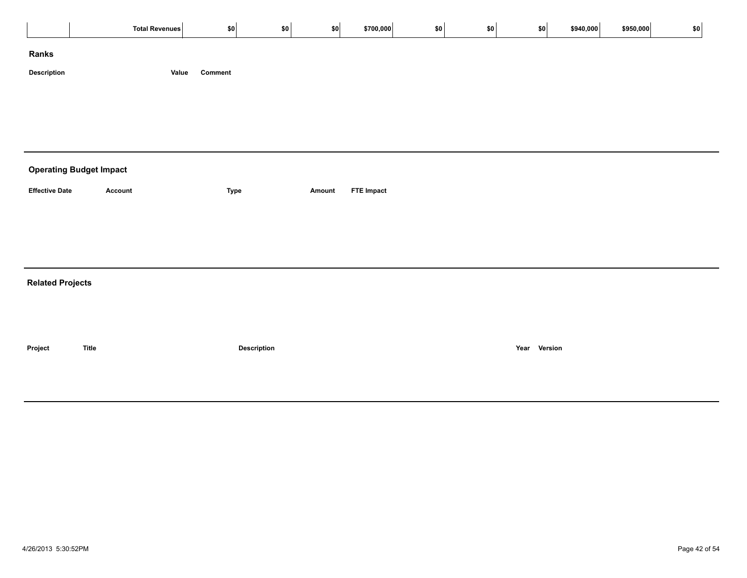|  | Total Revenues | $0 | $0 | $0 | $700,000 | $0 | $0 | $0 | $940,000 | $950,000 | $0 |
|---|---|---|---|---|---|---|---|---|---|---|---|

## Ranks

| Description | Value | Comment |
|---|---|---|

## Operating Budget Impact

| Effective Date | Account | Type | Amount | FTE Impact |
|---|---|---|---|---|

## Related Projects

| Project | Title | Description | Year | Version |
|---|---|---|---|---|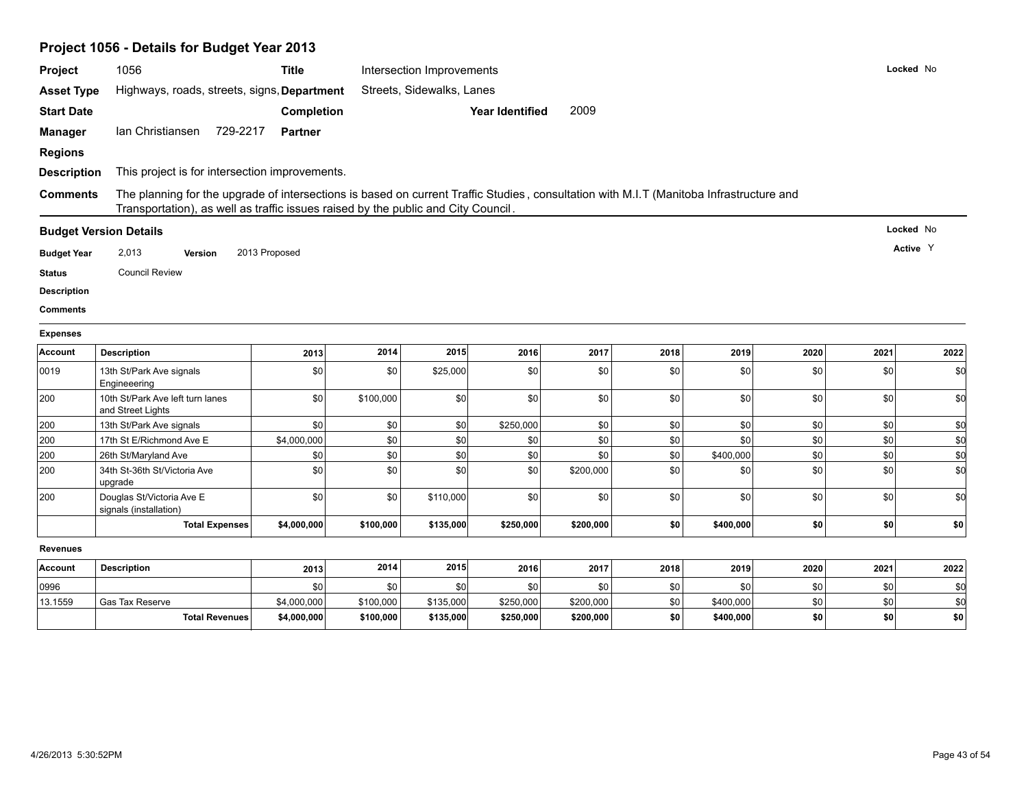## Project 1056 - Details for Budget Year 2013

| | | | | | | |
|---|---|---|---|---|---|---|
| **Project** | 1056 | **Title** | Intersection Improvements | | | **Locked** No |
| **Asset Type** | Highways, roads, streets, signs, | **Department** | Streets, Sidewalks, Lanes | | | |
| **Start Date** | | **Completion** | | **Year Identified** | 2009 | |
| **Manager** | Ian Christiansen 729-2217 | **Partner** | | | | |
| **Regions** | | | | | | |

**Description** This project is for intersection improvements.

**Comments** The planning for the upgrade of intersections is based on current Traffic Studies , consultation with M.I.T (Manitoba Infrastructure and Transportation), as well as traffic issues raised by the public and City Council.

### Budget Version Details

**Locked** No

**Budget Year** 2,013 **Version** 2013 Proposed

**Active** Y

**Status** Council Review

**Description**

**Comments**

**Expenses**

| Account | Description | 2013 | 2014 | 2015 | 2016 | 2017 | 2018 | 2019 | 2020 | 2021 | 2022 |
|---|---|---|---|---|---|---|---|---|---|---|---|
| 0019 | 13th St/Park Ave signals Engineeering | $0 | $0 | $25,000 | $0 | $0 | $0 | $0 | $0 | $0 | $0 |
| 200 | 10th St/Park Ave left turn lanes and Street Lights | $0 | $100,000 | $0 | $0 | $0 | $0 | $0 | $0 | $0 | $0 |
| 200 | 13th St/Park Ave signals | $0 | $0 | $0 | $250,000 | $0 | $0 | $0 | $0 | $0 | $0 |
| 200 | 17th St E/Richmond Ave E | $4,000,000 | $0 | $0 | $0 | $0 | $0 | $0 | $0 | $0 | $0 |
| 200 | 26th St/Maryland Ave | $0 | $0 | $0 | $0 | $0 | $0 | $400,000 | $0 | $0 | $0 |
| 200 | 34th St-36th St/Victoria Ave upgrade | $0 | $0 | $0 | $0 | $200,000 | $0 | $0 | $0 | $0 | $0 |
| 200 | Douglas St/Victoria Ave E signals (installation) | $0 | $0 | $110,000 | $0 | $0 | $0 | $0 | $0 | $0 | $0 |
| | **Total Expenses** | **$4,000,000** | **$100,000** | **$135,000** | **$250,000** | **$200,000** | **$0** | **$400,000** | **$0** | **$0** | **$0** |

**Revenues**

| Account | Description | 2013 | 2014 | 2015 | 2016 | 2017 | 2018 | 2019 | 2020 | 2021 | 2022 |
|---|---|---|---|---|---|---|---|---|---|---|---|
| 0996 | | $0 | $0 | $0 | $0 | $0 | $0 | $0 | $0 | $0 | $0 |
| 13.1559 | Gas Tax Reserve | $4,000,000 | $100,000 | $135,000 | $250,000 | $200,000 | $0 | $400,000 | $0 | $0 | $0 |
| | **Total Revenues** | **$4,000,000** | **$100,000** | **$135,000** | **$250,000** | **$200,000** | **$0** | **$400,000** | **$0** | **$0** | **$0** |

4/26/2013 5:30:52PM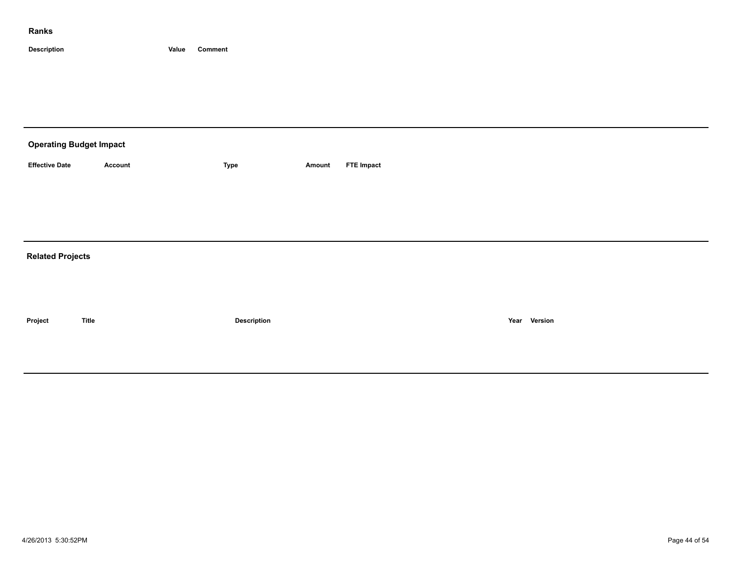## Ranks

| Description | Value | Comment |
|---|---|---|

## Operating Budget Impact

| Effective Date | Account | Type | Amount | FTE Impact |
|---|---|---|---|---|

## Related Projects

| Project | Title | Description | Year | Version |
|---|---|---|---|---|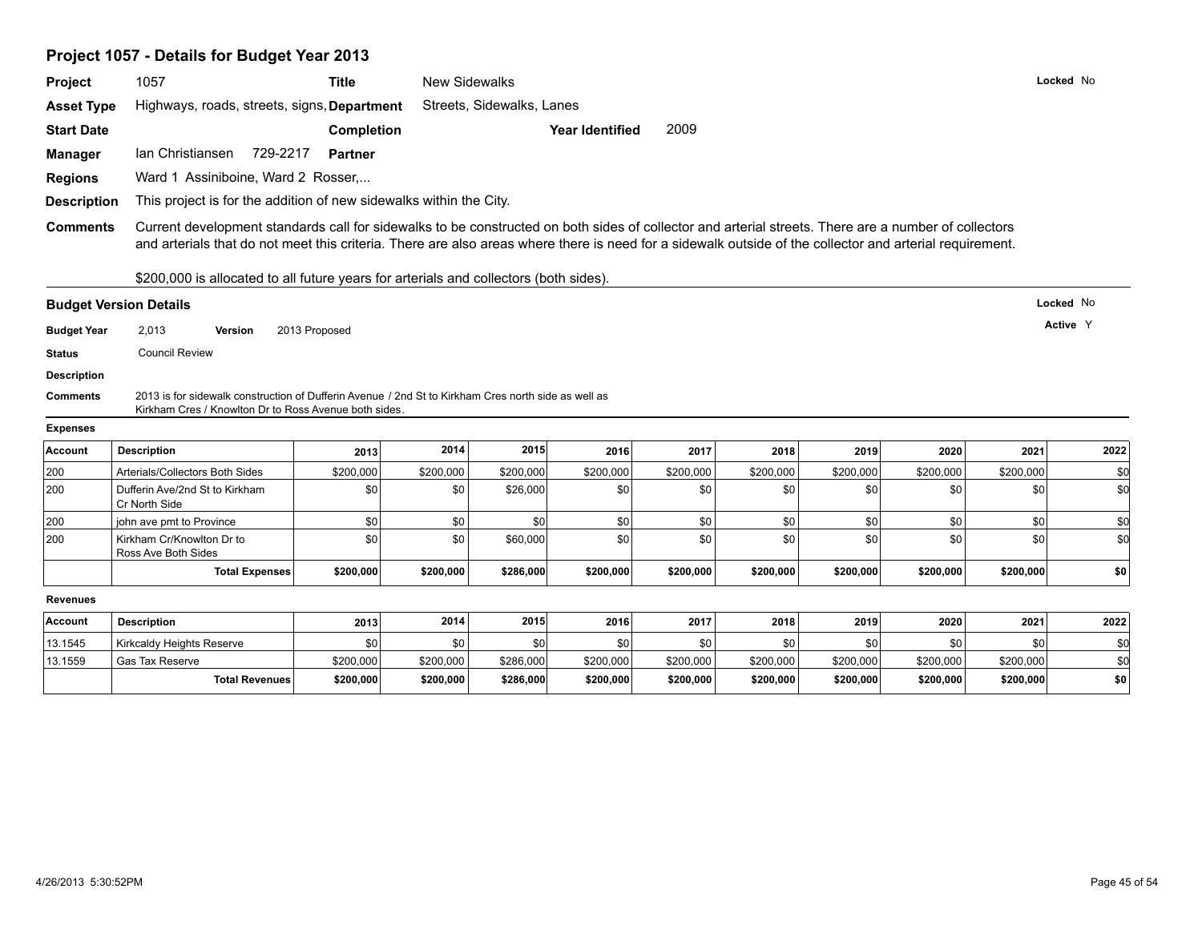## Project 1057 - Details for Budget Year 2013

**Project** 1057 **Title** New Sidewalks **Locked** No

**Asset Type** Highways, roads, streets, signs, **Department** Streets, Sidewalks, Lanes

**Start Date** **Completion** **Year Identified** 2009

**Manager** Ian Christiansen 729-2217 **Partner**

**Regions** Ward 1 Assiniboine, Ward 2 Rosser,...

**Description** This project is for the addition of new sidewalks within the City.

**Comments** Current development standards call for sidewalks to be constructed on both sides of collector and arterial streets. There are a number of collectors and arterials that do not meet this criteria. There are also areas where there is need for a sidewalk outside of the collector and arterial requirement.

$200,000 is allocated to all future years for arterials and collectors (both sides).

### Budget Version Details

**Locked** No

**Active** Y

**Budget Year** 2,013 **Version** 2013 Proposed

**Status** Council Review

**Description**

**Comments** 2013 is for sidewalk construction of Dufferin Avenue / 2nd St to Kirkham Cres north side as well as Kirkham Cres / Knowlton Dr to Ross Avenue both sides.

**Expenses**

| Account | Description | 2013 | 2014 | 2015 | 2016 | 2017 | 2018 | 2019 | 2020 | 2021 | 2022 |
|---|---|---|---|---|---|---|---|---|---|---|---|
| 200 | Arterials/Collectors Both Sides | $200,000 | $200,000 | $200,000 | $200,000 | $200,000 | $200,000 | $200,000 | $200,000 | $200,000 | $0 |
| 200 | Dufferin Ave/2nd St to Kirkham Cr North Side | $0 | $0 | $26,000 | $0 | $0 | $0 | $0 | $0 | $0 | $0 |
| 200 | john ave pmt to Province | $0 | $0 | $0 | $0 | $0 | $0 | $0 | $0 | $0 | $0 |
| 200 | Kirkham Cr/Knowlton Dr to Ross Ave Both Sides | $0 | $0 | $60,000 | $0 | $0 | $0 | $0 | $0 | $0 | $0 |
| | **Total Expenses** | **$200,000** | **$200,000** | **$286,000** | **$200,000** | **$200,000** | **$200,000** | **$200,000** | **$200,000** | **$200,000** | **$0** |

**Revenues**

| Account | Description | 2013 | 2014 | 2015 | 2016 | 2017 | 2018 | 2019 | 2020 | 2021 | 2022 |
|---|---|---|---|---|---|---|---|---|---|---|---|
| 13.1545 | Kirkcaldy Heights Reserve | $0 | $0 | $0 | $0 | $0 | $0 | $0 | $0 | $0 | $0 |
| 13.1559 | Gas Tax Reserve | $200,000 | $200,000 | $286,000 | $200,000 | $200,000 | $200,000 | $200,000 | $200,000 | $200,000 | $0 |
| | **Total Revenues** | **$200,000** | **$200,000** | **$286,000** | **$200,000** | **$200,000** | **$200,000** | **$200,000** | **$200,000** | **$200,000** | **$0** |

4/26/2013 5:30:52PM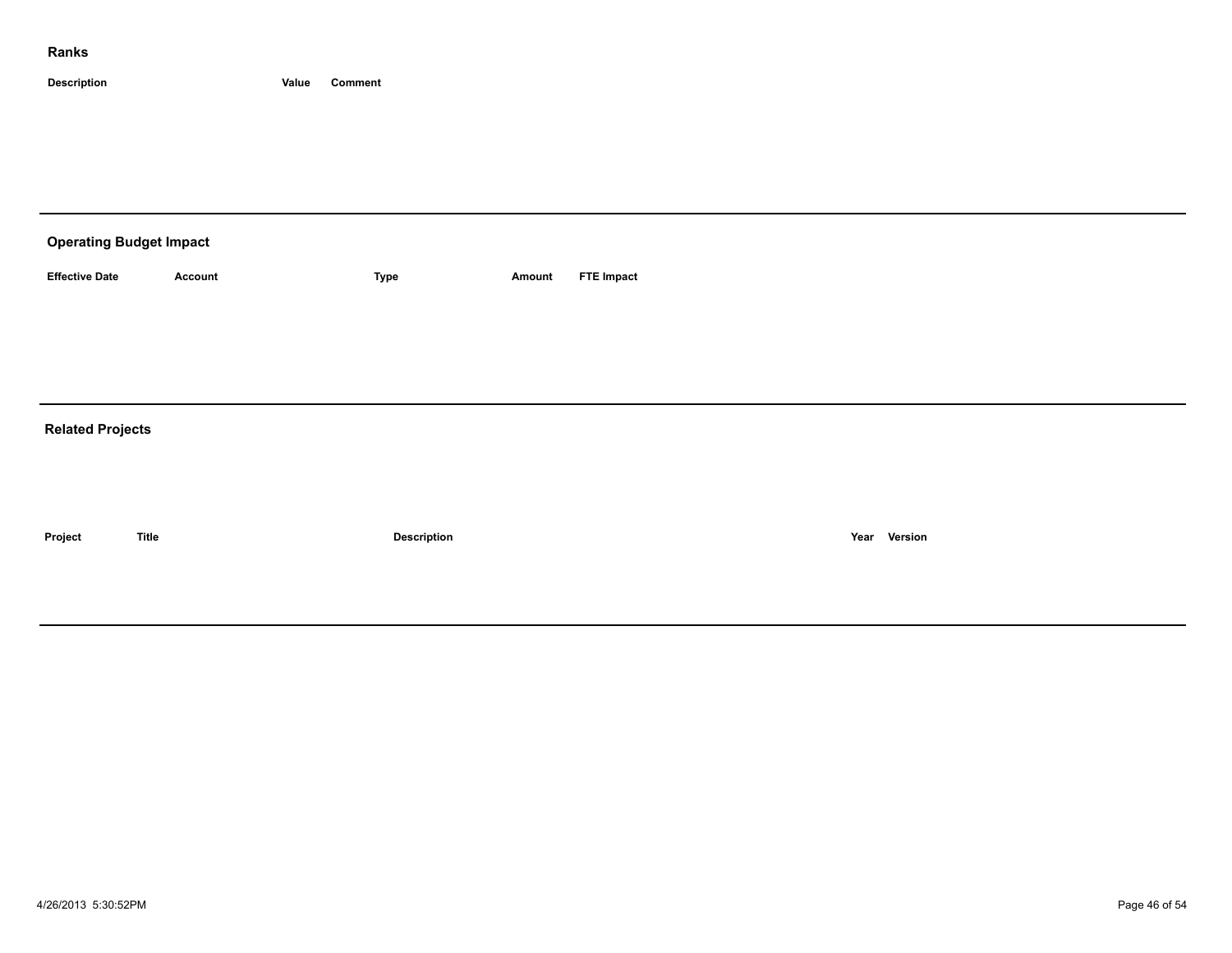## Ranks

| Description | Value | Comment |
|---|---|---|

## Operating Budget Impact

| Effective Date | Account | Type | Amount | FTE Impact |
|---|---|---|---|---|

## Related Projects

| Project | Title | Description | Year | Version |
|---|---|---|---|---|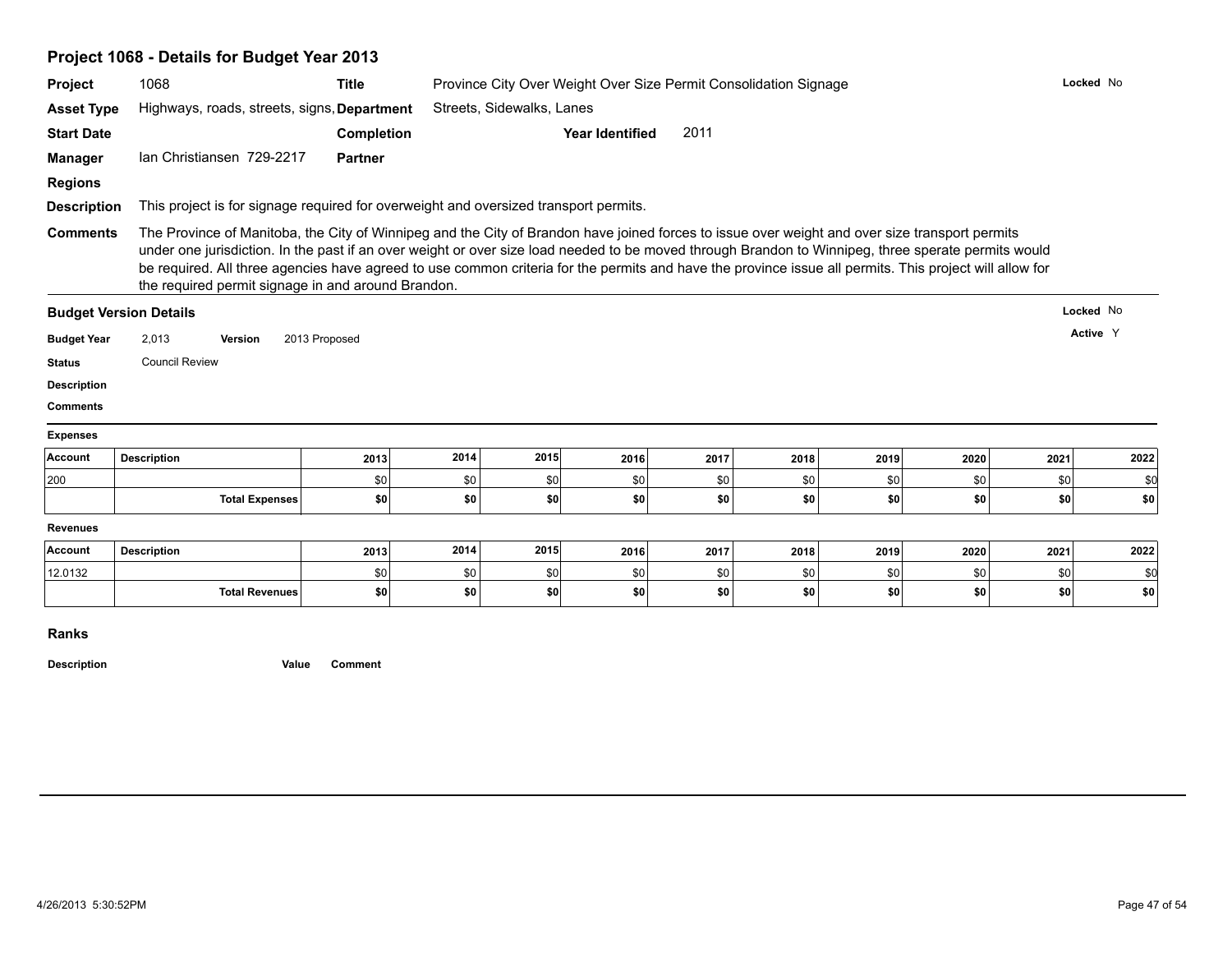## Project 1068 - Details for Budget Year 2013

**Project** 1068 **Title** Province City Over Weight Over Size Permit Consolidation Signage **Locked** No

**Asset Type** Highways, roads, streets, signs, **Department** Streets, Sidewalks, Lanes

**Start Date** **Completion** **Year Identified** 2011

**Manager** Ian Christiansen 729-2217 **Partner**

**Regions**

**Description** This project is for signage required for overweight and oversized transport permits.

**Comments** The Province of Manitoba, the City of Winnipeg and the City of Brandon have joined forces to issue over weight and over size transport permits under one jurisdiction. In the past if an over weight or over size load needed to be moved through Brandon to Winnipeg, three sperate permits would be required. All three agencies have agreed to use common criteria for the permits and have the province issue all permits. This project will allow for the required permit signage in and around Brandon.

### Budget Version Details

**Locked** No

**Active** Y

**Budget Year** 2,013 **Version** 2013 Proposed

**Status** Council Review

**Description**

**Comments**

**Expenses**

| Account | Description | 2013 | 2014 | 2015 | 2016 | 2017 | 2018 | 2019 | 2020 | 2021 | 2022 |
|---|---|---|---|---|---|---|---|---|---|---|---|
| 200 | | $0 | $0 | $0 | $0 | $0 | $0 | $0 | $0 | $0 | $0 |
| | **Total Expenses** | **$0** | **$0** | **$0** | **$0** | **$0** | **$0** | **$0** | **$0** | **$0** | **$0** |

**Revenues**

| Account | Description | 2013 | 2014 | 2015 | 2016 | 2017 | 2018 | 2019 | 2020 | 2021 | 2022 |
|---|---|---|---|---|---|---|---|---|---|---|---|
| 12.0132 | | $0 | $0 | $0 | $0 | $0 | $0 | $0 | $0 | $0 | $0 |
| | **Total Revenues** | **$0** | **$0** | **$0** | **$0** | **$0** | **$0** | **$0** | **$0** | **$0** | **$0** |

### Ranks

| Description | Value | Comment |
|---|---|---|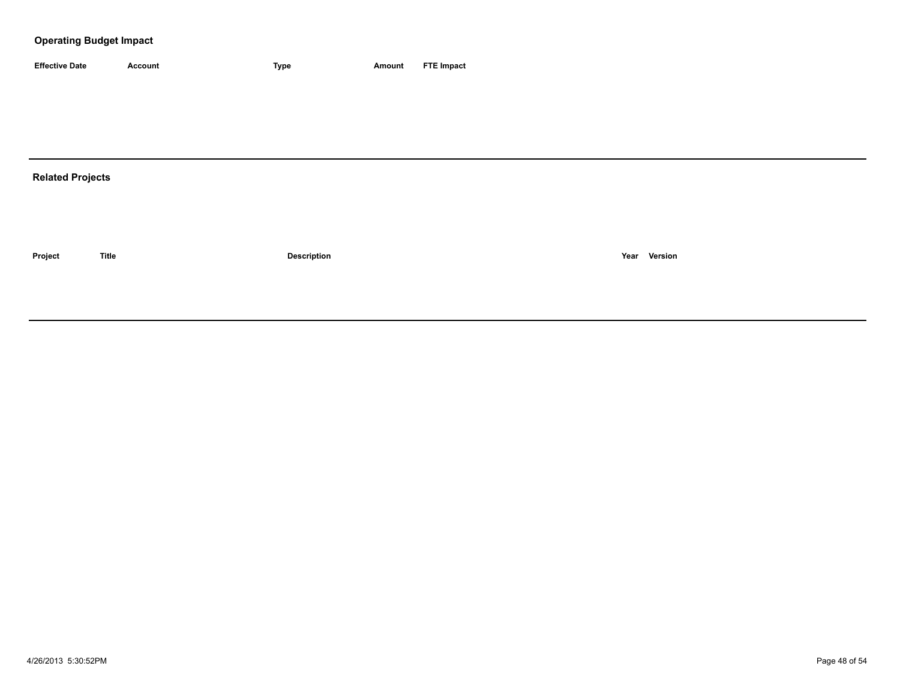## Operating Budget Impact

| Effective Date | Account | Type | Amount | FTE Impact |
|---|---|---|---|---|

## Related Projects

| Project | Title | Description | Year | Version |
|---|---|---|---|---|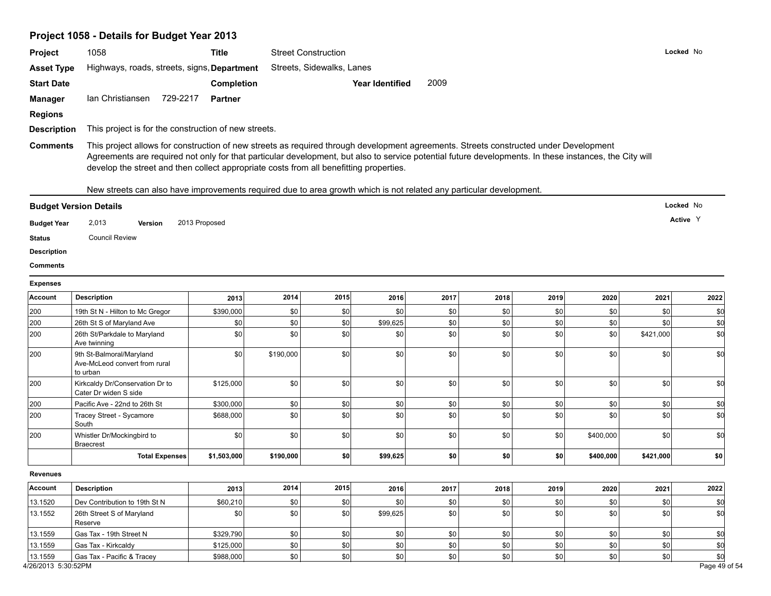## Project 1058 - Details for Budget Year 2013

**Project** 1058 **Title** Street Construction **Locked** No

**Asset Type** Highways, roads, streets, signs, **Department** Streets, Sidewalks, Lanes

**Start Date** **Completion** **Year Identified** 2009

**Manager** Ian Christiansen 729-2217 **Partner**

**Regions**

**Description** This project is for the construction of new streets.

**Comments** This project allows for construction of new streets as required through development agreements. Streets constructed under Development Agreements are required not only for that particular development, but also to service potential future developments. In these instances, the City will develop the street and then collect appropriate costs from all benefitting properties.

New streets can also have improvements required due to area growth which is not related any particular development.

### Budget Version Details

**Locked** No

**Active** Y

**Budget Year** 2,013 **Version** 2013 Proposed

**Status** Council Review

**Description**

**Comments**

**Expenses**

| Account | Description | 2013 | 2014 | 2015 | 2016 | 2017 | 2018 | 2019 | 2020 | 2021 | 2022 |
|---|---|---|---|---|---|---|---|---|---|---|---|
| 200 | 19th St N - Hilton to Mc Gregor | $390,000 | $0 | $0 | $0 | $0 | $0 | $0 | $0 | $0 | $0 |
| 200 | 26th St S of Maryland Ave | $0 | $0 | $0 | $99,625 | $0 | $0 | $0 | $0 | $0 | $0 |
| 200 | 26th St/Parkdale to Maryland Ave twinning | $0 | $0 | $0 | $0 | $0 | $0 | $0 | $0 | $421,000 | $0 |
| 200 | 9th St-Balmoral/Maryland Ave-McLeod convert from rural to urban | $0 | $190,000 | $0 | $0 | $0 | $0 | $0 | $0 | $0 | $0 |
| 200 | Kirkcaldy Dr/Conservation Dr to Cater Dr widen S side | $125,000 | $0 | $0 | $0 | $0 | $0 | $0 | $0 | $0 | $0 |
| 200 | Pacific Ave - 22nd to 26th St | $300,000 | $0 | $0 | $0 | $0 | $0 | $0 | $0 | $0 | $0 |
| 200 | Tracey Street - Sycamore South | $688,000 | $0 | $0 | $0 | $0 | $0 | $0 | $0 | $0 | $0 |
| 200 | Whistler Dr/Mockingbird to Braecrest | $0 | $0 | $0 | $0 | $0 | $0 | $0 | $400,000 | $0 | $0 |
| | **Total Expenses** | **$1,503,000** | **$190,000** | **$0** | **$99,625** | **$0** | **$0** | **$0** | **$400,000** | **$421,000** | **$0** |

**Revenues**

| Account | Description | 2013 | 2014 | 2015 | 2016 | 2017 | 2018 | 2019 | 2020 | 2021 | 2022 |
|---|---|---|---|---|---|---|---|---|---|---|---|
| 13.1520 | Dev Contribution to 19th St N | $60,210 | $0 | $0 | $0 | $0 | $0 | $0 | $0 | $0 | $0 |
| 13.1552 | 26th Street S of Maryland Reserve | $0 | $0 | $0 | $99,625 | $0 | $0 | $0 | $0 | $0 | $0 |
| 13.1559 | Gas Tax - 19th Street N | $329,790 | $0 | $0 | $0 | $0 | $0 | $0 | $0 | $0 | $0 |
| 13.1559 | Gas Tax - Kirkcaldy | $125,000 | $0 | $0 | $0 | $0 | $0 | $0 | $0 | $0 | $0 |
| 13.1559 | Gas Tax - Pacific & Tracey | $988,000 | $0 | $0 | $0 | $0 | $0 | $0 | $0 | $0 | $0 |

4/26/2013 5:30:52PM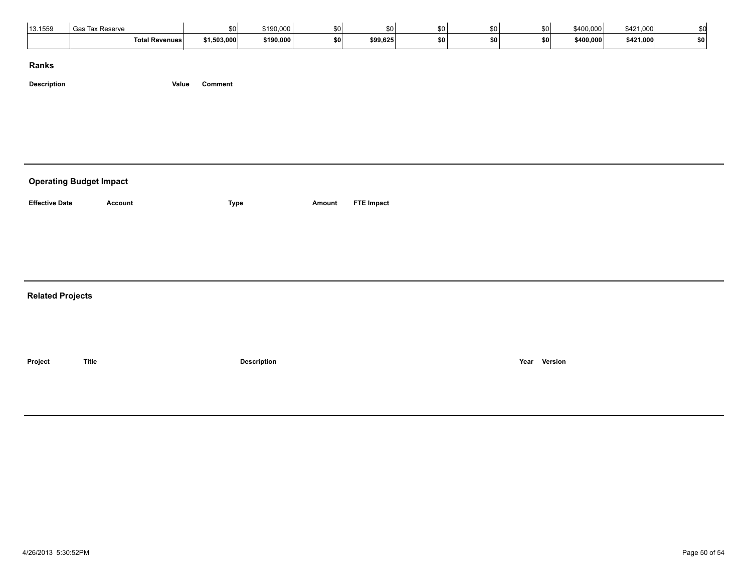| | | | | | | | | | | |
|---|---|---|---|---|---|---|---|---|---|---|
| 13.1559 | Gas Tax Reserve | $0 | $190,000 | $0 | $0 | $0 | $0 | $0 | $400,000 | $421,000 | $0 |
| | **Total Revenues** | **$1,503,000** | **$190,000** | **$0** | **$99,625** | **$0** | **$0** | **$0** | **$400,000** | **$421,000** | **$0** |

## Ranks

| Description | Value | Comment |
|---|---|---|

## Operating Budget Impact

| Effective Date | Account | Type | Amount | FTE Impact |
|---|---|---|---|---|

## Related Projects

| Project | Title | Description | Year | Version |
|---|---|---|---|---|

4/26/2013 5:30:52PM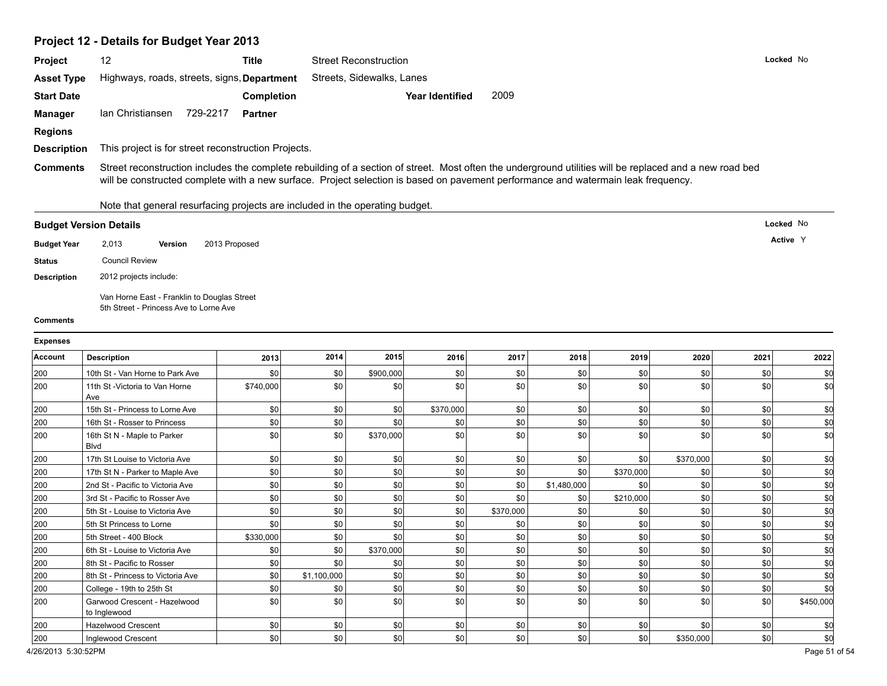## Project 12 - Details for Budget Year 2013

**Project** 12 **Title** Street Reconstruction **Locked** No

**Asset Type** Highways, roads, streets, signs, **Department** Streets, Sidewalks, Lanes

**Start Date** **Completion** **Year Identified** 2009

**Manager** Ian Christiansen 729-2217 **Partner**

**Regions**

**Description** This project is for street reconstruction Projects.

**Comments** Street reconstruction includes the complete rebuilding of a section of street. Most often the underground utilities will be replaced and a new road bed will be constructed complete with a new surface. Project selection is based on pavement performance and watermain leak frequency.

Note that general resurfacing projects are included in the operating budget.

### Budget Version Details

**Locked** No

**Active** Y

**Budget Year** 2,013 **Version** 2013 Proposed

**Status** Council Review

**Description** 2012 projects include:

Van Horne East - Franklin to Douglas Street
5th Street - Princess Ave to Lorne Ave

**Comments**

**Expenses**

| Account | Description | 2013 | 2014 | 2015 | 2016 | 2017 | 2018 | 2019 | 2020 | 2021 | 2022 |
|---|---|---|---|---|---|---|---|---|---|---|---|
| 200 | 10th St - Van Horne to Park Ave | $0 | $0 | $900,000 | $0 | $0 | $0 | $0 | $0 | $0 | $0 |
| 200 | 11th St -Victoria to Van Horne Ave | $740,000 | $0 | $0 | $0 | $0 | $0 | $0 | $0 | $0 | $0 |
| 200 | 15th St - Princess to Lorne Ave | $0 | $0 | $0 | $370,000 | $0 | $0 | $0 | $0 | $0 | $0 |
| 200 | 16th St - Rosser to Princess | $0 | $0 | $0 | $0 | $0 | $0 | $0 | $0 | $0 | $0 |
| 200 | 16th St N - Maple to Parker Blvd | $0 | $0 | $370,000 | $0 | $0 | $0 | $0 | $0 | $0 | $0 |
| 200 | 17th St Louise to Victoria Ave | $0 | $0 | $0 | $0 | $0 | $0 | $0 | $370,000 | $0 | $0 |
| 200 | 17th St N - Parker to Maple Ave | $0 | $0 | $0 | $0 | $0 | $0 | $370,000 | $0 | $0 | $0 |
| 200 | 2nd St - Pacific to Victoria Ave | $0 | $0 | $0 | $0 | $0 | $1,480,000 | $0 | $0 | $0 | $0 |
| 200 | 3rd St - Pacific to Rosser Ave | $0 | $0 | $0 | $0 | $0 | $0 | $210,000 | $0 | $0 | $0 |
| 200 | 5th St - Louise to Victoria Ave | $0 | $0 | $0 | $0 | $370,000 | $0 | $0 | $0 | $0 | $0 |
| 200 | 5th St Princess to Lorne | $0 | $0 | $0 | $0 | $0 | $0 | $0 | $0 | $0 | $0 |
| 200 | 5th Street - 400 Block | $330,000 | $0 | $0 | $0 | $0 | $0 | $0 | $0 | $0 | $0 |
| 200 | 6th St - Louise to Victoria Ave | $0 | $0 | $370,000 | $0 | $0 | $0 | $0 | $0 | $0 | $0 |
| 200 | 8th St - Pacific to Rosser | $0 | $0 | $0 | $0 | $0 | $0 | $0 | $0 | $0 | $0 |
| 200 | 8th St - Princess to Victoria Ave | $0 | $1,100,000 | $0 | $0 | $0 | $0 | $0 | $0 | $0 | $0 |
| 200 | College - 19th to 25th St | $0 | $0 | $0 | $0 | $0 | $0 | $0 | $0 | $0 | $0 |
| 200 | Garwood Crescent - Hazelwood to Inglewood | $0 | $0 | $0 | $0 | $0 | $0 | $0 | $0 | $0 | $450,000 |
| 200 | Hazelwood Crescent | $0 | $0 | $0 | $0 | $0 | $0 | $0 | $0 | $0 | $0 |
| 200 | Inglewood Crescent | $0 | $0 | $0 | $0 | $0 | $0 | $0 | $350,000 | $0 | $0 |

4/26/2013 5:30:52PM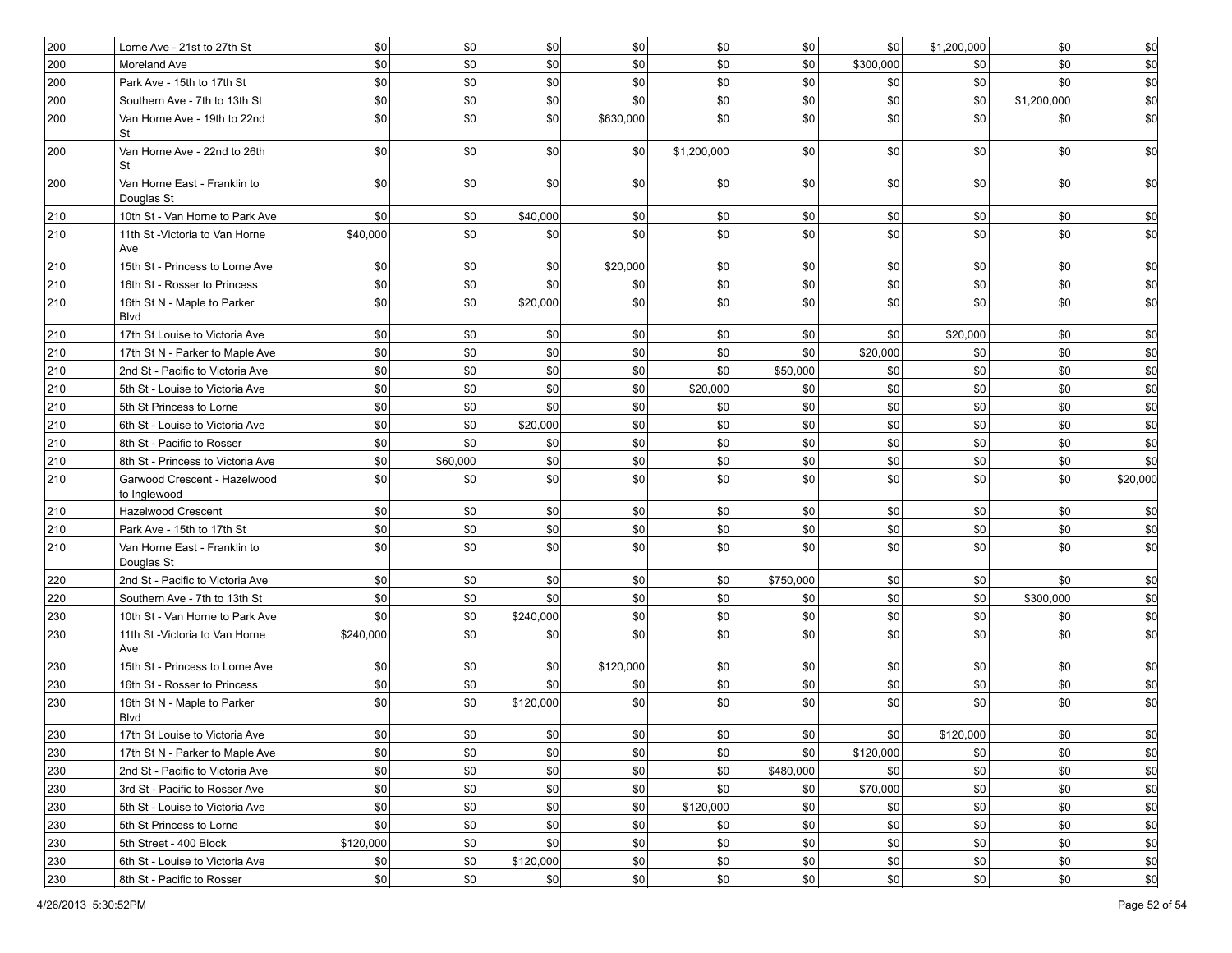| | | | | | | | | | | | |
|---|---|---|---|---|---|---|---|---|---|---|---|
| 200 | Lorne Ave - 21st to 27th St | $0 | $0 | $0 | $0 | $0 | $0 | $0 | $1,200,000 | $0 | $0 |
| 200 | Moreland Ave | $0 | $0 | $0 | $0 | $0 | $0 | $300,000 | $0 | $0 | $0 |
| 200 | Park Ave - 15th to 17th St | $0 | $0 | $0 | $0 | $0 | $0 | $0 | $0 | $0 | $0 |
| 200 | Southern Ave - 7th to 13th St | $0 | $0 | $0 | $0 | $0 | $0 | $0 | $0 | $1,200,000 | $0 |
| 200 | Van Horne Ave - 19th to 22nd St | $0 | $0 | $0 | $630,000 | $0 | $0 | $0 | $0 | $0 | $0 |
| 200 | Van Horne Ave - 22nd to 26th St | $0 | $0 | $0 | $0 | $1,200,000 | $0 | $0 | $0 | $0 | $0 |
| 200 | Van Horne East - Franklin to Douglas St | $0 | $0 | $0 | $0 | $0 | $0 | $0 | $0 | $0 | $0 |
| 210 | 10th St - Van Horne to Park Ave | $0 | $0 | $40,000 | $0 | $0 | $0 | $0 | $0 | $0 | $0 |
| 210 | 11th St -Victoria to Van Horne Ave | $40,000 | $0 | $0 | $0 | $0 | $0 | $0 | $0 | $0 | $0 |
| 210 | 15th St - Princess to Lorne Ave | $0 | $0 | $0 | $20,000 | $0 | $0 | $0 | $0 | $0 | $0 |
| 210 | 16th St - Rosser to Princess | $0 | $0 | $0 | $0 | $0 | $0 | $0 | $0 | $0 | $0 |
| 210 | 16th St N - Maple to Parker Blvd | $0 | $0 | $20,000 | $0 | $0 | $0 | $0 | $0 | $0 | $0 |
| 210 | 17th St Louise to Victoria Ave | $0 | $0 | $0 | $0 | $0 | $0 | $0 | $20,000 | $0 | $0 |
| 210 | 17th St N - Parker to Maple Ave | $0 | $0 | $0 | $0 | $0 | $0 | $20,000 | $0 | $0 | $0 |
| 210 | 2nd St - Pacific to Victoria Ave | $0 | $0 | $0 | $0 | $0 | $50,000 | $0 | $0 | $0 | $0 |
| 210 | 5th St - Louise to Victoria Ave | $0 | $0 | $0 | $0 | $20,000 | $0 | $0 | $0 | $0 | $0 |
| 210 | 5th St Princess to Lorne | $0 | $0 | $0 | $0 | $0 | $0 | $0 | $0 | $0 | $0 |
| 210 | 6th St - Louise to Victoria Ave | $0 | $0 | $20,000 | $0 | $0 | $0 | $0 | $0 | $0 | $0 |
| 210 | 8th St - Pacific to Rosser | $0 | $0 | $0 | $0 | $0 | $0 | $0 | $0 | $0 | $0 |
| 210 | 8th St - Princess to Victoria Ave | $0 | $60,000 | $0 | $0 | $0 | $0 | $0 | $0 | $0 | $0 |
| 210 | Garwood Crescent - Hazelwood to Inglewood | $0 | $0 | $0 | $0 | $0 | $0 | $0 | $0 | $0 | $20,000 |
| 210 | Hazelwood Crescent | $0 | $0 | $0 | $0 | $0 | $0 | $0 | $0 | $0 | $0 |
| 210 | Park Ave - 15th to 17th St | $0 | $0 | $0 | $0 | $0 | $0 | $0 | $0 | $0 | $0 |
| 210 | Van Horne East - Franklin to Douglas St | $0 | $0 | $0 | $0 | $0 | $0 | $0 | $0 | $0 | $0 |
| 220 | 2nd St - Pacific to Victoria Ave | $0 | $0 | $0 | $0 | $0 | $750,000 | $0 | $0 | $0 | $0 |
| 220 | Southern Ave - 7th to 13th St | $0 | $0 | $0 | $0 | $0 | $0 | $0 | $0 | $300,000 | $0 |
| 230 | 10th St - Van Horne to Park Ave | $0 | $0 | $240,000 | $0 | $0 | $0 | $0 | $0 | $0 | $0 |
| 230 | 11th St -Victoria to Van Horne Ave | $240,000 | $0 | $0 | $0 | $0 | $0 | $0 | $0 | $0 | $0 |
| 230 | 15th St - Princess to Lorne Ave | $0 | $0 | $0 | $120,000 | $0 | $0 | $0 | $0 | $0 | $0 |
| 230 | 16th St - Rosser to Princess | $0 | $0 | $0 | $0 | $0 | $0 | $0 | $0 | $0 | $0 |
| 230 | 16th St N - Maple to Parker Blvd | $0 | $0 | $120,000 | $0 | $0 | $0 | $0 | $0 | $0 | $0 |
| 230 | 17th St Louise to Victoria Ave | $0 | $0 | $0 | $0 | $0 | $0 | $0 | $120,000 | $0 | $0 |
| 230 | 17th St N - Parker to Maple Ave | $0 | $0 | $0 | $0 | $0 | $0 | $120,000 | $0 | $0 | $0 |
| 230 | 2nd St - Pacific to Victoria Ave | $0 | $0 | $0 | $0 | $0 | $480,000 | $0 | $0 | $0 | $0 |
| 230 | 3rd St - Pacific to Rosser Ave | $0 | $0 | $0 | $0 | $0 | $0 | $70,000 | $0 | $0 | $0 |
| 230 | 5th St - Louise to Victoria Ave | $0 | $0 | $0 | $0 | $120,000 | $0 | $0 | $0 | $0 | $0 |
| 230 | 5th St Princess to Lorne | $0 | $0 | $0 | $0 | $0 | $0 | $0 | $0 | $0 | $0 |
| 230 | 5th Street - 400 Block | $120,000 | $0 | $0 | $0 | $0 | $0 | $0 | $0 | $0 | $0 |
| 230 | 6th St - Louise to Victoria Ave | $0 | $0 | $120,000 | $0 | $0 | $0 | $0 | $0 | $0 | $0 |
| 230 | 8th St - Pacific to Rosser | $0 | $0 | $0 | $0 | $0 | $0 | $0 | $0 | $0 | $0 |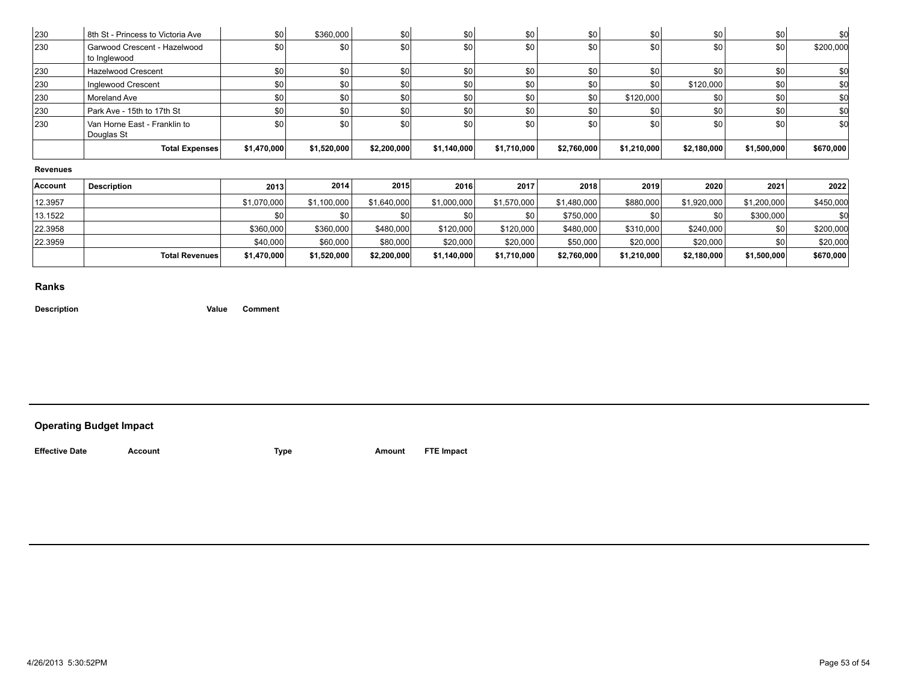| | | | | | | | | | | | |
|---|---|---|---|---|---|---|---|---|---|---|---|
| 230 | 8th St - Princess to Victoria Ave | $0 | $360,000 | $0 | $0 | $0 | $0 | $0 | $0 | $0 | $0 |
| 230 | Garwood Crescent - Hazelwood to Inglewood | $0 | $0 | $0 | $0 | $0 | $0 | $0 | $0 | $0 | $200,000 |
| 230 | Hazelwood Crescent | $0 | $0 | $0 | $0 | $0 | $0 | $0 | $0 | $0 | $0 |
| 230 | Inglewood Crescent | $0 | $0 | $0 | $0 | $0 | $0 | $0 | $120,000 | $0 | $0 |
| 230 | Moreland Ave | $0 | $0 | $0 | $0 | $0 | $0 | $120,000 | $0 | $0 | $0 |
| 230 | Park Ave - 15th to 17th St | $0 | $0 | $0 | $0 | $0 | $0 | $0 | $0 | $0 | $0 |
| 230 | Van Horne East - Franklin to Douglas St | $0 | $0 | $0 | $0 | $0 | $0 | $0 | $0 | $0 | $0 |
| | **Total Expenses** | **$1,470,000** | **$1,520,000** | **$2,200,000** | **$1,140,000** | **$1,710,000** | **$2,760,000** | **$1,210,000** | **$2,180,000** | **$1,500,000** | **$670,000** |

**Revenues**

| Account | Description | 2013 | 2014 | 2015 | 2016 | 2017 | 2018 | 2019 | 2020 | 2021 | 2022 |
|---|---|---|---|---|---|---|---|---|---|---|---|
| 12.3957 | | $1,070,000 | $1,100,000 | $1,640,000 | $1,000,000 | $1,570,000 | $1,480,000 | $880,000 | $1,920,000 | $1,200,000 | $450,000 |
| 13.1522 | | $0 | $0 | $0 | $0 | $0 | $750,000 | $0 | $0 | $300,000 | $0 |
| 22.3958 | | $360,000 | $360,000 | $480,000 | $120,000 | $120,000 | $480,000 | $310,000 | $240,000 | $0 | $200,000 |
| 22.3959 | | $40,000 | $60,000 | $80,000 | $20,000 | $20,000 | $50,000 | $20,000 | $20,000 | $0 | $20,000 |
| | **Total Revenues** | **$1,470,000** | **$1,520,000** | **$2,200,000** | **$1,140,000** | **$1,710,000** | **$2,760,000** | **$1,210,000** | **$2,180,000** | **$1,500,000** | **$670,000** |

## Ranks

| Description | Value | Comment |
|---|---|---|

## Operating Budget Impact

| Effective Date | Account | Type | Amount | FTE Impact |
|---|---|---|---|---|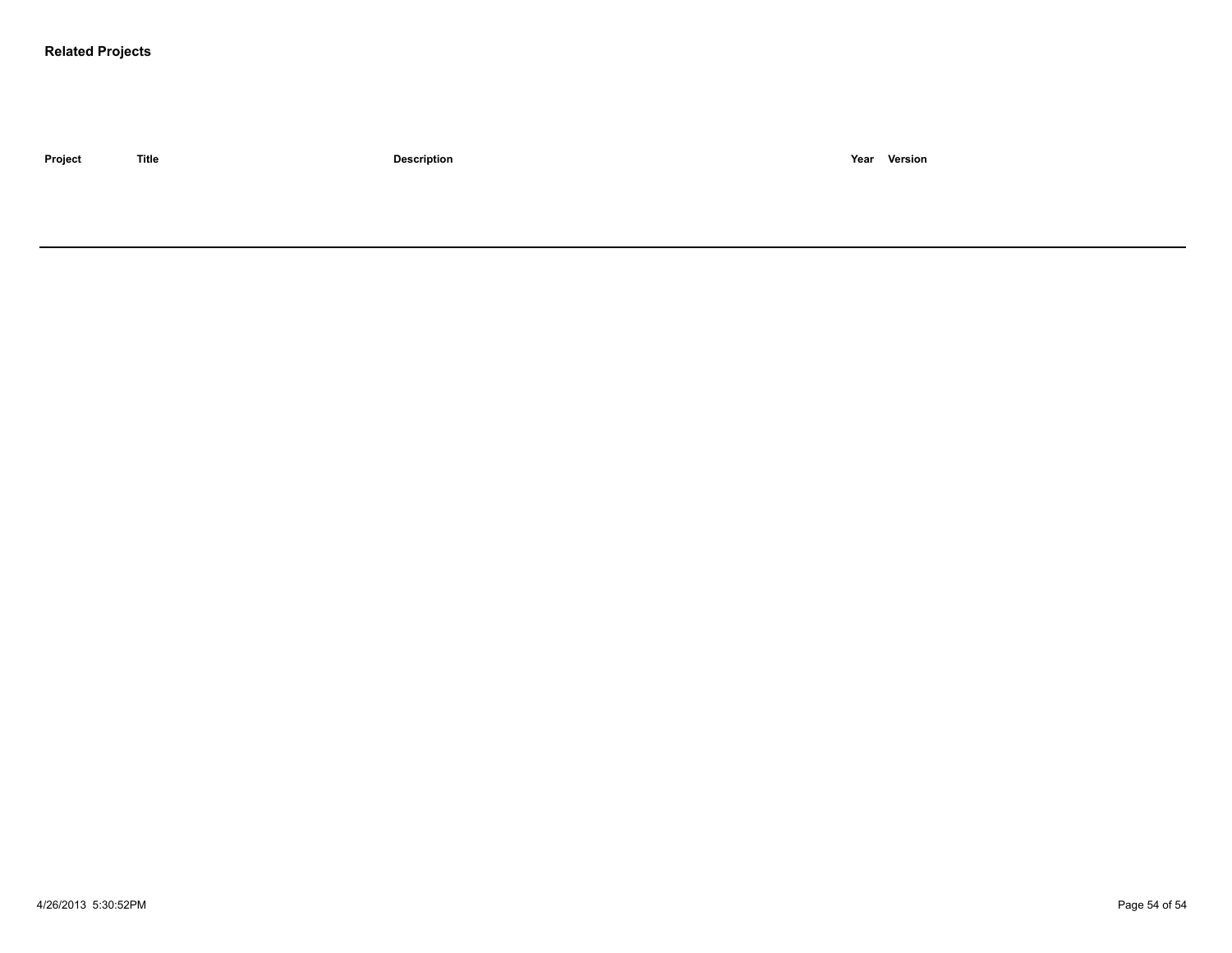**Related Projects**

| Project | Title | Description | Year | Version |
|---|---|---|---|---|